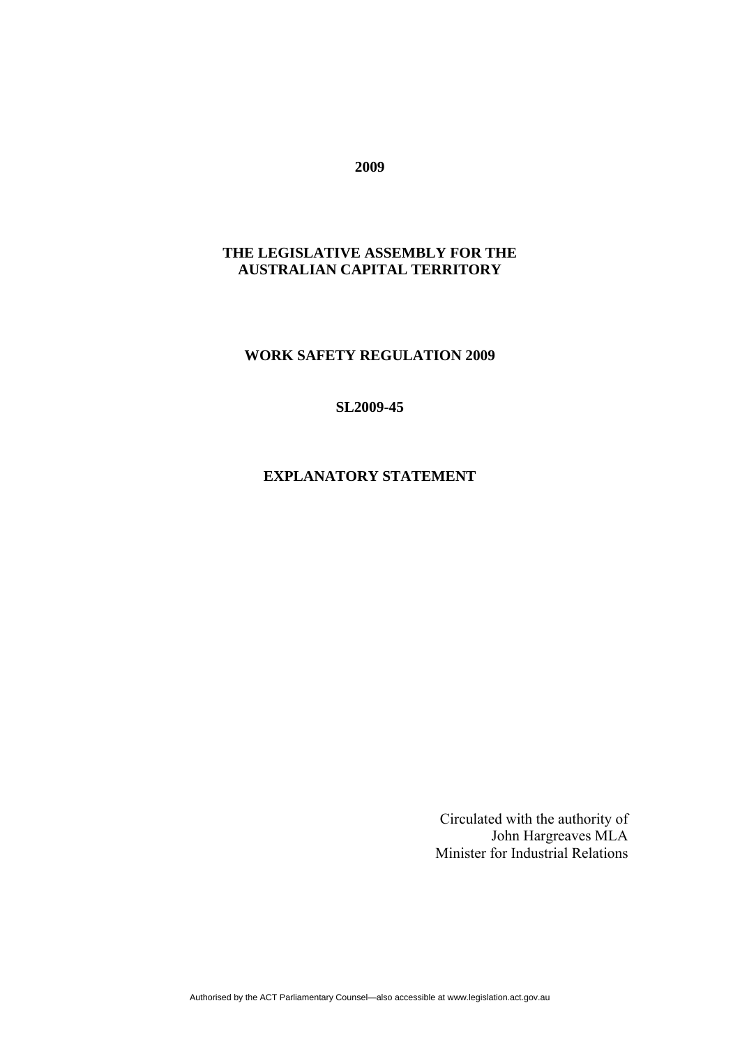**2009**

**THE LEGISLATIVE ASSEMBLY FOR THE AUSTRALIAN CAPITAL TERRITORY**

**WORK SAFETY REGULATION 2009**

**SL2009-45**

**EXPLANATORY STATEMENT**

Circulated with the authority of
John Hargreaves MLA
Minister for Industrial Relations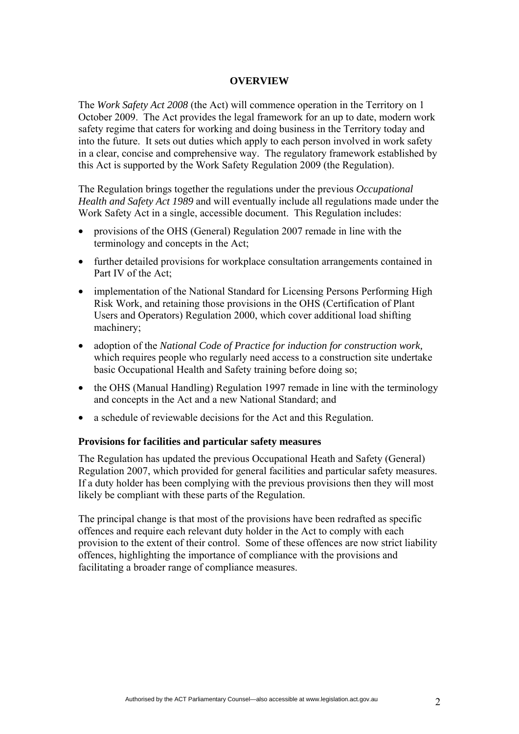## OVERVIEW

The *Work Safety Act 2008* (the Act) will commence operation in the Territory on 1 October 2009. The Act provides the legal framework for an up to date, modern work safety regime that caters for working and doing business in the Territory today and into the future. It sets out duties which apply to each person involved in work safety in a clear, concise and comprehensive way. The regulatory framework established by this Act is supported by the Work Safety Regulation 2009 (the Regulation).

The Regulation brings together the regulations under the previous *Occupational Health and Safety Act 1989* and will eventually include all regulations made under the Work Safety Act in a single, accessible document. This Regulation includes:

- provisions of the OHS (General) Regulation 2007 remade in line with the terminology and concepts in the Act;
- further detailed provisions for workplace consultation arrangements contained in Part IV of the Act;
- implementation of the National Standard for Licensing Persons Performing High Risk Work, and retaining those provisions in the OHS (Certification of Plant Users and Operators) Regulation 2000, which cover additional load shifting machinery;
- adoption of the *National Code of Practice for induction for construction work,* which requires people who regularly need access to a construction site undertake basic Occupational Health and Safety training before doing so;
- the OHS (Manual Handling) Regulation 1997 remade in line with the terminology and concepts in the Act and a new National Standard; and
- a schedule of reviewable decisions for the Act and this Regulation.

**Provisions for facilities and particular safety measures**

The Regulation has updated the previous Occupational Heath and Safety (General) Regulation 2007, which provided for general facilities and particular safety measures. If a duty holder has been complying with the previous provisions then they will most likely be compliant with these parts of the Regulation.

The principal change is that most of the provisions have been redrafted as specific offences and require each relevant duty holder in the Act to comply with each provision to the extent of their control. Some of these offences are now strict liability offences, highlighting the importance of compliance with the provisions and facilitating a broader range of compliance measures.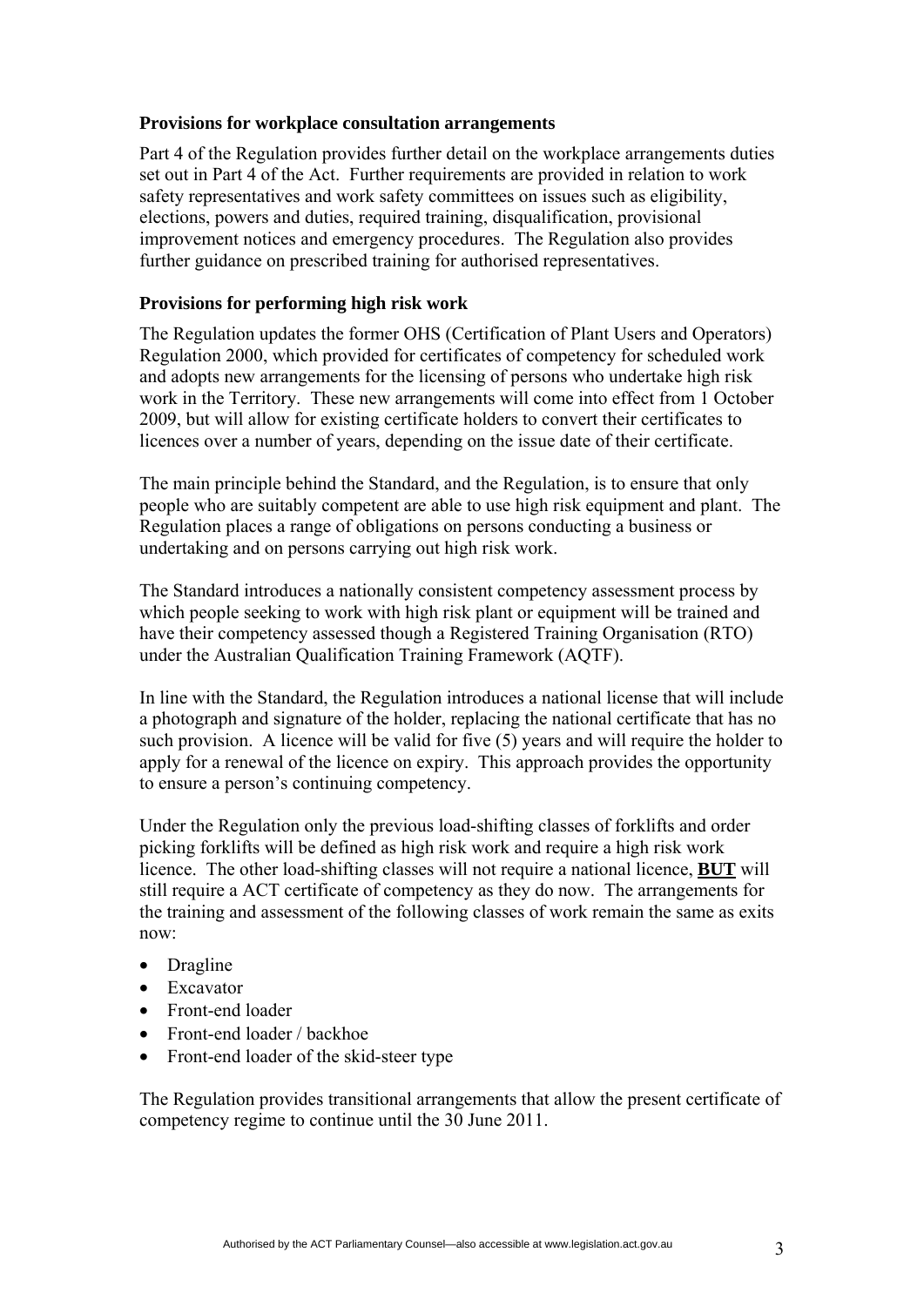### Provisions for workplace consultation arrangements

Part 4 of the Regulation provides further detail on the workplace arrangements duties set out in Part 4 of the Act. Further requirements are provided in relation to work safety representatives and work safety committees on issues such as eligibility, elections, powers and duties, required training, disqualification, provisional improvement notices and emergency procedures. The Regulation also provides further guidance on prescribed training for authorised representatives.

### Provisions for performing high risk work

The Regulation updates the former OHS (Certification of Plant Users and Operators) Regulation 2000, which provided for certificates of competency for scheduled work and adopts new arrangements for the licensing of persons who undertake high risk work in the Territory. These new arrangements will come into effect from 1 October 2009, but will allow for existing certificate holders to convert their certificates to licences over a number of years, depending on the issue date of their certificate.

The main principle behind the Standard, and the Regulation, is to ensure that only people who are suitably competent are able to use high risk equipment and plant. The Regulation places a range of obligations on persons conducting a business or undertaking and on persons carrying out high risk work.

The Standard introduces a nationally consistent competency assessment process by which people seeking to work with high risk plant or equipment will be trained and have their competency assessed though a Registered Training Organisation (RTO) under the Australian Qualification Training Framework (AQTF).

In line with the Standard, the Regulation introduces a national license that will include a photograph and signature of the holder, replacing the national certificate that has no such provision. A licence will be valid for five (5) years and will require the holder to apply for a renewal of the licence on expiry. This approach provides the opportunity to ensure a person's continuing competency.

Under the Regulation only the previous load-shifting classes of forklifts and order picking forklifts will be defined as high risk work and require a high risk work licence. The other load-shifting classes will not require a national licence, **BUT** will still require a ACT certificate of competency as they do now. The arrangements for the training and assessment of the following classes of work remain the same as exits now:

- Dragline
- Excavator
- Front-end loader
- Front-end loader / backhoe
- Front-end loader of the skid-steer type

The Regulation provides transitional arrangements that allow the present certificate of competency regime to continue until the 30 June 2011.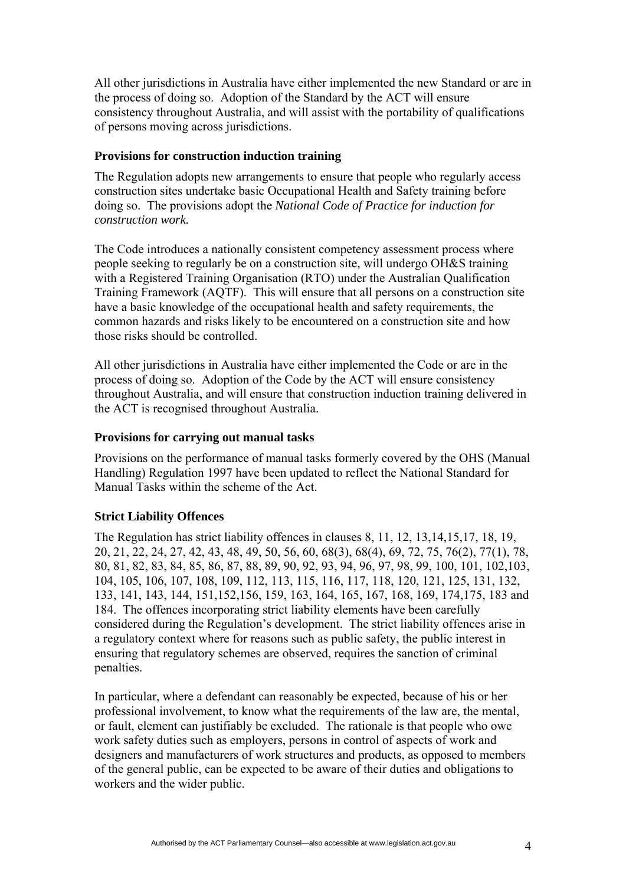All other jurisdictions in Australia have either implemented the new Standard or are in the process of doing so. Adoption of the Standard by the ACT will ensure consistency throughout Australia, and will assist with the portability of qualifications of persons moving across jurisdictions.

**Provisions for construction induction training**

The Regulation adopts new arrangements to ensure that people who regularly access construction sites undertake basic Occupational Health and Safety training before doing so. The provisions adopt the *National Code of Practice for induction for construction work.*

The Code introduces a nationally consistent competency assessment process where people seeking to regularly be on a construction site, will undergo OH&S training with a Registered Training Organisation (RTO) under the Australian Qualification Training Framework (AQTF). This will ensure that all persons on a construction site have a basic knowledge of the occupational health and safety requirements, the common hazards and risks likely to be encountered on a construction site and how those risks should be controlled.

All other jurisdictions in Australia have either implemented the Code or are in the process of doing so. Adoption of the Code by the ACT will ensure consistency throughout Australia, and will ensure that construction induction training delivered in the ACT is recognised throughout Australia.

**Provisions for carrying out manual tasks**

Provisions on the performance of manual tasks formerly covered by the OHS (Manual Handling) Regulation 1997 have been updated to reflect the National Standard for Manual Tasks within the scheme of the Act.

**Strict Liability Offences**

The Regulation has strict liability offences in clauses 8, 11, 12, 13,14,15,17, 18, 19, 20, 21, 22, 24, 27, 42, 43, 48, 49, 50, 56, 60, 68(3), 68(4), 69, 72, 75, 76(2), 77(1), 78, 80, 81, 82, 83, 84, 85, 86, 87, 88, 89, 90, 92, 93, 94, 96, 97, 98, 99, 100, 101, 102,103, 104, 105, 106, 107, 108, 109, 112, 113, 115, 116, 117, 118, 120, 121, 125, 131, 132, 133, 141, 143, 144, 151,152,156, 159, 163, 164, 165, 167, 168, 169, 174,175, 183 and 184. The offences incorporating strict liability elements have been carefully considered during the Regulation's development. The strict liability offences arise in a regulatory context where for reasons such as public safety, the public interest in ensuring that regulatory schemes are observed, requires the sanction of criminal penalties.

In particular, where a defendant can reasonably be expected, because of his or her professional involvement, to know what the requirements of the law are, the mental, or fault, element can justifiably be excluded. The rationale is that people who owe work safety duties such as employers, persons in control of aspects of work and designers and manufacturers of work structures and products, as opposed to members of the general public, can be expected to be aware of their duties and obligations to workers and the wider public.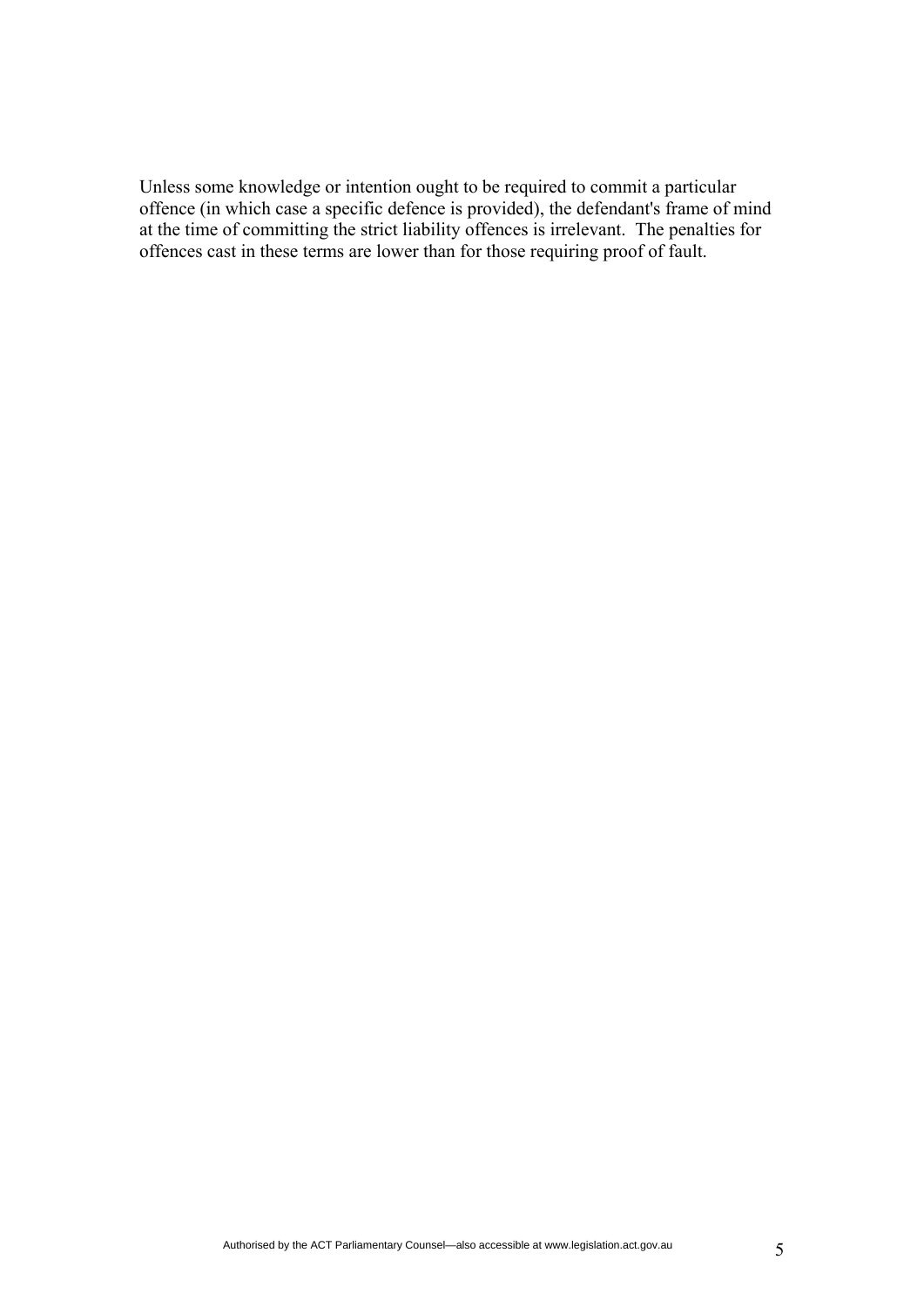Unless some knowledge or intention ought to be required to commit a particular offence (in which case a specific defence is provided), the defendant's frame of mind at the time of committing the strict liability offences is irrelevant.  The penalties for offences cast in these terms are lower than for those requiring proof of fault.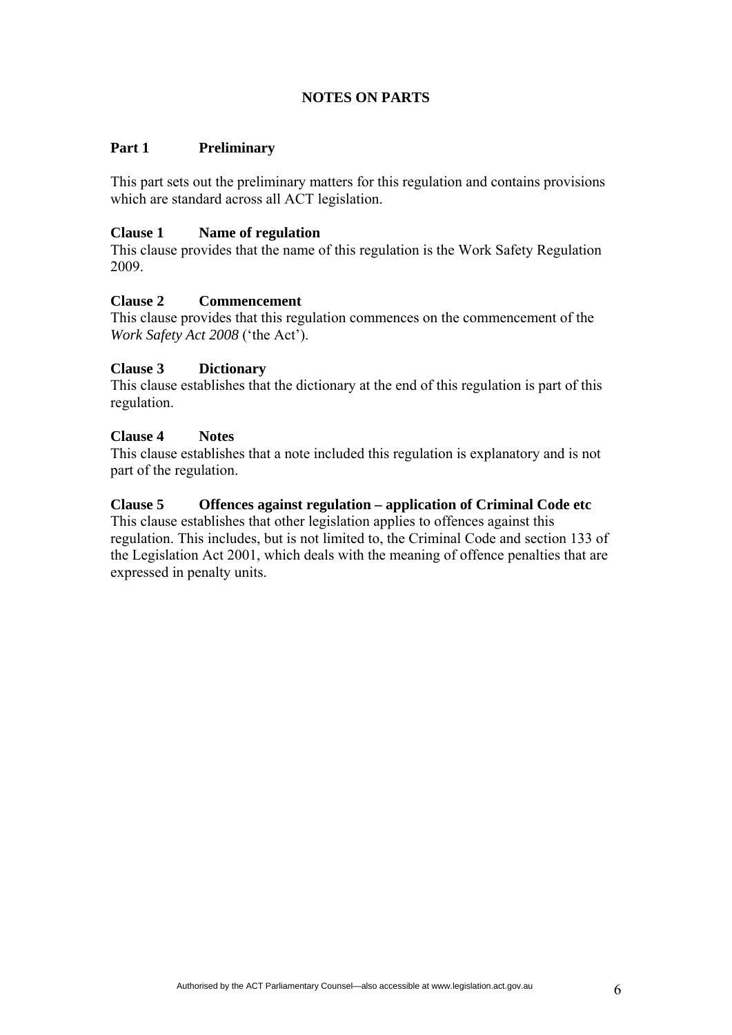# NOTES ON PARTS

## Part 1 Preliminary

This part sets out the preliminary matters for this regulation and contains provisions which are standard across all ACT legislation.

### Clause 1 Name of regulation

This clause provides that the name of this regulation is the Work Safety Regulation 2009.

### Clause 2 Commencement

This clause provides that this regulation commences on the commencement of the *Work Safety Act 2008* ('the Act').

### Clause 3 Dictionary

This clause establishes that the dictionary at the end of this regulation is part of this regulation.

### Clause 4 Notes

This clause establishes that a note included this regulation is explanatory and is not part of the regulation.

### Clause 5 Offences against regulation – application of Criminal Code etc

This clause establishes that other legislation applies to offences against this regulation. This includes, but is not limited to, the Criminal Code and section 133 of the Legislation Act 2001, which deals with the meaning of offence penalties that are expressed in penalty units.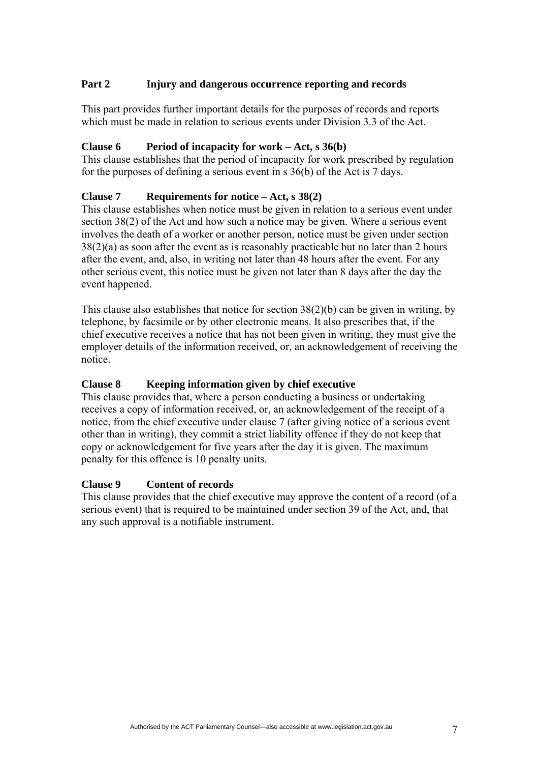## Part 2 Injury and dangerous occurrence reporting and records

This part provides further important details for the purposes of records and reports which must be made in relation to serious events under Division 3.3 of the Act.

### Clause 6 Period of incapacity for work – Act, s 36(b)

This clause establishes that the period of incapacity for work prescribed by regulation for the purposes of defining a serious event in s 36(b) of the Act is 7 days.

### Clause 7 Requirements for notice – Act, s 38(2)

This clause establishes when notice must be given in relation to a serious event under section 38(2) of the Act and how such a notice may be given. Where a serious event involves the death of a worker or another person, notice must be given under section 38(2)(a) as soon after the event as is reasonably practicable but no later than 2 hours after the event, and, also, in writing not later than 48 hours after the event. For any other serious event, this notice must be given not later than 8 days after the day the event happened.

This clause also establishes that notice for section 38(2)(b) can be given in writing, by telephone, by facsimile or by other electronic means. It also prescribes that, if the chief executive receives a notice that has not been given in writing, they must give the employer details of the information received, or, an acknowledgement of receiving the notice.

### Clause 8 Keeping information given by chief executive

This clause provides that, where a person conducting a business or undertaking receives a copy of information received, or, an acknowledgement of the receipt of a notice, from the chief executive under clause 7 (after giving notice of a serious event other than in writing), they commit a strict liability offence if they do not keep that copy or acknowledgement for five years after the day it is given. The maximum penalty for this offence is 10 penalty units.

### Clause 9 Content of records

This clause provides that the chief executive may approve the content of a record (of a serious event) that is required to be maintained under section 39 of the Act, and, that any such approval is a notifiable instrument.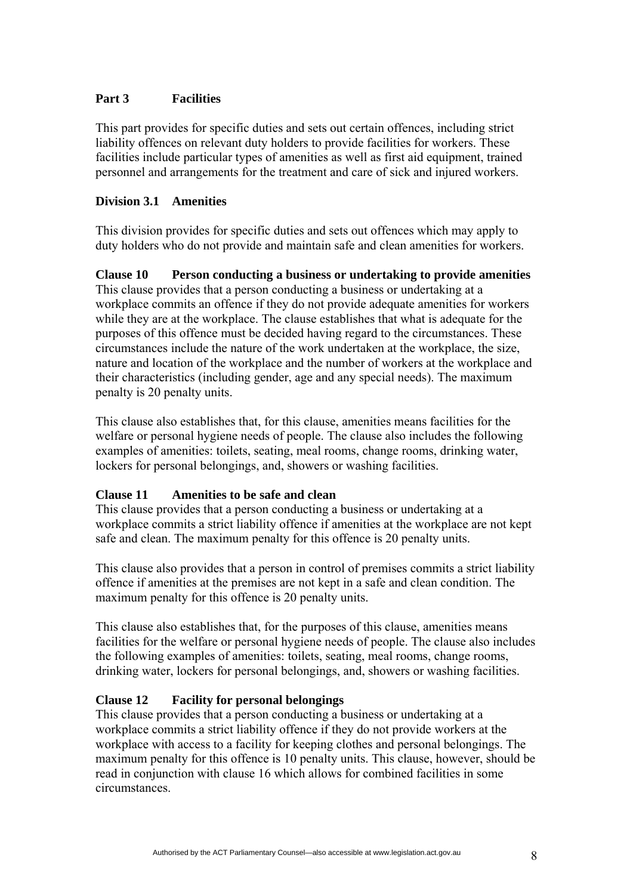## Part 3 Facilities

This part provides for specific duties and sets out certain offences, including strict liability offences on relevant duty holders to provide facilities for workers. These facilities include particular types of amenities as well as first aid equipment, trained personnel and arrangements for the treatment and care of sick and injured workers.

### Division 3.1 Amenities

This division provides for specific duties and sets out offences which may apply to duty holders who do not provide and maintain safe and clean amenities for workers.

**Clause 10 Person conducting a business or undertaking to provide amenities**

This clause provides that a person conducting a business or undertaking at a workplace commits an offence if they do not provide adequate amenities for workers while they are at the workplace. The clause establishes that what is adequate for the purposes of this offence must be decided having regard to the circumstances. These circumstances include the nature of the work undertaken at the workplace, the size, nature and location of the workplace and the number of workers at the workplace and their characteristics (including gender, age and any special needs). The maximum penalty is 20 penalty units.

This clause also establishes that, for this clause, amenities means facilities for the welfare or personal hygiene needs of people. The clause also includes the following examples of amenities: toilets, seating, meal rooms, change rooms, drinking water, lockers for personal belongings, and, showers or washing facilities.

**Clause 11 Amenities to be safe and clean**

This clause provides that a person conducting a business or undertaking at a workplace commits a strict liability offence if amenities at the workplace are not kept safe and clean. The maximum penalty for this offence is 20 penalty units.

This clause also provides that a person in control of premises commits a strict liability offence if amenities at the premises are not kept in a safe and clean condition. The maximum penalty for this offence is 20 penalty units.

This clause also establishes that, for the purposes of this clause, amenities means facilities for the welfare or personal hygiene needs of people. The clause also includes the following examples of amenities: toilets, seating, meal rooms, change rooms, drinking water, lockers for personal belongings, and, showers or washing facilities.

**Clause 12 Facility for personal belongings**

This clause provides that a person conducting a business or undertaking at a workplace commits a strict liability offence if they do not provide workers at the workplace with access to a facility for keeping clothes and personal belongings. The maximum penalty for this offence is 10 penalty units. This clause, however, should be read in conjunction with clause 16 which allows for combined facilities in some circumstances.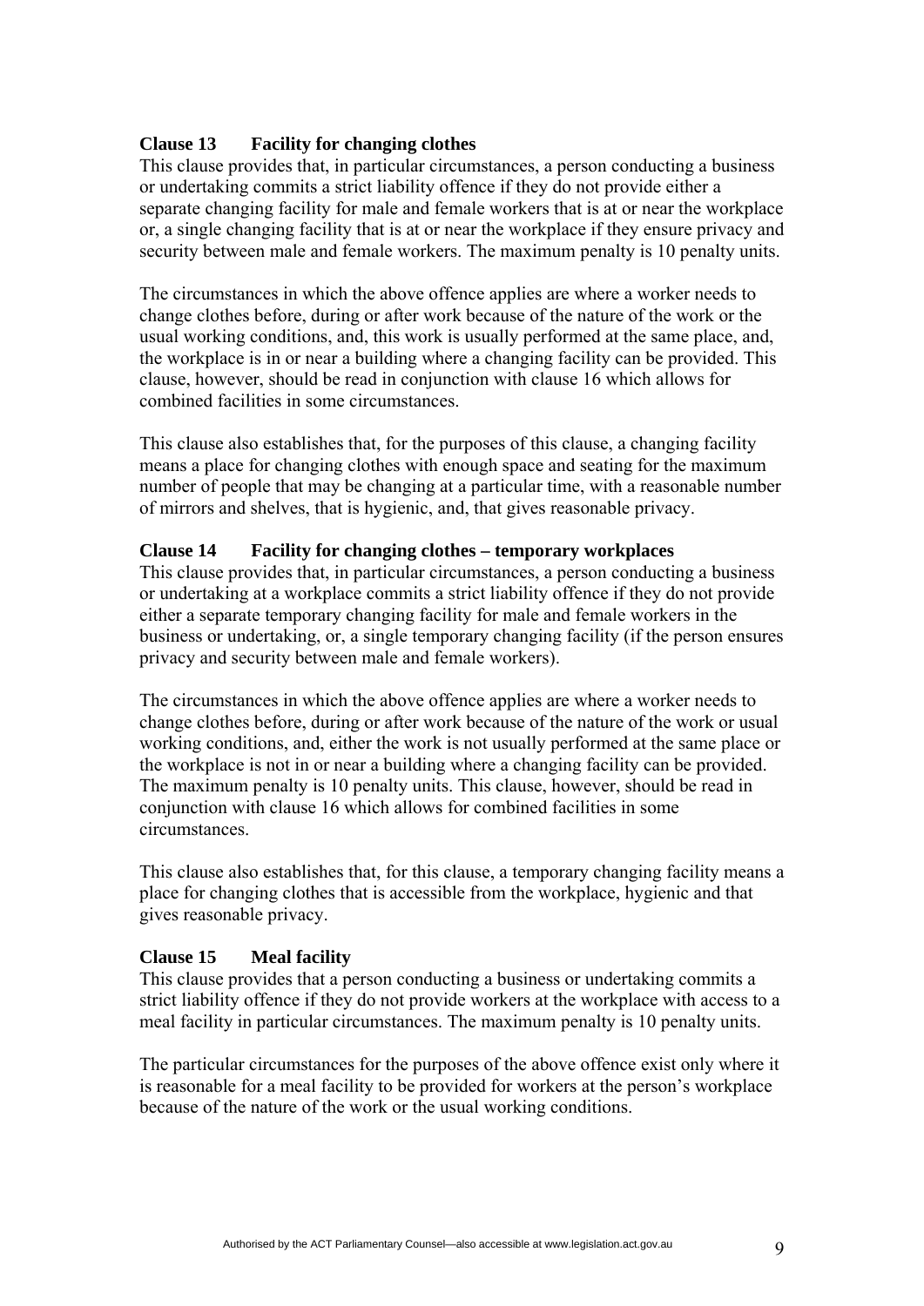**Clause 13 Facility for changing clothes**

This clause provides that, in particular circumstances, a person conducting a business or undertaking commits a strict liability offence if they do not provide either a separate changing facility for male and female workers that is at or near the workplace or, a single changing facility that is at or near the workplace if they ensure privacy and security between male and female workers. The maximum penalty is 10 penalty units.

The circumstances in which the above offence applies are where a worker needs to change clothes before, during or after work because of the nature of the work or the usual working conditions, and, this work is usually performed at the same place, and, the workplace is in or near a building where a changing facility can be provided. This clause, however, should be read in conjunction with clause 16 which allows for combined facilities in some circumstances.

This clause also establishes that, for the purposes of this clause, a changing facility means a place for changing clothes with enough space and seating for the maximum number of people that may be changing at a particular time, with a reasonable number of mirrors and shelves, that is hygienic, and, that gives reasonable privacy.

**Clause 14 Facility for changing clothes – temporary workplaces**

This clause provides that, in particular circumstances, a person conducting a business or undertaking at a workplace commits a strict liability offence if they do not provide either a separate temporary changing facility for male and female workers in the business or undertaking, or, a single temporary changing facility (if the person ensures privacy and security between male and female workers).

The circumstances in which the above offence applies are where a worker needs to change clothes before, during or after work because of the nature of the work or usual working conditions, and, either the work is not usually performed at the same place or the workplace is not in or near a building where a changing facility can be provided. The maximum penalty is 10 penalty units. This clause, however, should be read in conjunction with clause 16 which allows for combined facilities in some circumstances.

This clause also establishes that, for this clause, a temporary changing facility means a place for changing clothes that is accessible from the workplace, hygienic and that gives reasonable privacy.

**Clause 15 Meal facility**

This clause provides that a person conducting a business or undertaking commits a strict liability offence if they do not provide workers at the workplace with access to a meal facility in particular circumstances. The maximum penalty is 10 penalty units.

The particular circumstances for the purposes of the above offence exist only where it is reasonable for a meal facility to be provided for workers at the person's workplace because of the nature of the work or the usual working conditions.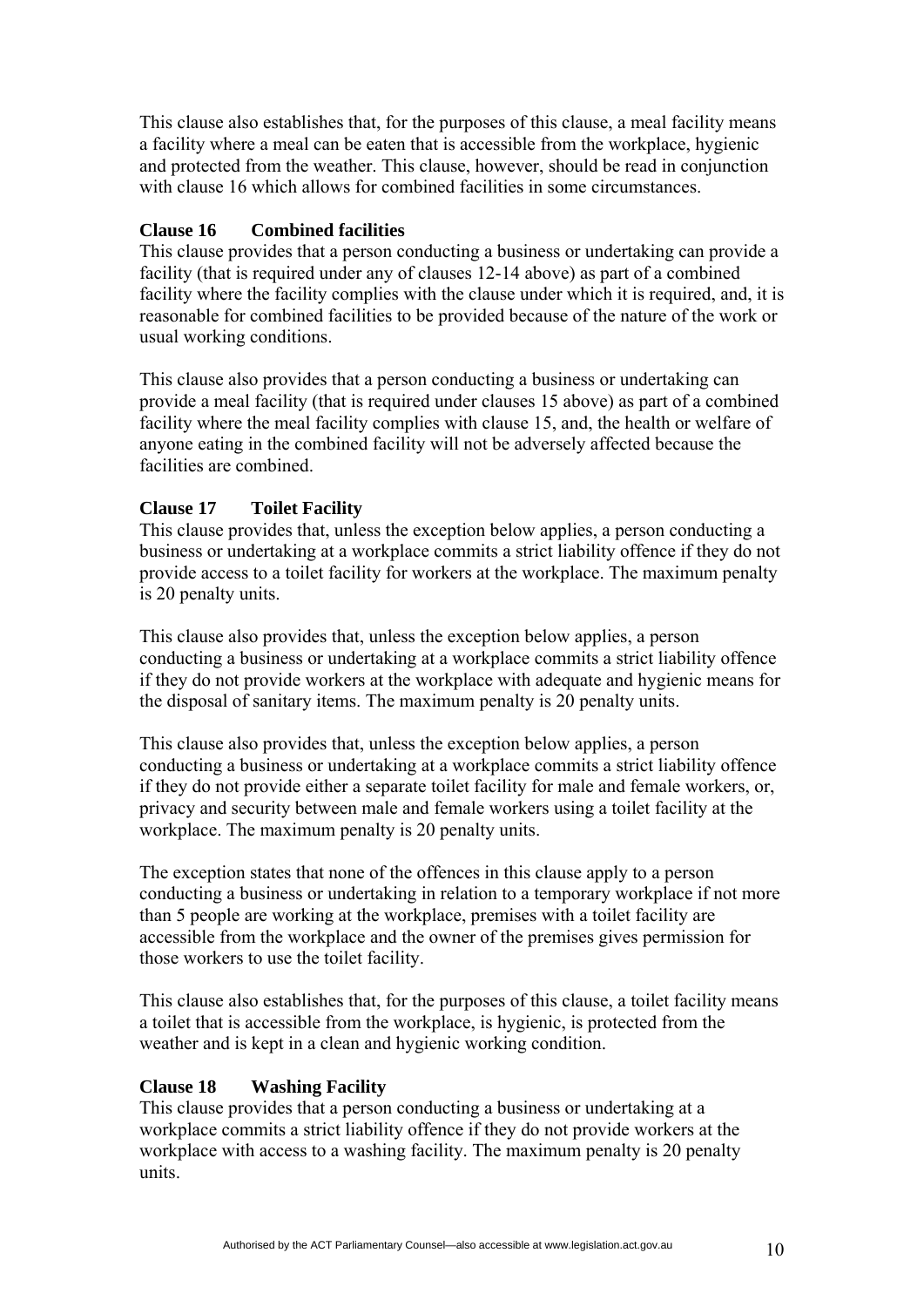This clause also establishes that, for the purposes of this clause, a meal facility means a facility where a meal can be eaten that is accessible from the workplace, hygienic and protected from the weather. This clause, however, should be read in conjunction with clause 16 which allows for combined facilities in some circumstances.

**Clause 16 Combined facilities**

This clause provides that a person conducting a business or undertaking can provide a facility (that is required under any of clauses 12-14 above) as part of a combined facility where the facility complies with the clause under which it is required, and, it is reasonable for combined facilities to be provided because of the nature of the work or usual working conditions.

This clause also provides that a person conducting a business or undertaking can provide a meal facility (that is required under clauses 15 above) as part of a combined facility where the meal facility complies with clause 15, and, the health or welfare of anyone eating in the combined facility will not be adversely affected because the facilities are combined.

**Clause 17 Toilet Facility**

This clause provides that, unless the exception below applies, a person conducting a business or undertaking at a workplace commits a strict liability offence if they do not provide access to a toilet facility for workers at the workplace. The maximum penalty is 20 penalty units.

This clause also provides that, unless the exception below applies, a person conducting a business or undertaking at a workplace commits a strict liability offence if they do not provide workers at the workplace with adequate and hygienic means for the disposal of sanitary items. The maximum penalty is 20 penalty units.

This clause also provides that, unless the exception below applies, a person conducting a business or undertaking at a workplace commits a strict liability offence if they do not provide either a separate toilet facility for male and female workers, or, privacy and security between male and female workers using a toilet facility at the workplace. The maximum penalty is 20 penalty units.

The exception states that none of the offences in this clause apply to a person conducting a business or undertaking in relation to a temporary workplace if not more than 5 people are working at the workplace, premises with a toilet facility are accessible from the workplace and the owner of the premises gives permission for those workers to use the toilet facility.

This clause also establishes that, for the purposes of this clause, a toilet facility means a toilet that is accessible from the workplace, is hygienic, is protected from the weather and is kept in a clean and hygienic working condition.

**Clause 18 Washing Facility**

This clause provides that a person conducting a business or undertaking at a workplace commits a strict liability offence if they do not provide workers at the workplace with access to a washing facility. The maximum penalty is 20 penalty units.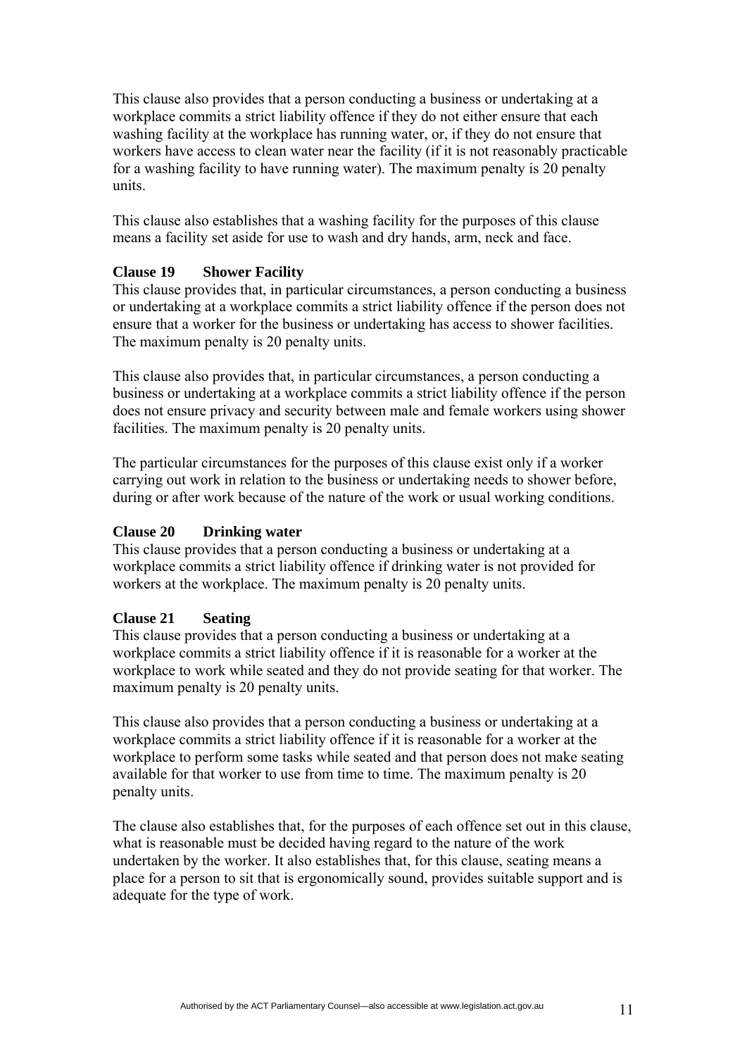This clause also provides that a person conducting a business or undertaking at a workplace commits a strict liability offence if they do not either ensure that each washing facility at the workplace has running water, or, if they do not ensure that workers have access to clean water near the facility (if it is not reasonably practicable for a washing facility to have running water). The maximum penalty is 20 penalty units.

This clause also establishes that a washing facility for the purposes of this clause means a facility set aside for use to wash and dry hands, arm, neck and face.

**Clause 19 Shower Facility**

This clause provides that, in particular circumstances, a person conducting a business or undertaking at a workplace commits a strict liability offence if the person does not ensure that a worker for the business or undertaking has access to shower facilities. The maximum penalty is 20 penalty units.

This clause also provides that, in particular circumstances, a person conducting a business or undertaking at a workplace commits a strict liability offence if the person does not ensure privacy and security between male and female workers using shower facilities. The maximum penalty is 20 penalty units.

The particular circumstances for the purposes of this clause exist only if a worker carrying out work in relation to the business or undertaking needs to shower before, during or after work because of the nature of the work or usual working conditions.

**Clause 20 Drinking water**

This clause provides that a person conducting a business or undertaking at a workplace commits a strict liability offence if drinking water is not provided for workers at the workplace. The maximum penalty is 20 penalty units.

**Clause 21 Seating**

This clause provides that a person conducting a business or undertaking at a workplace commits a strict liability offence if it is reasonable for a worker at the workplace to work while seated and they do not provide seating for that worker. The maximum penalty is 20 penalty units.

This clause also provides that a person conducting a business or undertaking at a workplace commits a strict liability offence if it is reasonable for a worker at the workplace to perform some tasks while seated and that person does not make seating available for that worker to use from time to time. The maximum penalty is 20 penalty units.

The clause also establishes that, for the purposes of each offence set out in this clause, what is reasonable must be decided having regard to the nature of the work undertaken by the worker. It also establishes that, for this clause, seating means a place for a person to sit that is ergonomically sound, provides suitable support and is adequate for the type of work.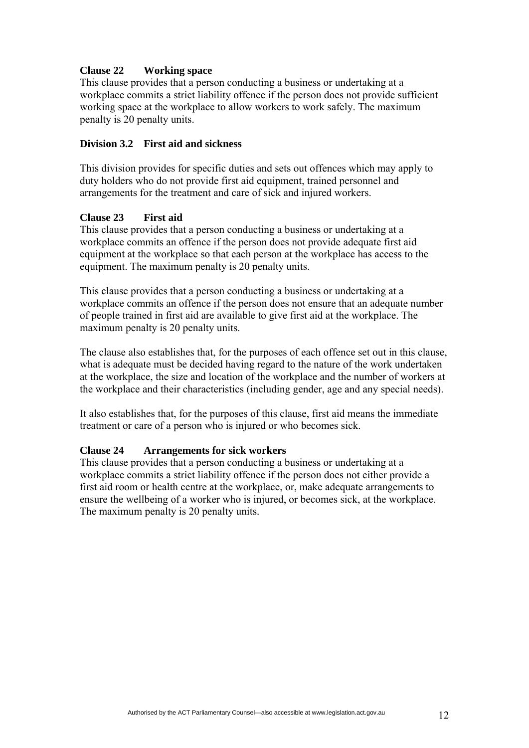**Clause 22 Working space**

This clause provides that a person conducting a business or undertaking at a workplace commits a strict liability offence if the person does not provide sufficient working space at the workplace to allow workers to work safely. The maximum penalty is 20 penalty units.

**Division 3.2 First aid and sickness**

This division provides for specific duties and sets out offences which may apply to duty holders who do not provide first aid equipment, trained personnel and arrangements for the treatment and care of sick and injured workers.

**Clause 23 First aid**

This clause provides that a person conducting a business or undertaking at a workplace commits an offence if the person does not provide adequate first aid equipment at the workplace so that each person at the workplace has access to the equipment. The maximum penalty is 20 penalty units.

This clause provides that a person conducting a business or undertaking at a workplace commits an offence if the person does not ensure that an adequate number of people trained in first aid are available to give first aid at the workplace. The maximum penalty is 20 penalty units.

The clause also establishes that, for the purposes of each offence set out in this clause, what is adequate must be decided having regard to the nature of the work undertaken at the workplace, the size and location of the workplace and the number of workers at the workplace and their characteristics (including gender, age and any special needs).

It also establishes that, for the purposes of this clause, first aid means the immediate treatment or care of a person who is injured or who becomes sick.

**Clause 24 Arrangements for sick workers**

This clause provides that a person conducting a business or undertaking at a workplace commits a strict liability offence if the person does not either provide a first aid room or health centre at the workplace, or, make adequate arrangements to ensure the wellbeing of a worker who is injured, or becomes sick, at the workplace. The maximum penalty is 20 penalty units.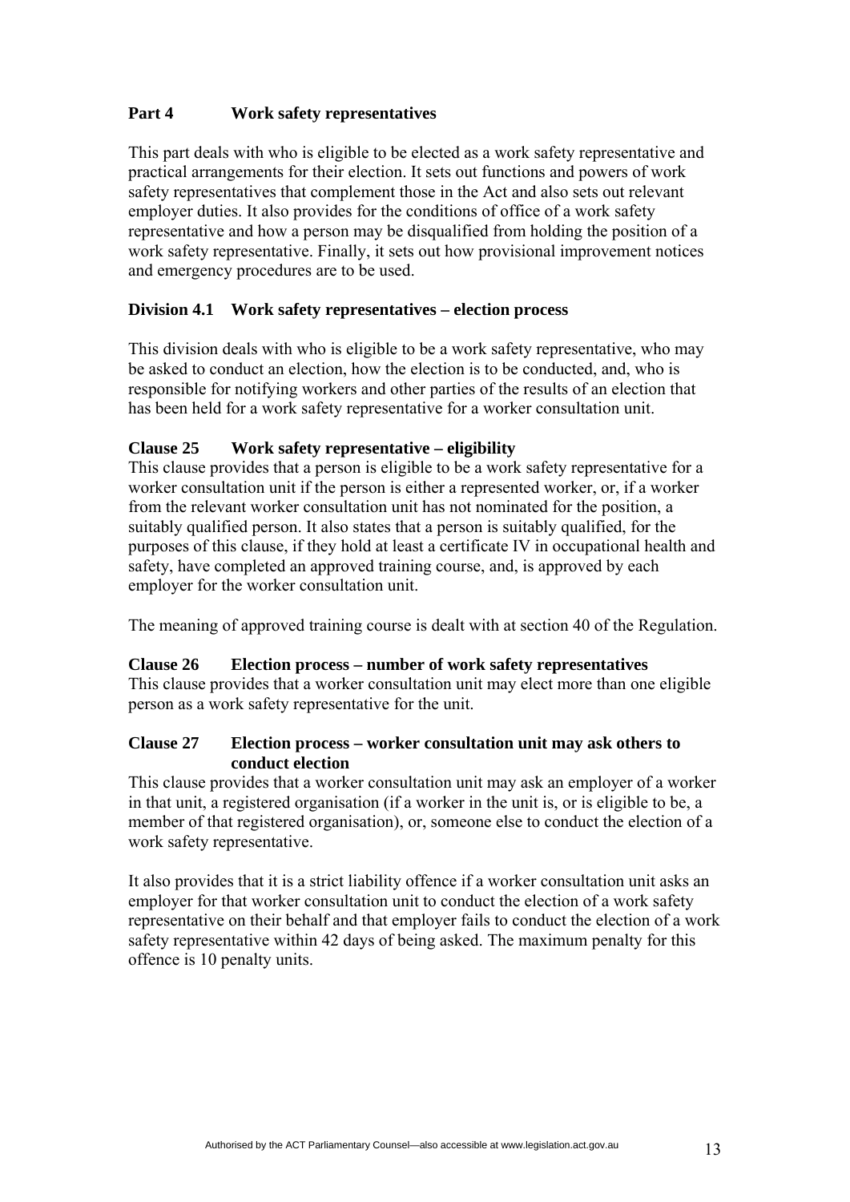## Part 4 Work safety representatives

This part deals with who is eligible to be elected as a work safety representative and practical arrangements for their election. It sets out functions and powers of work safety representatives that complement those in the Act and also sets out relevant employer duties. It also provides for the conditions of office of a work safety representative and how a person may be disqualified from holding the position of a work safety representative. Finally, it sets out how provisional improvement notices and emergency procedures are to be used.

### Division 4.1 Work safety representatives – election process

This division deals with who is eligible to be a work safety representative, who may be asked to conduct an election, how the election is to be conducted, and, who is responsible for notifying workers and other parties of the results of an election that has been held for a work safety representative for a worker consultation unit.

#### Clause 25 Work safety representative – eligibility

This clause provides that a person is eligible to be a work safety representative for a worker consultation unit if the person is either a represented worker, or, if a worker from the relevant worker consultation unit has not nominated for the position, a suitably qualified person. It also states that a person is suitably qualified, for the purposes of this clause, if they hold at least a certificate IV in occupational health and safety, have completed an approved training course, and, is approved by each employer for the worker consultation unit.

The meaning of approved training course is dealt with at section 40 of the Regulation.

#### Clause 26 Election process – number of work safety representatives

This clause provides that a worker consultation unit may elect more than one eligible person as a work safety representative for the unit.

#### Clause 27 Election process – worker consultation unit may ask others to conduct election

This clause provides that a worker consultation unit may ask an employer of a worker in that unit, a registered organisation (if a worker in the unit is, or is eligible to be, a member of that registered organisation), or, someone else to conduct the election of a work safety representative.

It also provides that it is a strict liability offence if a worker consultation unit asks an employer for that worker consultation unit to conduct the election of a work safety representative on their behalf and that employer fails to conduct the election of a work safety representative within 42 days of being asked. The maximum penalty for this offence is 10 penalty units.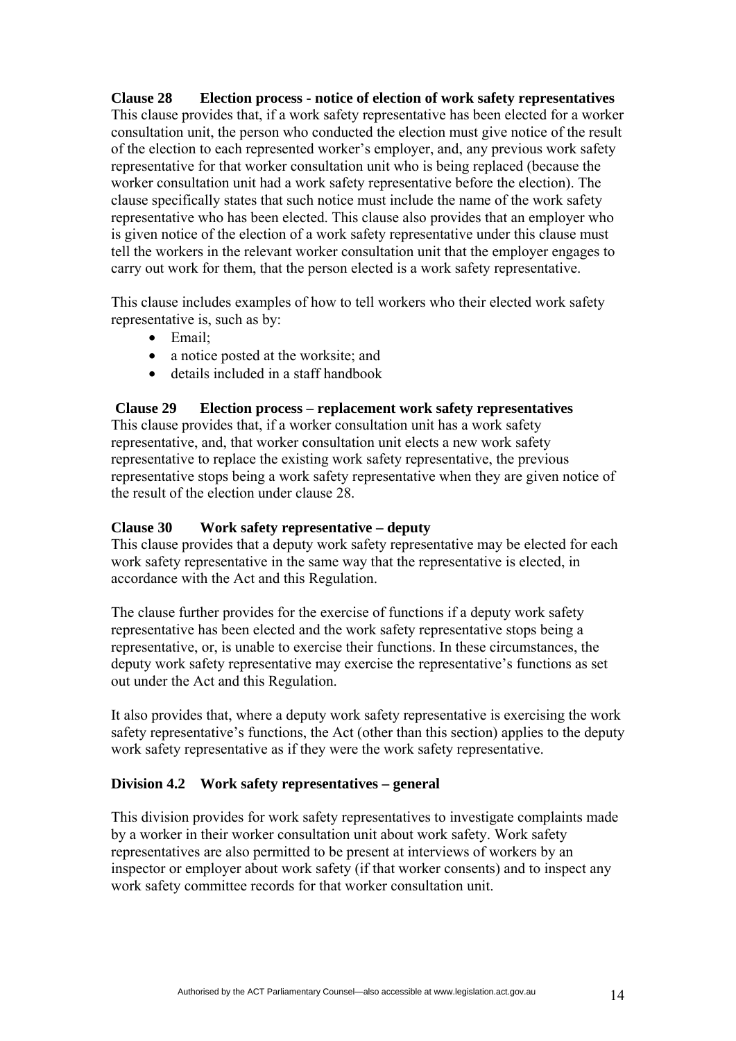**Clause 28 Election process - notice of election of work safety representatives**

This clause provides that, if a work safety representative has been elected for a worker consultation unit, the person who conducted the election must give notice of the result of the election to each represented worker's employer, and, any previous work safety representative for that worker consultation unit who is being replaced (because the worker consultation unit had a work safety representative before the election). The clause specifically states that such notice must include the name of the work safety representative who has been elected. This clause also provides that an employer who is given notice of the election of a work safety representative under this clause must tell the workers in the relevant worker consultation unit that the employer engages to carry out work for them, that the person elected is a work safety representative.

This clause includes examples of how to tell workers who their elected work safety representative is, such as by:

- Email;
- a notice posted at the worksite; and
- details included in a staff handbook

**Clause 29 Election process – replacement work safety representatives**

This clause provides that, if a worker consultation unit has a work safety representative, and, that worker consultation unit elects a new work safety representative to replace the existing work safety representative, the previous representative stops being a work safety representative when they are given notice of the result of the election under clause 28.

**Clause 30 Work safety representative – deputy**

This clause provides that a deputy work safety representative may be elected for each work safety representative in the same way that the representative is elected, in accordance with the Act and this Regulation.

The clause further provides for the exercise of functions if a deputy work safety representative has been elected and the work safety representative stops being a representative, or, is unable to exercise their functions. In these circumstances, the deputy work safety representative may exercise the representative's functions as set out under the Act and this Regulation.

It also provides that, where a deputy work safety representative is exercising the work safety representative's functions, the Act (other than this section) applies to the deputy work safety representative as if they were the work safety representative.

**Division 4.2 Work safety representatives – general**

This division provides for work safety representatives to investigate complaints made by a worker in their worker consultation unit about work safety. Work safety representatives are also permitted to be present at interviews of workers by an inspector or employer about work safety (if that worker consents) and to inspect any work safety committee records for that worker consultation unit.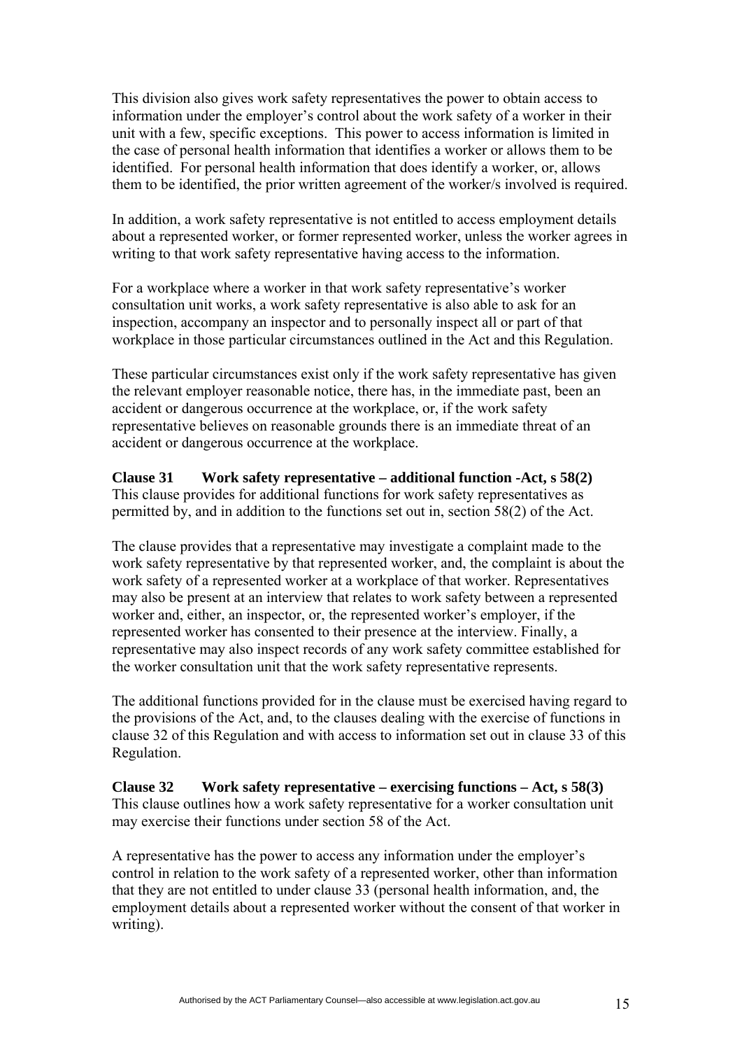This division also gives work safety representatives the power to obtain access to information under the employer's control about the work safety of a worker in their unit with a few, specific exceptions. This power to access information is limited in the case of personal health information that identifies a worker or allows them to be identified. For personal health information that does identify a worker, or, allows them to be identified, the prior written agreement of the worker/s involved is required.

In addition, a work safety representative is not entitled to access employment details about a represented worker, or former represented worker, unless the worker agrees in writing to that work safety representative having access to the information.

For a workplace where a worker in that work safety representative's worker consultation unit works, a work safety representative is also able to ask for an inspection, accompany an inspector and to personally inspect all or part of that workplace in those particular circumstances outlined in the Act and this Regulation.

These particular circumstances exist only if the work safety representative has given the relevant employer reasonable notice, there has, in the immediate past, been an accident or dangerous occurrence at the workplace, or, if the work safety representative believes on reasonable grounds there is an immediate threat of an accident or dangerous occurrence at the workplace.

**Clause 31 Work safety representative – additional function -Act, s 58(2)**
This clause provides for additional functions for work safety representatives as permitted by, and in addition to the functions set out in, section 58(2) of the Act.

The clause provides that a representative may investigate a complaint made to the work safety representative by that represented worker, and, the complaint is about the work safety of a represented worker at a workplace of that worker. Representatives may also be present at an interview that relates to work safety between a represented worker and, either, an inspector, or, the represented worker's employer, if the represented worker has consented to their presence at the interview. Finally, a representative may also inspect records of any work safety committee established for the worker consultation unit that the work safety representative represents.

The additional functions provided for in the clause must be exercised having regard to the provisions of the Act, and, to the clauses dealing with the exercise of functions in clause 32 of this Regulation and with access to information set out in clause 33 of this Regulation.

**Clause 32 Work safety representative – exercising functions – Act, s 58(3)**
This clause outlines how a work safety representative for a worker consultation unit may exercise their functions under section 58 of the Act.

A representative has the power to access any information under the employer's control in relation to the work safety of a represented worker, other than information that they are not entitled to under clause 33 (personal health information, and, the employment details about a represented worker without the consent of that worker in writing).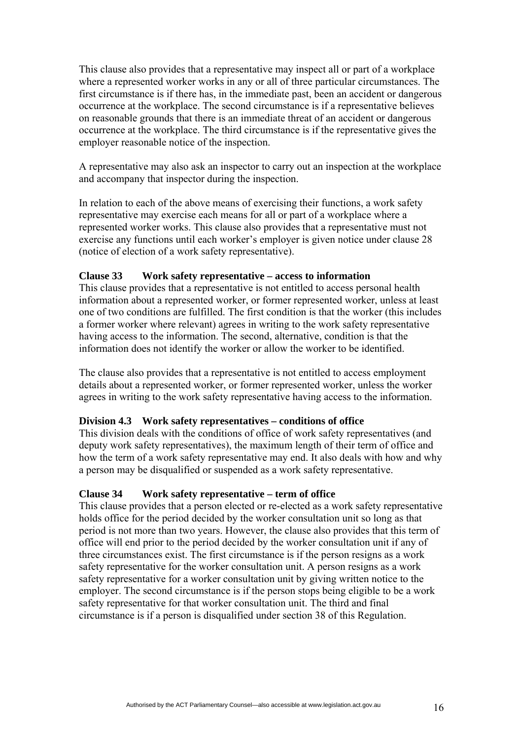This clause also provides that a representative may inspect all or part of a workplace where a represented worker works in any or all of three particular circumstances. The first circumstance is if there has, in the immediate past, been an accident or dangerous occurrence at the workplace. The second circumstance is if a representative believes on reasonable grounds that there is an immediate threat of an accident or dangerous occurrence at the workplace. The third circumstance is if the representative gives the employer reasonable notice of the inspection.

A representative may also ask an inspector to carry out an inspection at the workplace and accompany that inspector during the inspection.

In relation to each of the above means of exercising their functions, a work safety representative may exercise each means for all or part of a workplace where a represented worker works. This clause also provides that a representative must not exercise any functions until each worker's employer is given notice under clause 28 (notice of election of a work safety representative).

**Clause 33 Work safety representative – access to information**

This clause provides that a representative is not entitled to access personal health information about a represented worker, or former represented worker, unless at least one of two conditions are fulfilled. The first condition is that the worker (this includes a former worker where relevant) agrees in writing to the work safety representative having access to the information. The second, alternative, condition is that the information does not identify the worker or allow the worker to be identified.

The clause also provides that a representative is not entitled to access employment details about a represented worker, or former represented worker, unless the worker agrees in writing to the work safety representative having access to the information.

**Division 4.3 Work safety representatives – conditions of office**

This division deals with the conditions of office of work safety representatives (and deputy work safety representatives), the maximum length of their term of office and how the term of a work safety representative may end. It also deals with how and why a person may be disqualified or suspended as a work safety representative.

**Clause 34 Work safety representative – term of office**

This clause provides that a person elected or re-elected as a work safety representative holds office for the period decided by the worker consultation unit so long as that period is not more than two years. However, the clause also provides that this term of office will end prior to the period decided by the worker consultation unit if any of three circumstances exist. The first circumstance is if the person resigns as a work safety representative for the worker consultation unit. A person resigns as a work safety representative for a worker consultation unit by giving written notice to the employer. The second circumstance is if the person stops being eligible to be a work safety representative for that worker consultation unit. The third and final circumstance is if a person is disqualified under section 38 of this Regulation.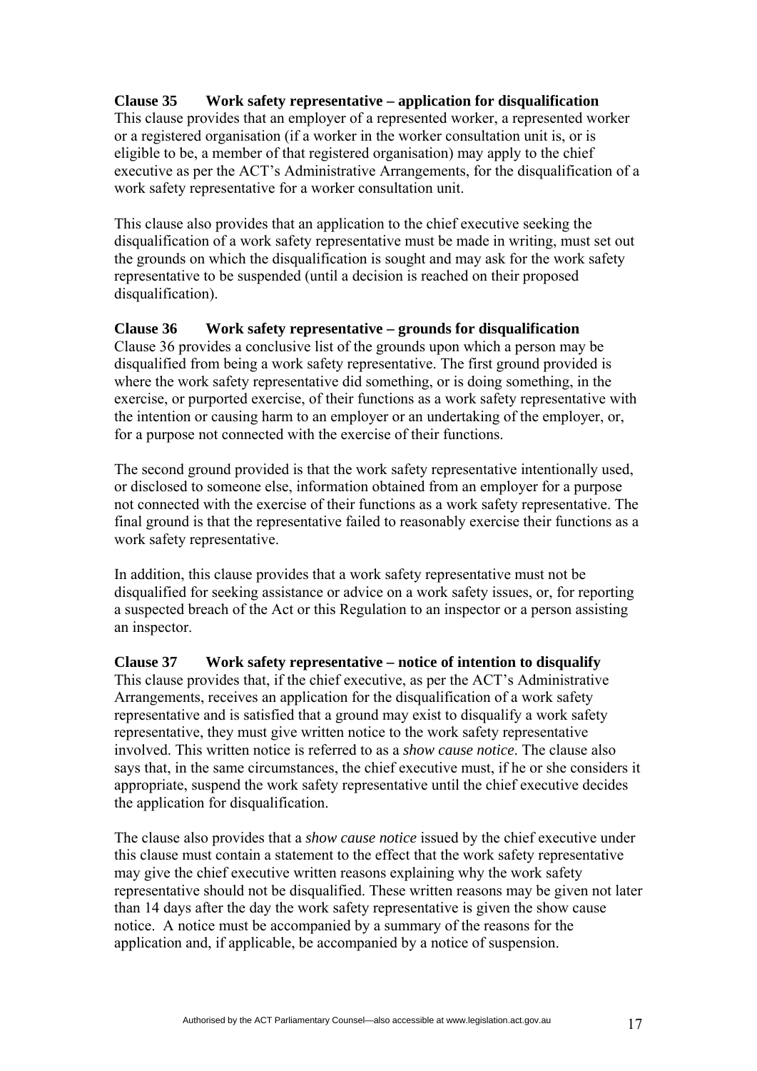**Clause 35 Work safety representative – application for disqualification**

This clause provides that an employer of a represented worker, a represented worker or a registered organisation (if a worker in the worker consultation unit is, or is eligible to be, a member of that registered organisation) may apply to the chief executive as per the ACT's Administrative Arrangements, for the disqualification of a work safety representative for a worker consultation unit.

This clause also provides that an application to the chief executive seeking the disqualification of a work safety representative must be made in writing, must set out the grounds on which the disqualification is sought and may ask for the work safety representative to be suspended (until a decision is reached on their proposed disqualification).

**Clause 36 Work safety representative – grounds for disqualification**

Clause 36 provides a conclusive list of the grounds upon which a person may be disqualified from being a work safety representative. The first ground provided is where the work safety representative did something, or is doing something, in the exercise, or purported exercise, of their functions as a work safety representative with the intention or causing harm to an employer or an undertaking of the employer, or, for a purpose not connected with the exercise of their functions.

The second ground provided is that the work safety representative intentionally used, or disclosed to someone else, information obtained from an employer for a purpose not connected with the exercise of their functions as a work safety representative. The final ground is that the representative failed to reasonably exercise their functions as a work safety representative.

In addition, this clause provides that a work safety representative must not be disqualified for seeking assistance or advice on a work safety issues, or, for reporting a suspected breach of the Act or this Regulation to an inspector or a person assisting an inspector.

**Clause 37 Work safety representative – notice of intention to disqualify**

This clause provides that, if the chief executive, as per the ACT's Administrative Arrangements, receives an application for the disqualification of a work safety representative and is satisfied that a ground may exist to disqualify a work safety representative, they must give written notice to the work safety representative involved. This written notice is referred to as a *show cause notice*. The clause also says that, in the same circumstances, the chief executive must, if he or she considers it appropriate, suspend the work safety representative until the chief executive decides the application for disqualification.

The clause also provides that a *show cause notice* issued by the chief executive under this clause must contain a statement to the effect that the work safety representative may give the chief executive written reasons explaining why the work safety representative should not be disqualified. These written reasons may be given not later than 14 days after the day the work safety representative is given the show cause notice. A notice must be accompanied by a summary of the reasons for the application and, if applicable, be accompanied by a notice of suspension.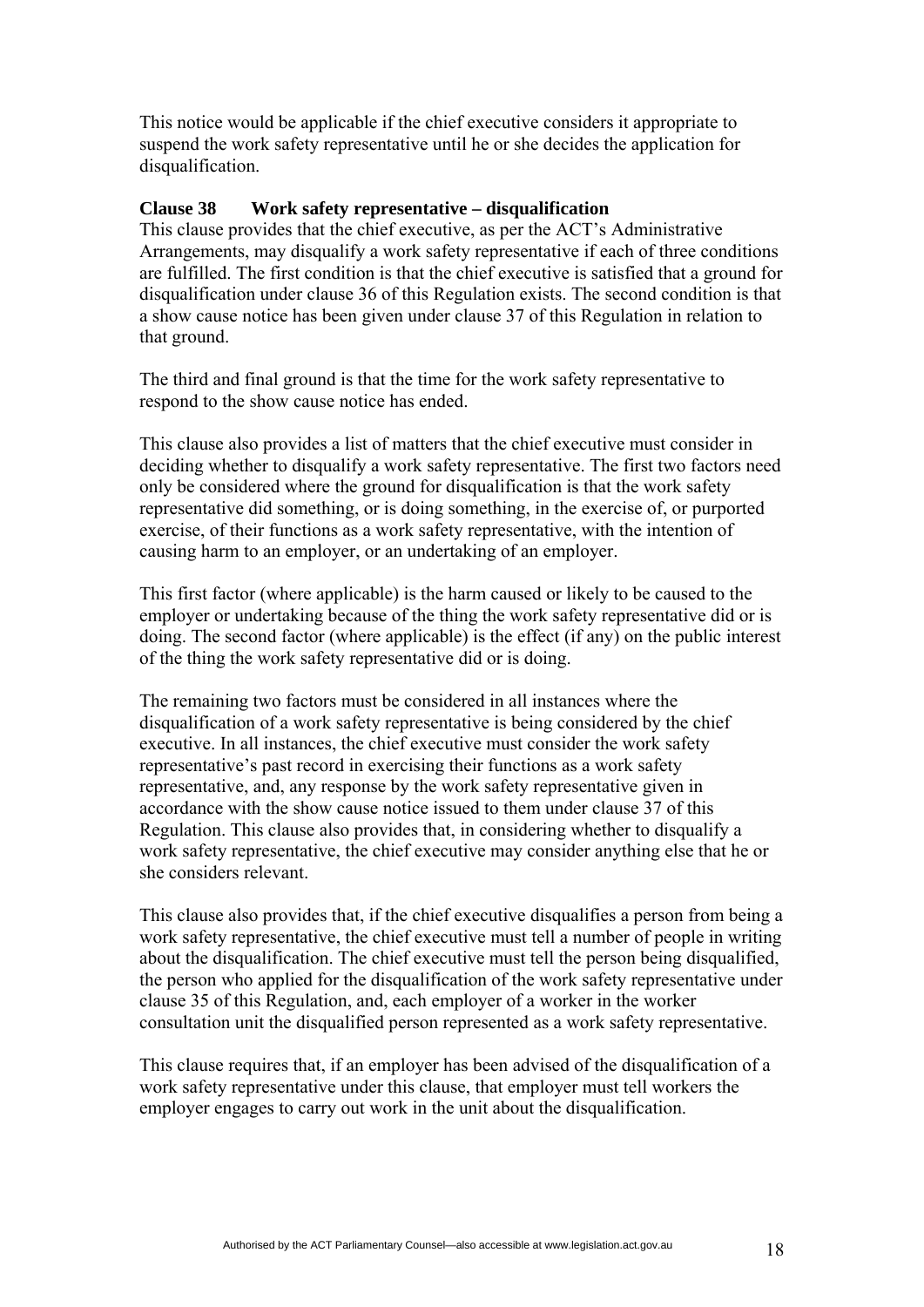This notice would be applicable if the chief executive considers it appropriate to suspend the work safety representative until he or she decides the application for disqualification.

**Clause 38 Work safety representative – disqualification**

This clause provides that the chief executive, as per the ACT's Administrative Arrangements, may disqualify a work safety representative if each of three conditions are fulfilled. The first condition is that the chief executive is satisfied that a ground for disqualification under clause 36 of this Regulation exists. The second condition is that a show cause notice has been given under clause 37 of this Regulation in relation to that ground.

The third and final ground is that the time for the work safety representative to respond to the show cause notice has ended.

This clause also provides a list of matters that the chief executive must consider in deciding whether to disqualify a work safety representative. The first two factors need only be considered where the ground for disqualification is that the work safety representative did something, or is doing something, in the exercise of, or purported exercise, of their functions as a work safety representative, with the intention of causing harm to an employer, or an undertaking of an employer.

This first factor (where applicable) is the harm caused or likely to be caused to the employer or undertaking because of the thing the work safety representative did or is doing. The second factor (where applicable) is the effect (if any) on the public interest of the thing the work safety representative did or is doing.

The remaining two factors must be considered in all instances where the disqualification of a work safety representative is being considered by the chief executive. In all instances, the chief executive must consider the work safety representative's past record in exercising their functions as a work safety representative, and, any response by the work safety representative given in accordance with the show cause notice issued to them under clause 37 of this Regulation. This clause also provides that, in considering whether to disqualify a work safety representative, the chief executive may consider anything else that he or she considers relevant.

This clause also provides that, if the chief executive disqualifies a person from being a work safety representative, the chief executive must tell a number of people in writing about the disqualification. The chief executive must tell the person being disqualified, the person who applied for the disqualification of the work safety representative under clause 35 of this Regulation, and, each employer of a worker in the worker consultation unit the disqualified person represented as a work safety representative.

This clause requires that, if an employer has been advised of the disqualification of a work safety representative under this clause, that employer must tell workers the employer engages to carry out work in the unit about the disqualification.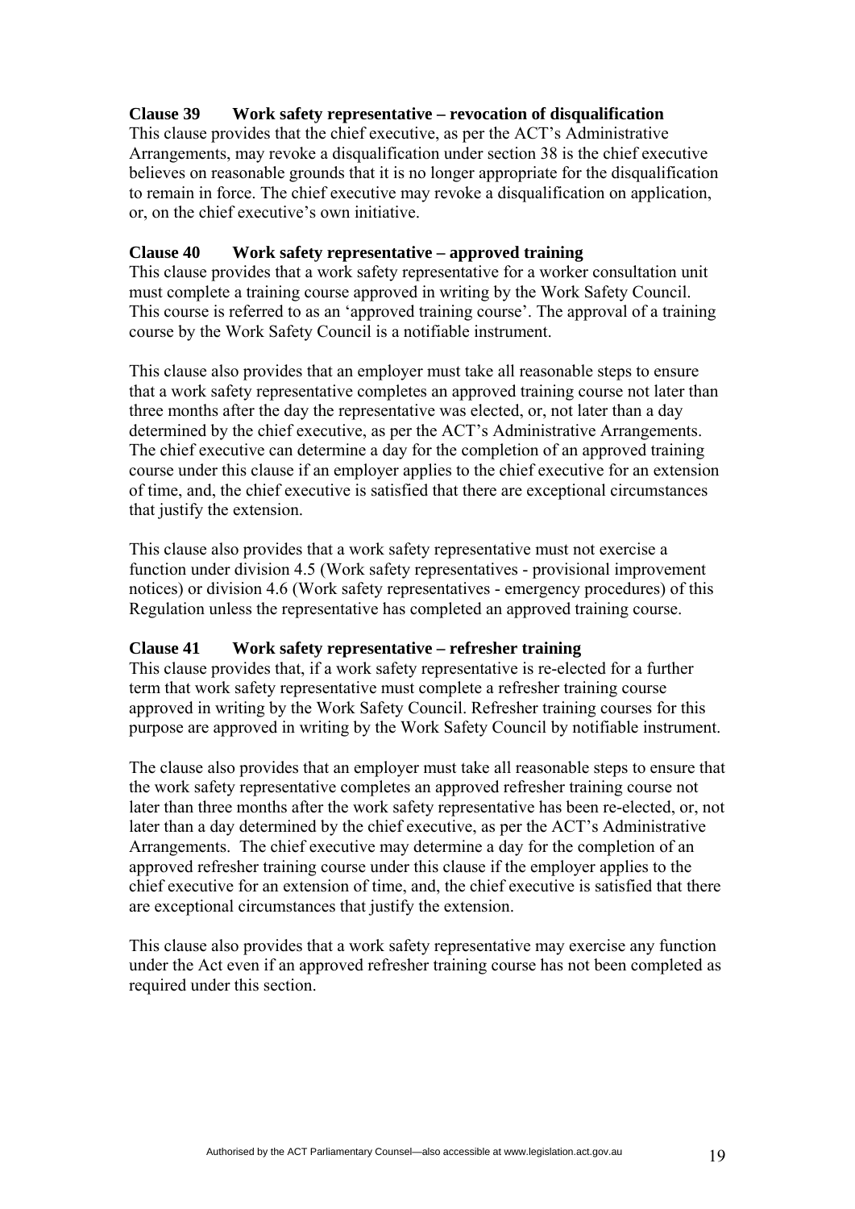**Clause 39 Work safety representative – revocation of disqualification**

This clause provides that the chief executive, as per the ACT's Administrative Arrangements, may revoke a disqualification under section 38 is the chief executive believes on reasonable grounds that it is no longer appropriate for the disqualification to remain in force. The chief executive may revoke a disqualification on application, or, on the chief executive's own initiative.

**Clause 40 Work safety representative – approved training**

This clause provides that a work safety representative for a worker consultation unit must complete a training course approved in writing by the Work Safety Council. This course is referred to as an 'approved training course'. The approval of a training course by the Work Safety Council is a notifiable instrument.

This clause also provides that an employer must take all reasonable steps to ensure that a work safety representative completes an approved training course not later than three months after the day the representative was elected, or, not later than a day determined by the chief executive, as per the ACT's Administrative Arrangements. The chief executive can determine a day for the completion of an approved training course under this clause if an employer applies to the chief executive for an extension of time, and, the chief executive is satisfied that there are exceptional circumstances that justify the extension.

This clause also provides that a work safety representative must not exercise a function under division 4.5 (Work safety representatives - provisional improvement notices) or division 4.6 (Work safety representatives - emergency procedures) of this Regulation unless the representative has completed an approved training course.

**Clause 41 Work safety representative – refresher training**

This clause provides that, if a work safety representative is re-elected for a further term that work safety representative must complete a refresher training course approved in writing by the Work Safety Council. Refresher training courses for this purpose are approved in writing by the Work Safety Council by notifiable instrument.

The clause also provides that an employer must take all reasonable steps to ensure that the work safety representative completes an approved refresher training course not later than three months after the work safety representative has been re-elected, or, not later than a day determined by the chief executive, as per the ACT's Administrative Arrangements. The chief executive may determine a day for the completion of an approved refresher training course under this clause if the employer applies to the chief executive for an extension of time, and, the chief executive is satisfied that there are exceptional circumstances that justify the extension.

This clause also provides that a work safety representative may exercise any function under the Act even if an approved refresher training course has not been completed as required under this section.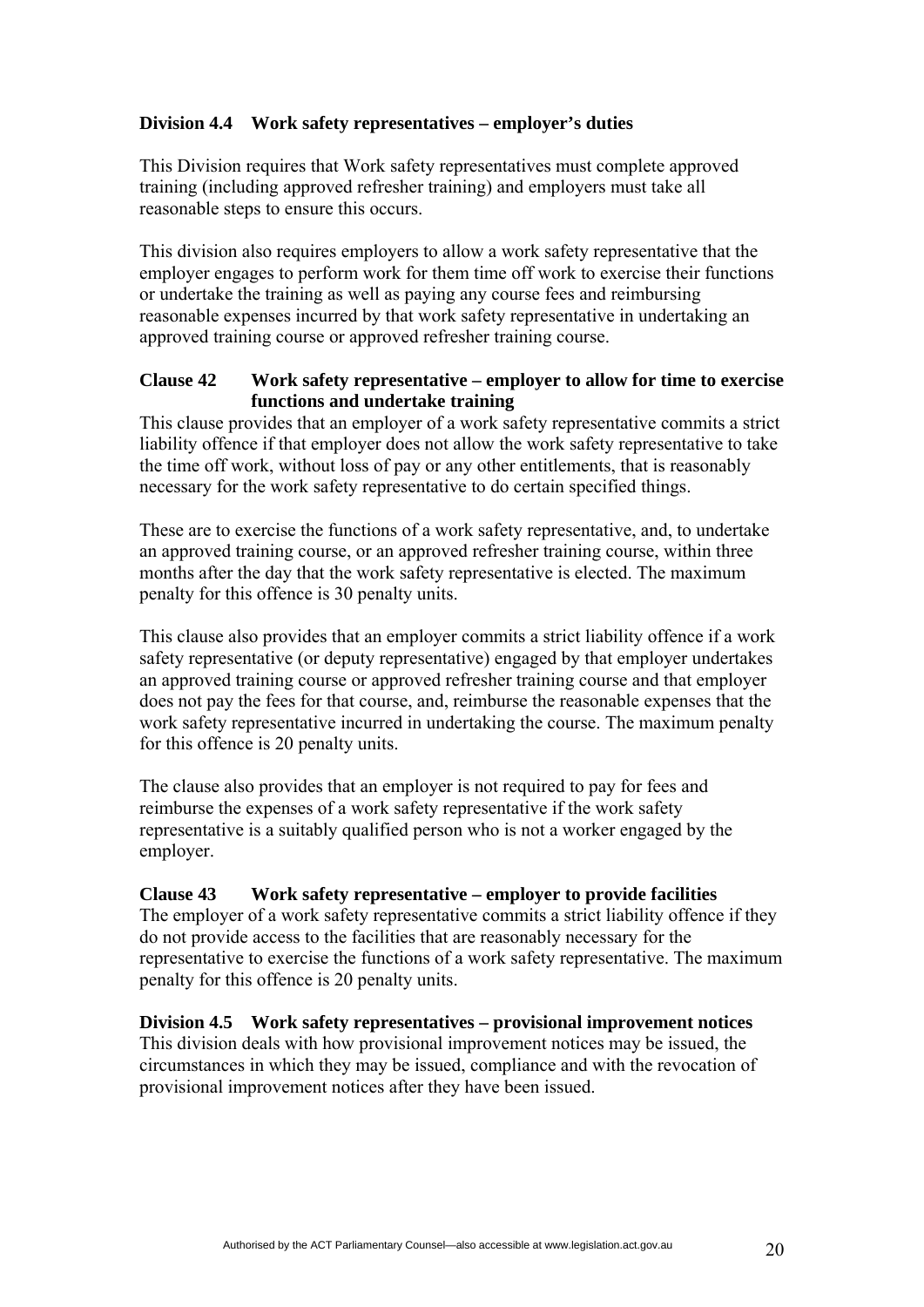### Division 4.4 Work safety representatives – employer's duties

This Division requires that Work safety representatives must complete approved training (including approved refresher training) and employers must take all reasonable steps to ensure this occurs.

This division also requires employers to allow a work safety representative that the employer engages to perform work for them time off work to exercise their functions or undertake the training as well as paying any course fees and reimbursing reasonable expenses incurred by that work safety representative in undertaking an approved training course or approved refresher training course.

#### Clause 42 Work safety representative – employer to allow for time to exercise functions and undertake training

This clause provides that an employer of a work safety representative commits a strict liability offence if that employer does not allow the work safety representative to take the time off work, without loss of pay or any other entitlements, that is reasonably necessary for the work safety representative to do certain specified things.

These are to exercise the functions of a work safety representative, and, to undertake an approved training course, or an approved refresher training course, within three months after the day that the work safety representative is elected. The maximum penalty for this offence is 30 penalty units.

This clause also provides that an employer commits a strict liability offence if a work safety representative (or deputy representative) engaged by that employer undertakes an approved training course or approved refresher training course and that employer does not pay the fees for that course, and, reimburse the reasonable expenses that the work safety representative incurred in undertaking the course. The maximum penalty for this offence is 20 penalty units.

The clause also provides that an employer is not required to pay for fees and reimburse the expenses of a work safety representative if the work safety representative is a suitably qualified person who is not a worker engaged by the employer.

#### Clause 43 Work safety representative – employer to provide facilities

The employer of a work safety representative commits a strict liability offence if they do not provide access to the facilities that are reasonably necessary for the representative to exercise the functions of a work safety representative. The maximum penalty for this offence is 20 penalty units.

### Division 4.5 Work safety representatives – provisional improvement notices

This division deals with how provisional improvement notices may be issued, the circumstances in which they may be issued, compliance and with the revocation of provisional improvement notices after they have been issued.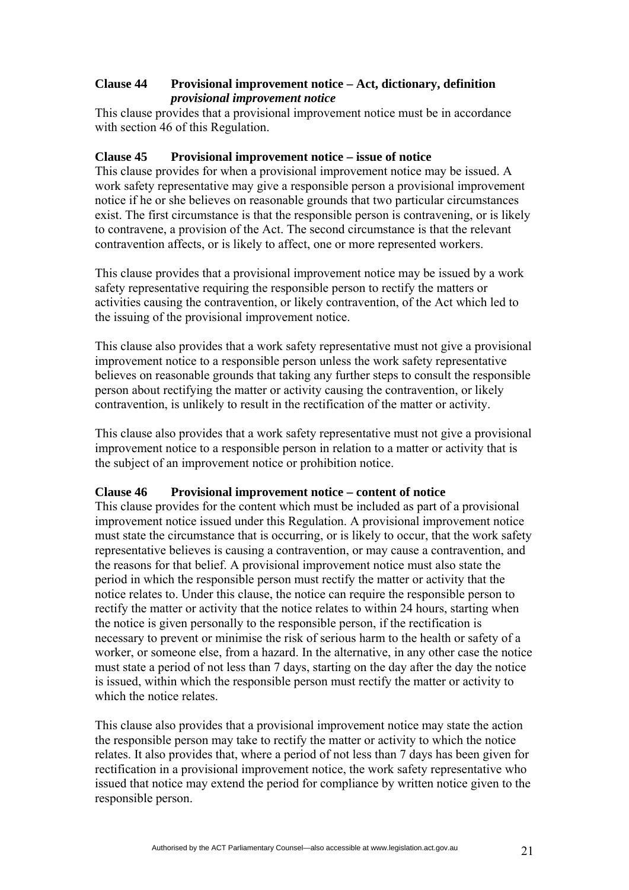**Clause 44 Provisional improvement notice – Act, dictionary, definition *provisional improvement notice***

This clause provides that a provisional improvement notice must be in accordance with section 46 of this Regulation.

**Clause 45 Provisional improvement notice – issue of notice**

This clause provides for when a provisional improvement notice may be issued. A work safety representative may give a responsible person a provisional improvement notice if he or she believes on reasonable grounds that two particular circumstances exist. The first circumstance is that the responsible person is contravening, or is likely to contravene, a provision of the Act. The second circumstance is that the relevant contravention affects, or is likely to affect, one or more represented workers.

This clause provides that a provisional improvement notice may be issued by a work safety representative requiring the responsible person to rectify the matters or activities causing the contravention, or likely contravention, of the Act which led to the issuing of the provisional improvement notice.

This clause also provides that a work safety representative must not give a provisional improvement notice to a responsible person unless the work safety representative believes on reasonable grounds that taking any further steps to consult the responsible person about rectifying the matter or activity causing the contravention, or likely contravention, is unlikely to result in the rectification of the matter or activity.

This clause also provides that a work safety representative must not give a provisional improvement notice to a responsible person in relation to a matter or activity that is the subject of an improvement notice or prohibition notice.

**Clause 46 Provisional improvement notice – content of notice**

This clause provides for the content which must be included as part of a provisional improvement notice issued under this Regulation. A provisional improvement notice must state the circumstance that is occurring, or is likely to occur, that the work safety representative believes is causing a contravention, or may cause a contravention, and the reasons for that belief. A provisional improvement notice must also state the period in which the responsible person must rectify the matter or activity that the notice relates to. Under this clause, the notice can require the responsible person to rectify the matter or activity that the notice relates to within 24 hours, starting when the notice is given personally to the responsible person, if the rectification is necessary to prevent or minimise the risk of serious harm to the health or safety of a worker, or someone else, from a hazard. In the alternative, in any other case the notice must state a period of not less than 7 days, starting on the day after the day the notice is issued, within which the responsible person must rectify the matter or activity to which the notice relates.

This clause also provides that a provisional improvement notice may state the action the responsible person may take to rectify the matter or activity to which the notice relates. It also provides that, where a period of not less than 7 days has been given for rectification in a provisional improvement notice, the work safety representative who issued that notice may extend the period for compliance by written notice given to the responsible person.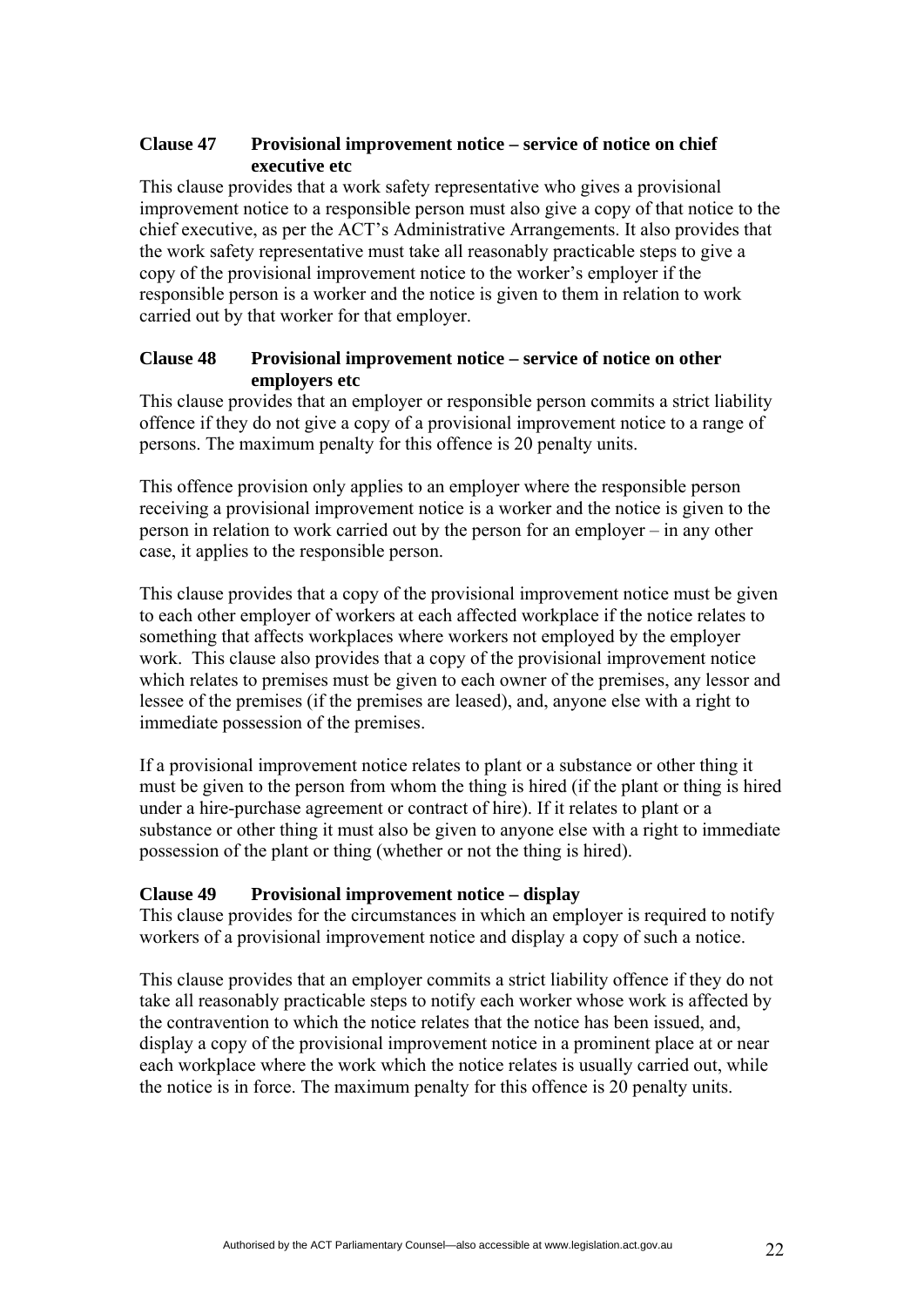**Clause 47 Provisional improvement notice – service of notice on chief executive etc**

This clause provides that a work safety representative who gives a provisional improvement notice to a responsible person must also give a copy of that notice to the chief executive, as per the ACT's Administrative Arrangements. It also provides that the work safety representative must take all reasonably practicable steps to give a copy of the provisional improvement notice to the worker's employer if the responsible person is a worker and the notice is given to them in relation to work carried out by that worker for that employer.

**Clause 48 Provisional improvement notice – service of notice on other employers etc**

This clause provides that an employer or responsible person commits a strict liability offence if they do not give a copy of a provisional improvement notice to a range of persons. The maximum penalty for this offence is 20 penalty units.

This offence provision only applies to an employer where the responsible person receiving a provisional improvement notice is a worker and the notice is given to the person in relation to work carried out by the person for an employer – in any other case, it applies to the responsible person.

This clause provides that a copy of the provisional improvement notice must be given to each other employer of workers at each affected workplace if the notice relates to something that affects workplaces where workers not employed by the employer work. This clause also provides that a copy of the provisional improvement notice which relates to premises must be given to each owner of the premises, any lessor and lessee of the premises (if the premises are leased), and, anyone else with a right to immediate possession of the premises.

If a provisional improvement notice relates to plant or a substance or other thing it must be given to the person from whom the thing is hired (if the plant or thing is hired under a hire-purchase agreement or contract of hire). If it relates to plant or a substance or other thing it must also be given to anyone else with a right to immediate possession of the plant or thing (whether or not the thing is hired).

**Clause 49 Provisional improvement notice – display**

This clause provides for the circumstances in which an employer is required to notify workers of a provisional improvement notice and display a copy of such a notice.

This clause provides that an employer commits a strict liability offence if they do not take all reasonably practicable steps to notify each worker whose work is affected by the contravention to which the notice relates that the notice has been issued, and, display a copy of the provisional improvement notice in a prominent place at or near each workplace where the work which the notice relates is usually carried out, while the notice is in force. The maximum penalty for this offence is 20 penalty units.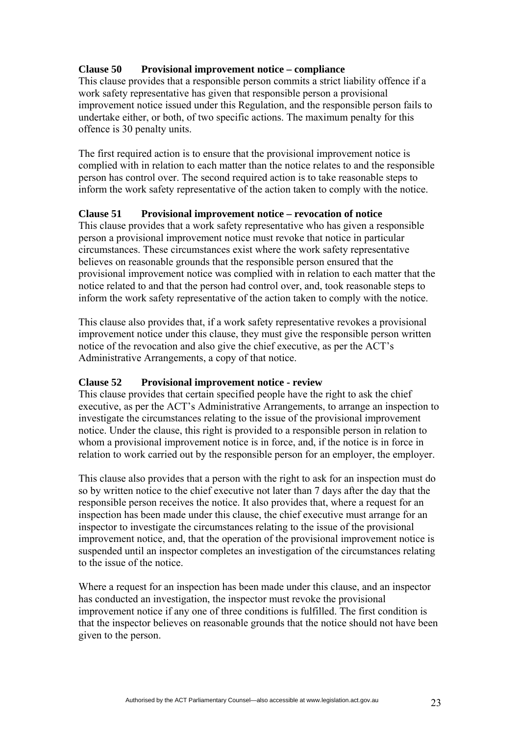**Clause 50 Provisional improvement notice – compliance**

This clause provides that a responsible person commits a strict liability offence if a work safety representative has given that responsible person a provisional improvement notice issued under this Regulation, and the responsible person fails to undertake either, or both, of two specific actions. The maximum penalty for this offence is 30 penalty units.

The first required action is to ensure that the provisional improvement notice is complied with in relation to each matter than the notice relates to and the responsible person has control over. The second required action is to take reasonable steps to inform the work safety representative of the action taken to comply with the notice.

**Clause 51 Provisional improvement notice – revocation of notice**

This clause provides that a work safety representative who has given a responsible person a provisional improvement notice must revoke that notice in particular circumstances. These circumstances exist where the work safety representative believes on reasonable grounds that the responsible person ensured that the provisional improvement notice was complied with in relation to each matter that the notice related to and that the person had control over, and, took reasonable steps to inform the work safety representative of the action taken to comply with the notice.

This clause also provides that, if a work safety representative revokes a provisional improvement notice under this clause, they must give the responsible person written notice of the revocation and also give the chief executive, as per the ACT's Administrative Arrangements, a copy of that notice.

**Clause 52 Provisional improvement notice - review**

This clause provides that certain specified people have the right to ask the chief executive, as per the ACT's Administrative Arrangements, to arrange an inspection to investigate the circumstances relating to the issue of the provisional improvement notice. Under the clause, this right is provided to a responsible person in relation to whom a provisional improvement notice is in force, and, if the notice is in force in relation to work carried out by the responsible person for an employer, the employer.

This clause also provides that a person with the right to ask for an inspection must do so by written notice to the chief executive not later than 7 days after the day that the responsible person receives the notice. It also provides that, where a request for an inspection has been made under this clause, the chief executive must arrange for an inspector to investigate the circumstances relating to the issue of the provisional improvement notice, and, that the operation of the provisional improvement notice is suspended until an inspector completes an investigation of the circumstances relating to the issue of the notice.

Where a request for an inspection has been made under this clause, and an inspector has conducted an investigation, the inspector must revoke the provisional improvement notice if any one of three conditions is fulfilled. The first condition is that the inspector believes on reasonable grounds that the notice should not have been given to the person.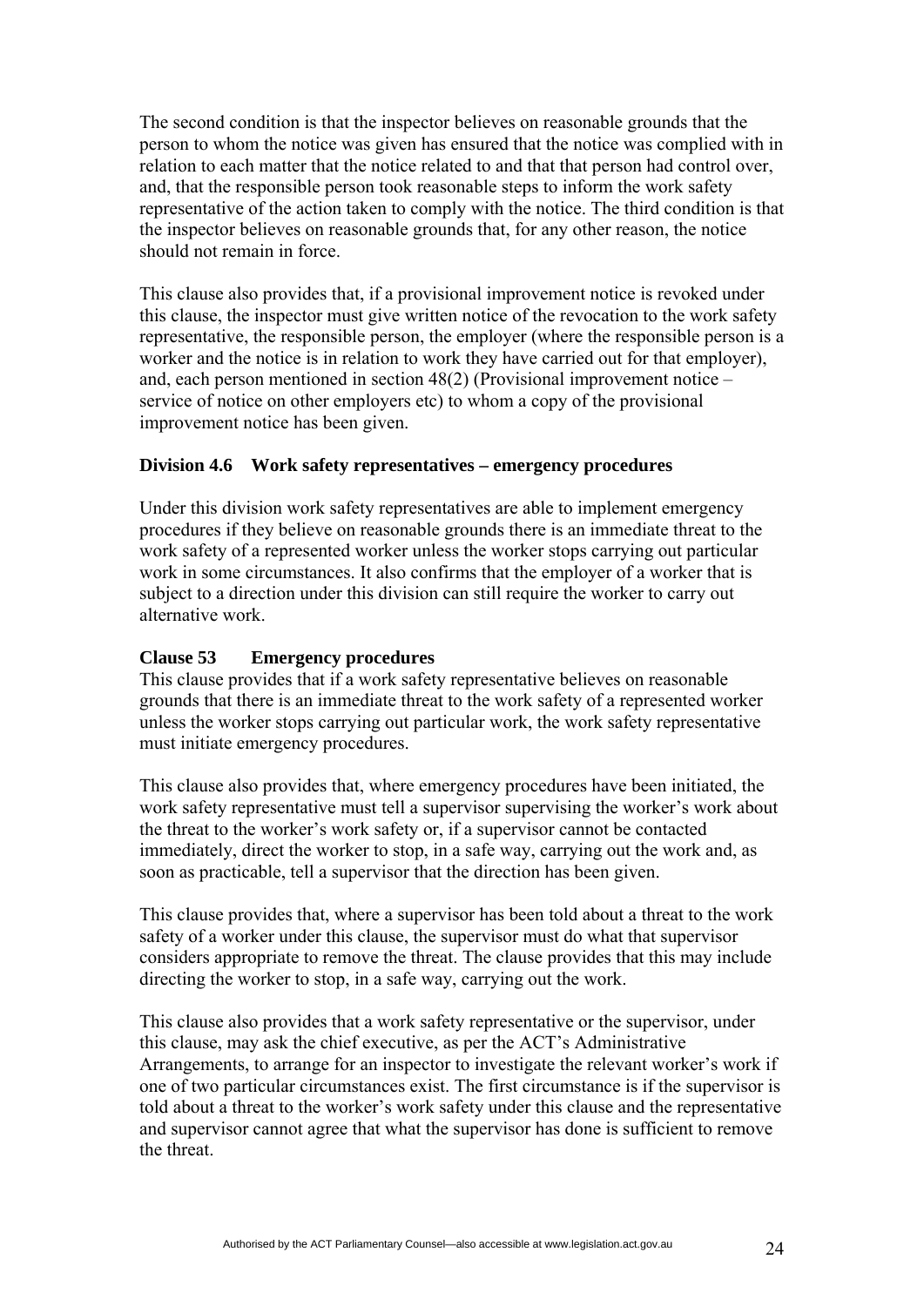The second condition is that the inspector believes on reasonable grounds that the person to whom the notice was given has ensured that the notice was complied with in relation to each matter that the notice related to and that that person had control over, and, that the responsible person took reasonable steps to inform the work safety representative of the action taken to comply with the notice. The third condition is that the inspector believes on reasonable grounds that, for any other reason, the notice should not remain in force.

This clause also provides that, if a provisional improvement notice is revoked under this clause, the inspector must give written notice of the revocation to the work safety representative, the responsible person, the employer (where the responsible person is a worker and the notice is in relation to work they have carried out for that employer), and, each person mentioned in section 48(2) (Provisional improvement notice – service of notice on other employers etc) to whom a copy of the provisional improvement notice has been given.

### Division 4.6 Work safety representatives – emergency procedures

Under this division work safety representatives are able to implement emergency procedures if they believe on reasonable grounds there is an immediate threat to the work safety of a represented worker unless the worker stops carrying out particular work in some circumstances. It also confirms that the employer of a worker that is subject to a direction under this division can still require the worker to carry out alternative work.

**Clause 53 Emergency procedures**

This clause provides that if a work safety representative believes on reasonable grounds that there is an immediate threat to the work safety of a represented worker unless the worker stops carrying out particular work, the work safety representative must initiate emergency procedures.

This clause also provides that, where emergency procedures have been initiated, the work safety representative must tell a supervisor supervising the worker's work about the threat to the worker's work safety or, if a supervisor cannot be contacted immediately, direct the worker to stop, in a safe way, carrying out the work and, as soon as practicable, tell a supervisor that the direction has been given.

This clause provides that, where a supervisor has been told about a threat to the work safety of a worker under this clause, the supervisor must do what that supervisor considers appropriate to remove the threat. The clause provides that this may include directing the worker to stop, in a safe way, carrying out the work.

This clause also provides that a work safety representative or the supervisor, under this clause, may ask the chief executive, as per the ACT's Administrative Arrangements, to arrange for an inspector to investigate the relevant worker's work if one of two particular circumstances exist. The first circumstance is if the supervisor is told about a threat to the worker's work safety under this clause and the representative and supervisor cannot agree that what the supervisor has done is sufficient to remove the threat.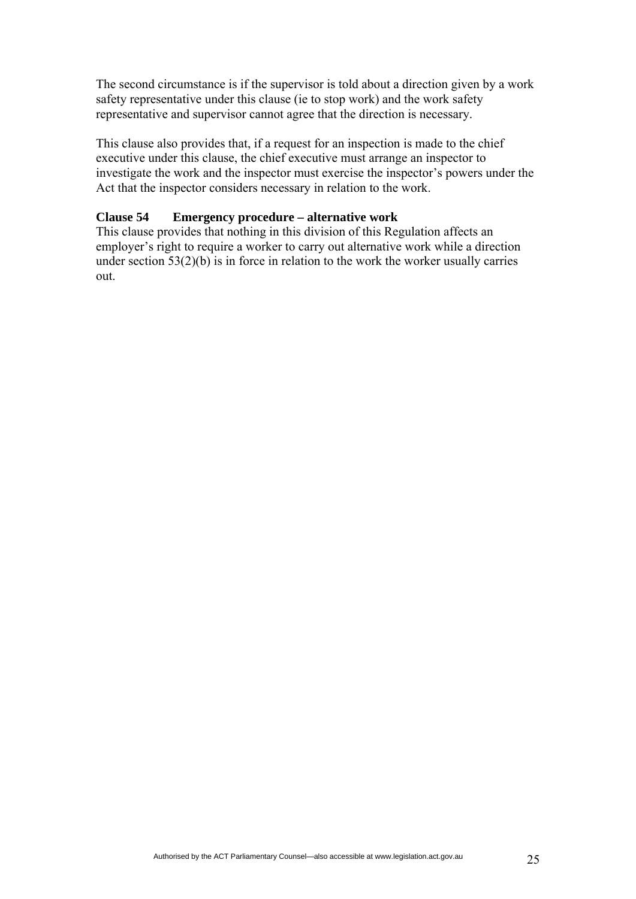The second circumstance is if the supervisor is told about a direction given by a work safety representative under this clause (ie to stop work) and the work safety representative and supervisor cannot agree that the direction is necessary.

This clause also provides that, if a request for an inspection is made to the chief executive under this clause, the chief executive must arrange an inspector to investigate the work and the inspector must exercise the inspector's powers under the Act that the inspector considers necessary in relation to the work.

### Clause 54 Emergency procedure – alternative work

This clause provides that nothing in this division of this Regulation affects an employer's right to require a worker to carry out alternative work while a direction under section 53(2)(b) is in force in relation to the work the worker usually carries out.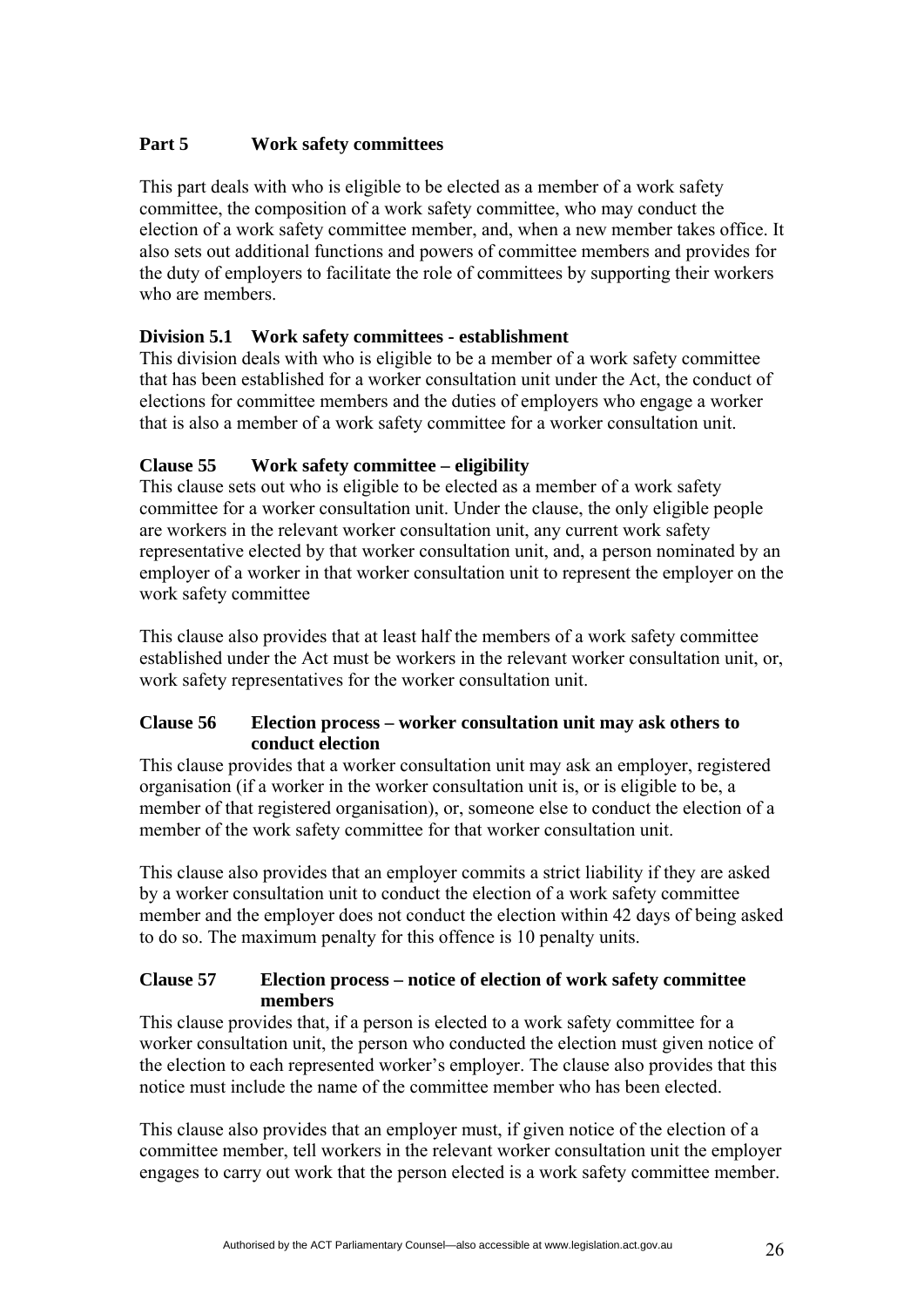## Part 5 Work safety committees

This part deals with who is eligible to be elected as a member of a work safety committee, the composition of a work safety committee, who may conduct the election of a work safety committee member, and, when a new member takes office. It also sets out additional functions and powers of committee members and provides for the duty of employers to facilitate the role of committees by supporting their workers who are members.

### Division 5.1 Work safety committees - establishment

This division deals with who is eligible to be a member of a work safety committee that has been established for a worker consultation unit under the Act, the conduct of elections for committee members and the duties of employers who engage a worker that is also a member of a work safety committee for a worker consultation unit.

#### Clause 55 Work safety committee – eligibility

This clause sets out who is eligible to be elected as a member of a work safety committee for a worker consultation unit. Under the clause, the only eligible people are workers in the relevant worker consultation unit, any current work safety representative elected by that worker consultation unit, and, a person nominated by an employer of a worker in that worker consultation unit to represent the employer on the work safety committee

This clause also provides that at least half the members of a work safety committee established under the Act must be workers in the relevant worker consultation unit, or, work safety representatives for the worker consultation unit.

#### Clause 56 Election process – worker consultation unit may ask others to conduct election

This clause provides that a worker consultation unit may ask an employer, registered organisation (if a worker in the worker consultation unit is, or is eligible to be, a member of that registered organisation), or, someone else to conduct the election of a member of the work safety committee for that worker consultation unit.

This clause also provides that an employer commits a strict liability if they are asked by a worker consultation unit to conduct the election of a work safety committee member and the employer does not conduct the election within 42 days of being asked to do so. The maximum penalty for this offence is 10 penalty units.

#### Clause 57 Election process – notice of election of work safety committee members

This clause provides that, if a person is elected to a work safety committee for a worker consultation unit, the person who conducted the election must given notice of the election to each represented worker's employer. The clause also provides that this notice must include the name of the committee member who has been elected.

This clause also provides that an employer must, if given notice of the election of a committee member, tell workers in the relevant worker consultation unit the employer engages to carry out work that the person elected is a work safety committee member.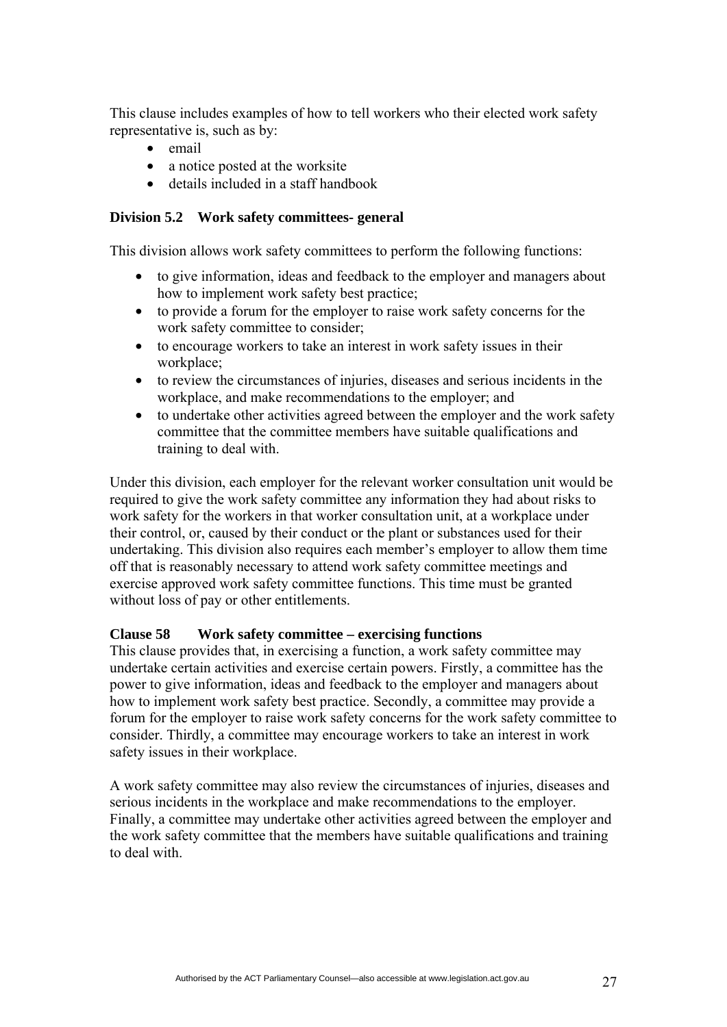This clause includes examples of how to tell workers who their elected work safety representative is, such as by:

- email
- a notice posted at the worksite
- details included in a staff handbook

### Division 5.2 Work safety committees- general

This division allows work safety committees to perform the following functions:

- to give information, ideas and feedback to the employer and managers about how to implement work safety best practice;
- to provide a forum for the employer to raise work safety concerns for the work safety committee to consider;
- to encourage workers to take an interest in work safety issues in their workplace;
- to review the circumstances of injuries, diseases and serious incidents in the workplace, and make recommendations to the employer; and
- to undertake other activities agreed between the employer and the work safety committee that the committee members have suitable qualifications and training to deal with.

Under this division, each employer for the relevant worker consultation unit would be required to give the work safety committee any information they had about risks to work safety for the workers in that worker consultation unit, at a workplace under their control, or, caused by their conduct or the plant or substances used for their undertaking. This division also requires each member's employer to allow them time off that is reasonably necessary to attend work safety committee meetings and exercise approved work safety committee functions. This time must be granted without loss of pay or other entitlements.

### Clause 58 Work safety committee – exercising functions

This clause provides that, in exercising a function, a work safety committee may undertake certain activities and exercise certain powers. Firstly, a committee has the power to give information, ideas and feedback to the employer and managers about how to implement work safety best practice. Secondly, a committee may provide a forum for the employer to raise work safety concerns for the work safety committee to consider. Thirdly, a committee may encourage workers to take an interest in work safety issues in their workplace.

A work safety committee may also review the circumstances of injuries, diseases and serious incidents in the workplace and make recommendations to the employer. Finally, a committee may undertake other activities agreed between the employer and the work safety committee that the members have suitable qualifications and training to deal with.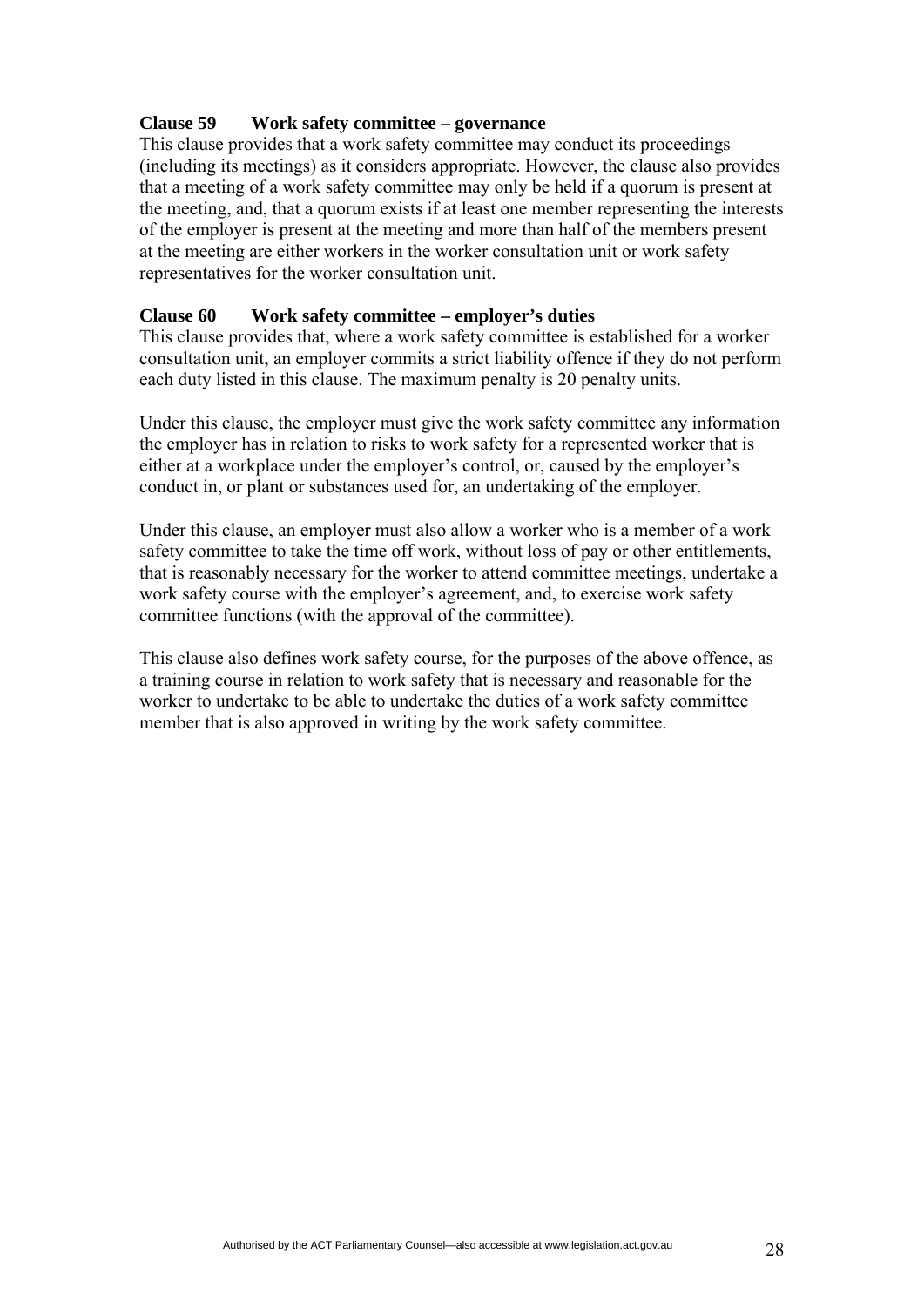**Clause 59 Work safety committee – governance**

This clause provides that a work safety committee may conduct its proceedings (including its meetings) as it considers appropriate. However, the clause also provides that a meeting of a work safety committee may only be held if a quorum is present at the meeting, and, that a quorum exists if at least one member representing the interests of the employer is present at the meeting and more than half of the members present at the meeting are either workers in the worker consultation unit or work safety representatives for the worker consultation unit.

**Clause 60 Work safety committee – employer's duties**

This clause provides that, where a work safety committee is established for a worker consultation unit, an employer commits a strict liability offence if they do not perform each duty listed in this clause. The maximum penalty is 20 penalty units.

Under this clause, the employer must give the work safety committee any information the employer has in relation to risks to work safety for a represented worker that is either at a workplace under the employer's control, or, caused by the employer's conduct in, or plant or substances used for, an undertaking of the employer.

Under this clause, an employer must also allow a worker who is a member of a work safety committee to take the time off work, without loss of pay or other entitlements, that is reasonably necessary for the worker to attend committee meetings, undertake a work safety course with the employer's agreement, and, to exercise work safety committee functions (with the approval of the committee).

This clause also defines work safety course, for the purposes of the above offence, as a training course in relation to work safety that is necessary and reasonable for the worker to undertake to be able to undertake the duties of a work safety committee member that is also approved in writing by the work safety committee.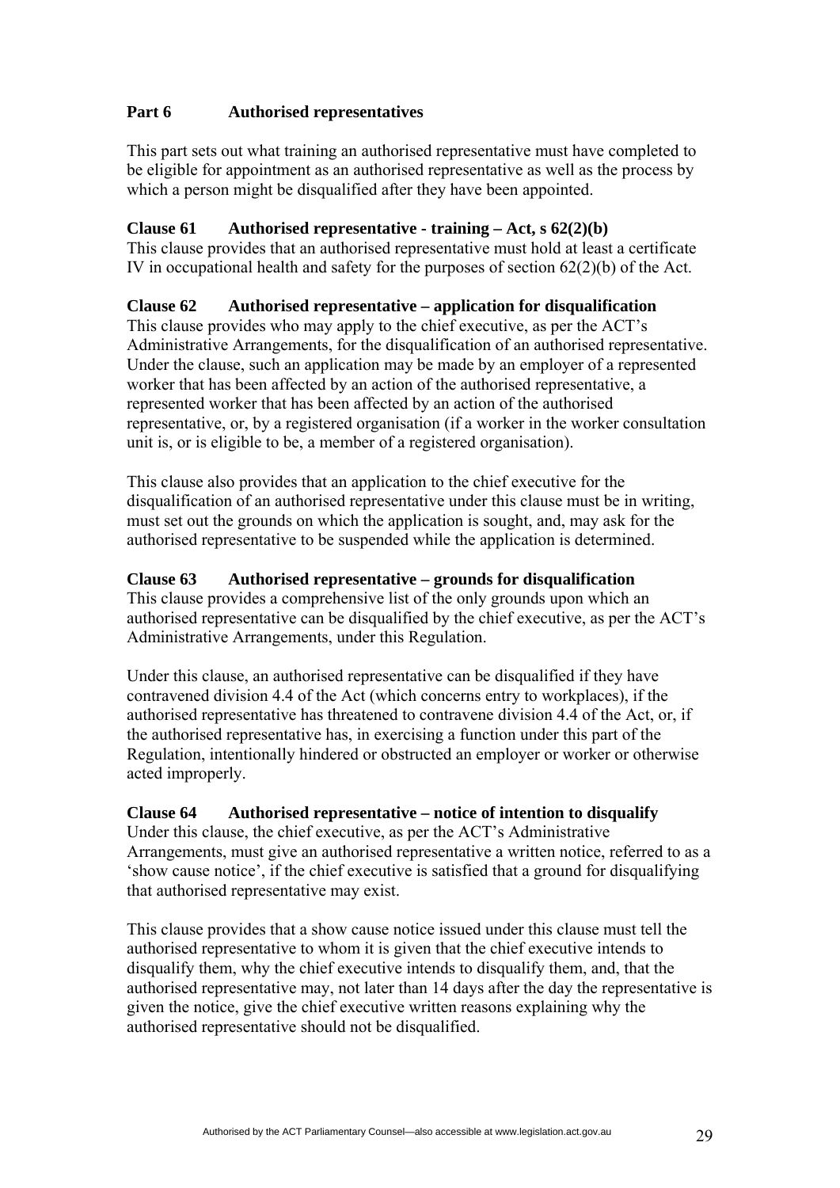## Part 6 Authorised representatives

This part sets out what training an authorised representative must have completed to be eligible for appointment as an authorised representative as well as the process by which a person might be disqualified after they have been appointed.

### Clause 61 Authorised representative - training – Act, s 62(2)(b)

This clause provides that an authorised representative must hold at least a certificate IV in occupational health and safety for the purposes of section 62(2)(b) of the Act.

### Clause 62 Authorised representative – application for disqualification

This clause provides who may apply to the chief executive, as per the ACT's Administrative Arrangements, for the disqualification of an authorised representative. Under the clause, such an application may be made by an employer of a represented worker that has been affected by an action of the authorised representative, a represented worker that has been affected by an action of the authorised representative, or, by a registered organisation (if a worker in the worker consultation unit is, or is eligible to be, a member of a registered organisation).

This clause also provides that an application to the chief executive for the disqualification of an authorised representative under this clause must be in writing, must set out the grounds on which the application is sought, and, may ask for the authorised representative to be suspended while the application is determined.

### Clause 63 Authorised representative – grounds for disqualification

This clause provides a comprehensive list of the only grounds upon which an authorised representative can be disqualified by the chief executive, as per the ACT's Administrative Arrangements, under this Regulation.

Under this clause, an authorised representative can be disqualified if they have contravened division 4.4 of the Act (which concerns entry to workplaces), if the authorised representative has threatened to contravene division 4.4 of the Act, or, if the authorised representative has, in exercising a function under this part of the Regulation, intentionally hindered or obstructed an employer or worker or otherwise acted improperly.

### Clause 64 Authorised representative – notice of intention to disqualify

Under this clause, the chief executive, as per the ACT's Administrative Arrangements, must give an authorised representative a written notice, referred to as a 'show cause notice', if the chief executive is satisfied that a ground for disqualifying that authorised representative may exist.

This clause provides that a show cause notice issued under this clause must tell the authorised representative to whom it is given that the chief executive intends to disqualify them, why the chief executive intends to disqualify them, and, that the authorised representative may, not later than 14 days after the day the representative is given the notice, give the chief executive written reasons explaining why the authorised representative should not be disqualified.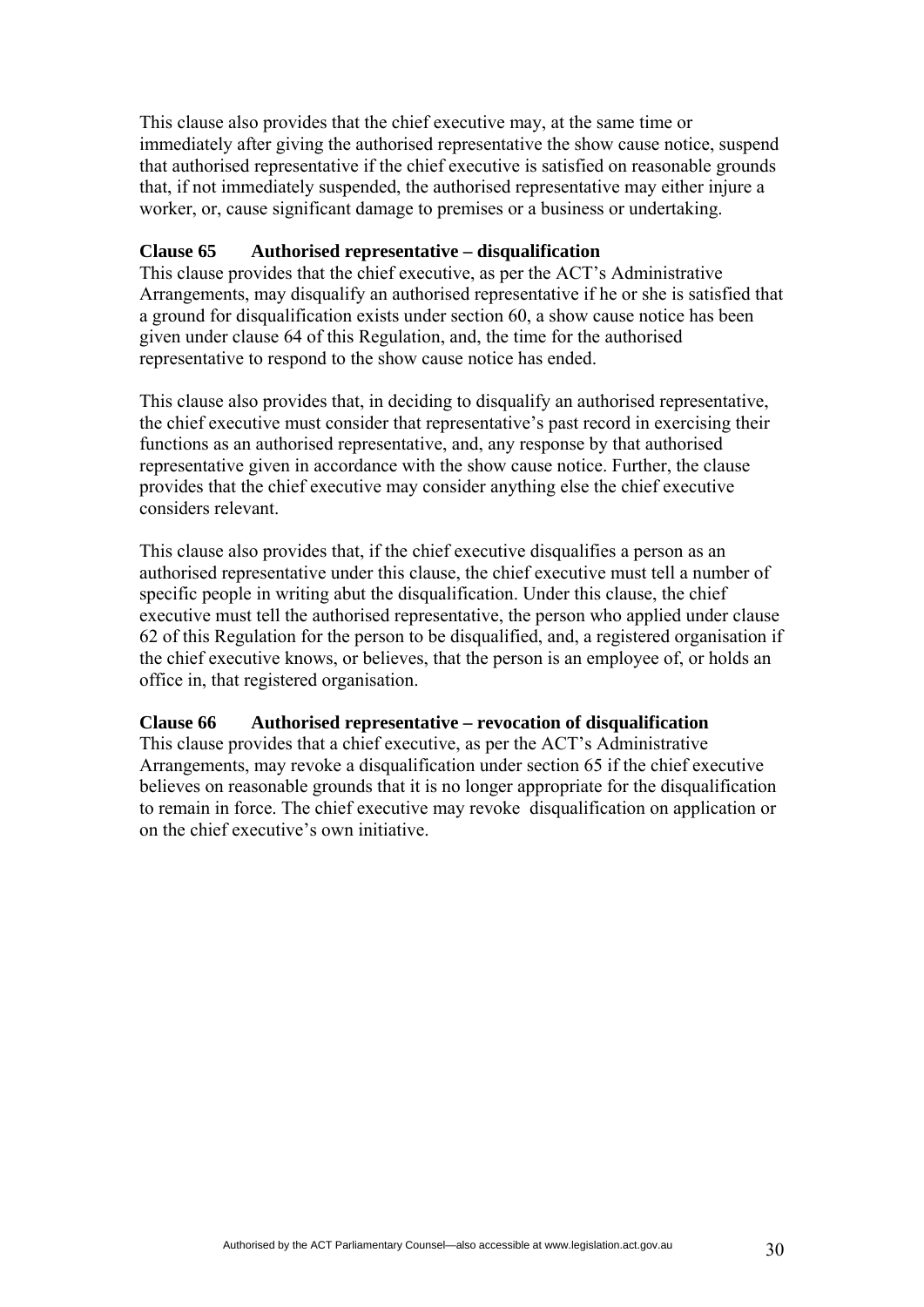This clause also provides that the chief executive may, at the same time or immediately after giving the authorised representative the show cause notice, suspend that authorised representative if the chief executive is satisfied on reasonable grounds that, if not immediately suspended, the authorised representative may either injure a worker, or, cause significant damage to premises or a business or undertaking.

**Clause 65 Authorised representative – disqualification**

This clause provides that the chief executive, as per the ACT's Administrative Arrangements, may disqualify an authorised representative if he or she is satisfied that a ground for disqualification exists under section 60, a show cause notice has been given under clause 64 of this Regulation, and, the time for the authorised representative to respond to the show cause notice has ended.

This clause also provides that, in deciding to disqualify an authorised representative, the chief executive must consider that representative's past record in exercising their functions as an authorised representative, and, any response by that authorised representative given in accordance with the show cause notice. Further, the clause provides that the chief executive may consider anything else the chief executive considers relevant.

This clause also provides that, if the chief executive disqualifies a person as an authorised representative under this clause, the chief executive must tell a number of specific people in writing abut the disqualification. Under this clause, the chief executive must tell the authorised representative, the person who applied under clause 62 of this Regulation for the person to be disqualified, and, a registered organisation if the chief executive knows, or believes, that the person is an employee of, or holds an office in, that registered organisation.

**Clause 66 Authorised representative – revocation of disqualification**

This clause provides that a chief executive, as per the ACT's Administrative Arrangements, may revoke a disqualification under section 65 if the chief executive believes on reasonable grounds that it is no longer appropriate for the disqualification to remain in force. The chief executive may revoke disqualification on application or on the chief executive's own initiative.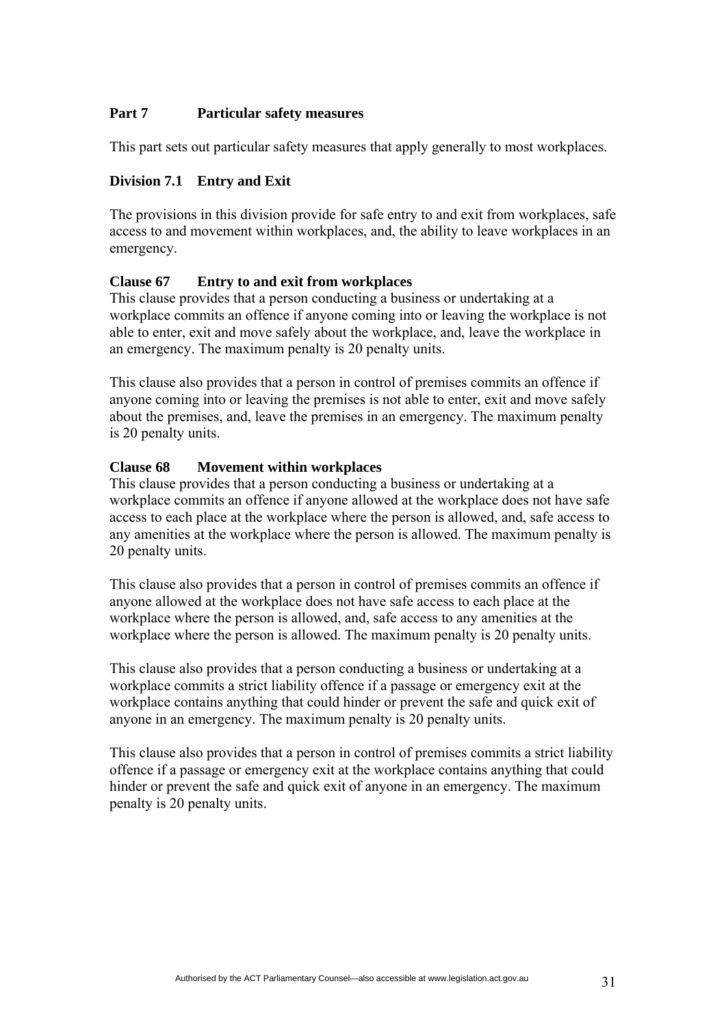## Part 7 Particular safety measures

This part sets out particular safety measures that apply generally to most workplaces.

### Division 7.1 Entry and Exit

The provisions in this division provide for safe entry to and exit from workplaces, safe access to and movement within workplaces, and, the ability to leave workplaces in an emergency.

#### Clause 67 Entry to and exit from workplaces

This clause provides that a person conducting a business or undertaking at a workplace commits an offence if anyone coming into or leaving the workplace is not able to enter, exit and move safely about the workplace, and, leave the workplace in an emergency. The maximum penalty is 20 penalty units.

This clause also provides that a person in control of premises commits an offence if anyone coming into or leaving the premises is not able to enter, exit and move safely about the premises, and, leave the premises in an emergency. The maximum penalty is 20 penalty units.

#### Clause 68 Movement within workplaces

This clause provides that a person conducting a business or undertaking at a workplace commits an offence if anyone allowed at the workplace does not have safe access to each place at the workplace where the person is allowed, and, safe access to any amenities at the workplace where the person is allowed. The maximum penalty is 20 penalty units.

This clause also provides that a person in control of premises commits an offence if anyone allowed at the workplace does not have safe access to each place at the workplace where the person is allowed, and, safe access to any amenities at the workplace where the person is allowed. The maximum penalty is 20 penalty units.

This clause also provides that a person conducting a business or undertaking at a workplace commits a strict liability offence if a passage or emergency exit at the workplace contains anything that could hinder or prevent the safe and quick exit of anyone in an emergency. The maximum penalty is 20 penalty units.

This clause also provides that a person in control of premises commits a strict liability offence if a passage or emergency exit at the workplace contains anything that could hinder or prevent the safe and quick exit of anyone in an emergency. The maximum penalty is 20 penalty units.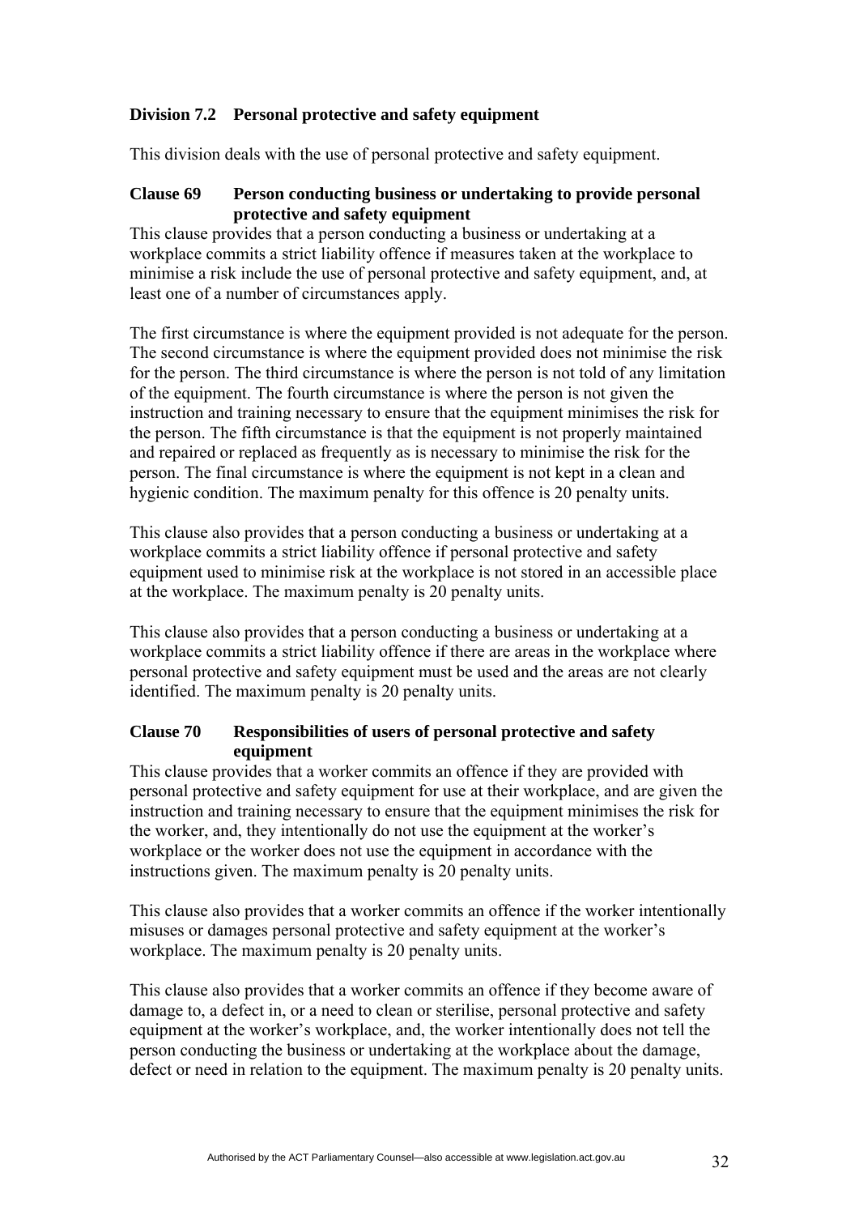### Division 7.2 Personal protective and safety equipment

This division deals with the use of personal protective and safety equipment.

#### Clause 69 Person conducting business or undertaking to provide personal protective and safety equipment

This clause provides that a person conducting a business or undertaking at a workplace commits a strict liability offence if measures taken at the workplace to minimise a risk include the use of personal protective and safety equipment, and, at least one of a number of circumstances apply.

The first circumstance is where the equipment provided is not adequate for the person. The second circumstance is where the equipment provided does not minimise the risk for the person. The third circumstance is where the person is not told of any limitation of the equipment. The fourth circumstance is where the person is not given the instruction and training necessary to ensure that the equipment minimises the risk for the person. The fifth circumstance is that the equipment is not properly maintained and repaired or replaced as frequently as is necessary to minimise the risk for the person. The final circumstance is where the equipment is not kept in a clean and hygienic condition. The maximum penalty for this offence is 20 penalty units.

This clause also provides that a person conducting a business or undertaking at a workplace commits a strict liability offence if personal protective and safety equipment used to minimise risk at the workplace is not stored in an accessible place at the workplace. The maximum penalty is 20 penalty units.

This clause also provides that a person conducting a business or undertaking at a workplace commits a strict liability offence if there are areas in the workplace where personal protective and safety equipment must be used and the areas are not clearly identified. The maximum penalty is 20 penalty units.

#### Clause 70 Responsibilities of users of personal protective and safety equipment

This clause provides that a worker commits an offence if they are provided with personal protective and safety equipment for use at their workplace, and are given the instruction and training necessary to ensure that the equipment minimises the risk for the worker, and, they intentionally do not use the equipment at the worker's workplace or the worker does not use the equipment in accordance with the instructions given. The maximum penalty is 20 penalty units.

This clause also provides that a worker commits an offence if the worker intentionally misuses or damages personal protective and safety equipment at the worker's workplace. The maximum penalty is 20 penalty units.

This clause also provides that a worker commits an offence if they become aware of damage to, a defect in, or a need to clean or sterilise, personal protective and safety equipment at the worker's workplace, and, the worker intentionally does not tell the person conducting the business or undertaking at the workplace about the damage, defect or need in relation to the equipment. The maximum penalty is 20 penalty units.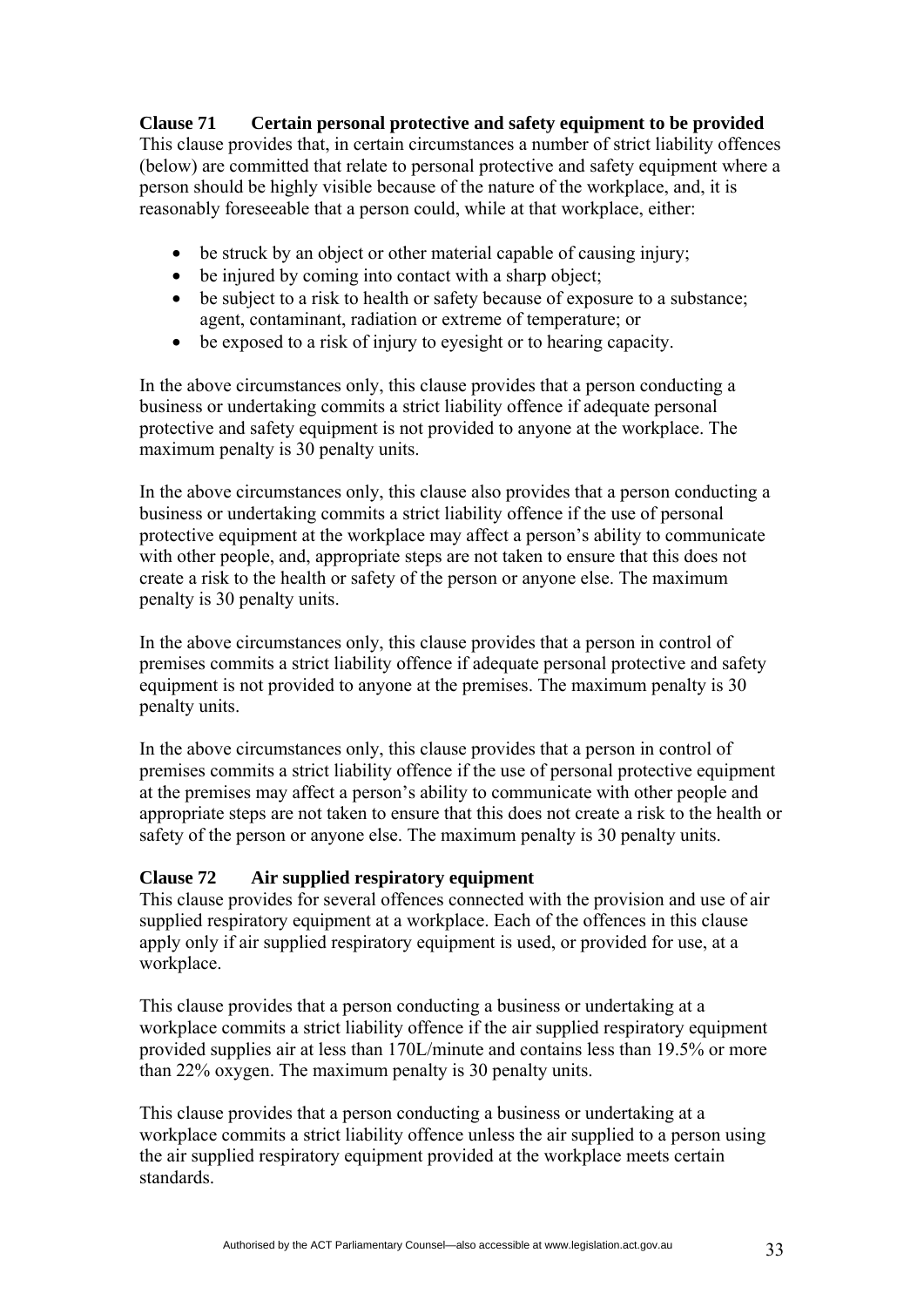**Clause 71 Certain personal protective and safety equipment to be provided**

This clause provides that, in certain circumstances a number of strict liability offences (below) are committed that relate to personal protective and safety equipment where a person should be highly visible because of the nature of the workplace, and, it is reasonably foreseeable that a person could, while at that workplace, either:

- be struck by an object or other material capable of causing injury;
- be injured by coming into contact with a sharp object;
- be subject to a risk to health or safety because of exposure to a substance; agent, contaminant, radiation or extreme of temperature; or
- be exposed to a risk of injury to eyesight or to hearing capacity.

In the above circumstances only, this clause provides that a person conducting a business or undertaking commits a strict liability offence if adequate personal protective and safety equipment is not provided to anyone at the workplace. The maximum penalty is 30 penalty units.

In the above circumstances only, this clause also provides that a person conducting a business or undertaking commits a strict liability offence if the use of personal protective equipment at the workplace may affect a person's ability to communicate with other people, and, appropriate steps are not taken to ensure that this does not create a risk to the health or safety of the person or anyone else. The maximum penalty is 30 penalty units.

In the above circumstances only, this clause provides that a person in control of premises commits a strict liability offence if adequate personal protective and safety equipment is not provided to anyone at the premises. The maximum penalty is 30 penalty units.

In the above circumstances only, this clause provides that a person in control of premises commits a strict liability offence if the use of personal protective equipment at the premises may affect a person's ability to communicate with other people and appropriate steps are not taken to ensure that this does not create a risk to the health or safety of the person or anyone else. The maximum penalty is 30 penalty units.

**Clause 72 Air supplied respiratory equipment**

This clause provides for several offences connected with the provision and use of air supplied respiratory equipment at a workplace. Each of the offences in this clause apply only if air supplied respiratory equipment is used, or provided for use, at a workplace.

This clause provides that a person conducting a business or undertaking at a workplace commits a strict liability offence if the air supplied respiratory equipment provided supplies air at less than 170L/minute and contains less than 19.5% or more than 22% oxygen. The maximum penalty is 30 penalty units.

This clause provides that a person conducting a business or undertaking at a workplace commits a strict liability offence unless the air supplied to a person using the air supplied respiratory equipment provided at the workplace meets certain standards.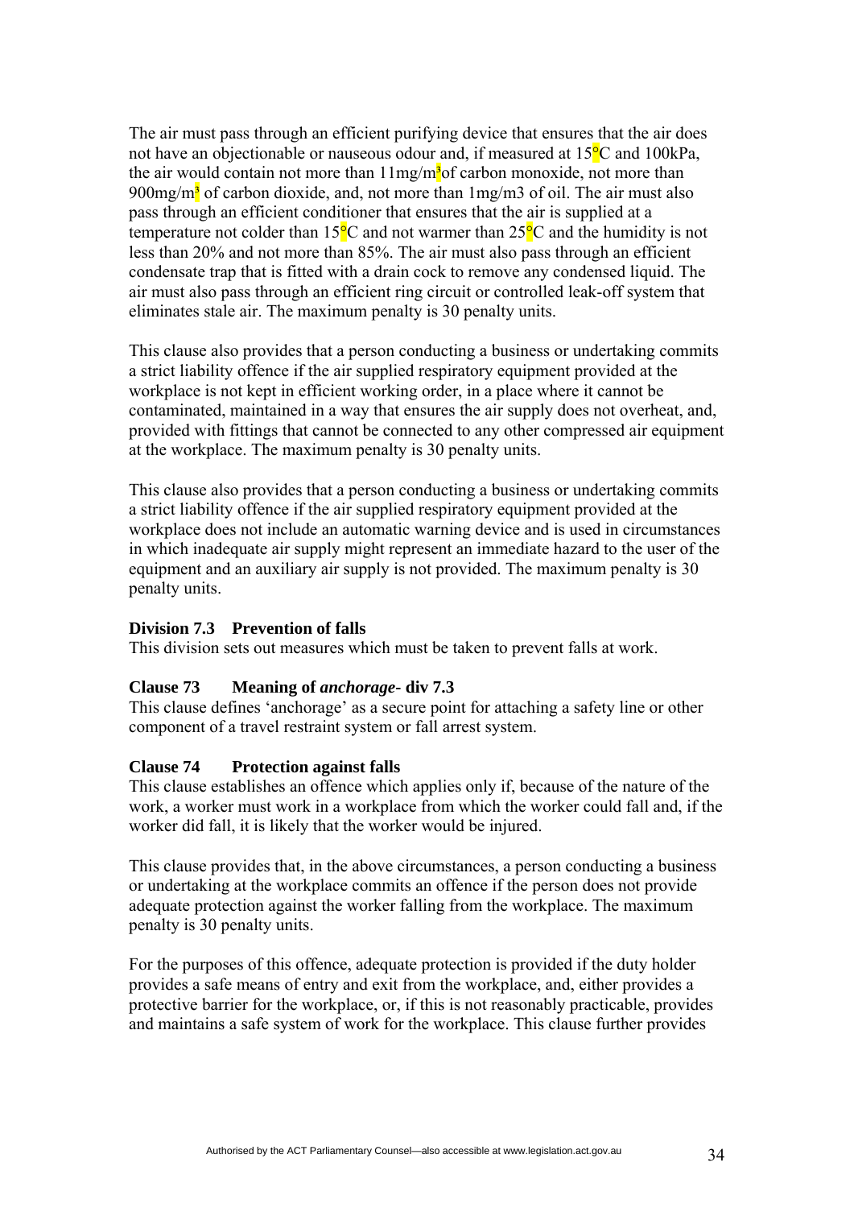The air must pass through an efficient purifying device that ensures that the air does not have an objectionable or nauseous odour and, if measured at 15°C and 100kPa, the air would contain not more than 11mg/m³of carbon monoxide, not more than 900mg/m³ of carbon dioxide, and, not more than 1mg/m3 of oil. The air must also pass through an efficient conditioner that ensures that the air is supplied at a temperature not colder than 15°C and not warmer than 25°C and the humidity is not less than 20% and not more than 85%. The air must also pass through an efficient condensate trap that is fitted with a drain cock to remove any condensed liquid. The air must also pass through an efficient ring circuit or controlled leak-off system that eliminates stale air. The maximum penalty is 30 penalty units.

This clause also provides that a person conducting a business or undertaking commits a strict liability offence if the air supplied respiratory equipment provided at the workplace is not kept in efficient working order, in a place where it cannot be contaminated, maintained in a way that ensures the air supply does not overheat, and, provided with fittings that cannot be connected to any other compressed air equipment at the workplace. The maximum penalty is 30 penalty units.

This clause also provides that a person conducting a business or undertaking commits a strict liability offence if the air supplied respiratory equipment provided at the workplace does not include an automatic warning device and is used in circumstances in which inadequate air supply might represent an immediate hazard to the user of the equipment and an auxiliary air supply is not provided. The maximum penalty is 30 penalty units.

### Division 7.3 Prevention of falls

This division sets out measures which must be taken to prevent falls at work.

### Clause 73 Meaning of *anchorage*- div 7.3

This clause defines 'anchorage' as a secure point for attaching a safety line or other component of a travel restraint system or fall arrest system.

### Clause 74 Protection against falls

This clause establishes an offence which applies only if, because of the nature of the work, a worker must work in a workplace from which the worker could fall and, if the worker did fall, it is likely that the worker would be injured.

This clause provides that, in the above circumstances, a person conducting a business or undertaking at the workplace commits an offence if the person does not provide adequate protection against the worker falling from the workplace. The maximum penalty is 30 penalty units.

For the purposes of this offence, adequate protection is provided if the duty holder provides a safe means of entry and exit from the workplace, and, either provides a protective barrier for the workplace, or, if this is not reasonably practicable, provides and maintains a safe system of work for the workplace. This clause further provides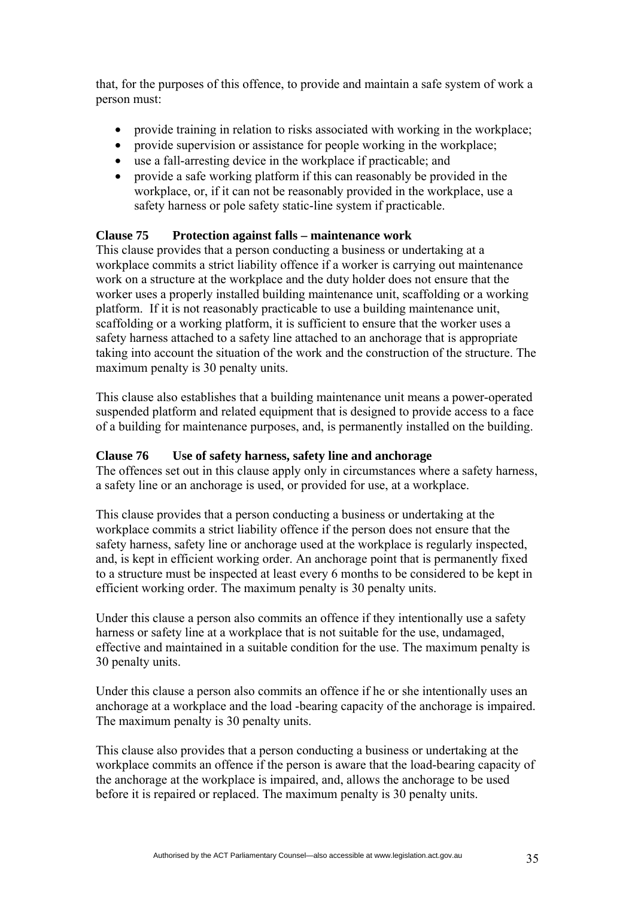that, for the purposes of this offence, to provide and maintain a safe system of work a person must:

- provide training in relation to risks associated with working in the workplace;
- provide supervision or assistance for people working in the workplace;
- use a fall-arresting device in the workplace if practicable; and
- provide a safe working platform if this can reasonably be provided in the workplace, or, if it can not be reasonably provided in the workplace, use a safety harness or pole safety static-line system if practicable.

**Clause 75 Protection against falls – maintenance work**

This clause provides that a person conducting a business or undertaking at a workplace commits a strict liability offence if a worker is carrying out maintenance work on a structure at the workplace and the duty holder does not ensure that the worker uses a properly installed building maintenance unit, scaffolding or a working platform. If it is not reasonably practicable to use a building maintenance unit, scaffolding or a working platform, it is sufficient to ensure that the worker uses a safety harness attached to a safety line attached to an anchorage that is appropriate taking into account the situation of the work and the construction of the structure. The maximum penalty is 30 penalty units.

This clause also establishes that a building maintenance unit means a power-operated suspended platform and related equipment that is designed to provide access to a face of a building for maintenance purposes, and, is permanently installed on the building.

**Clause 76 Use of safety harness, safety line and anchorage**

The offences set out in this clause apply only in circumstances where a safety harness, a safety line or an anchorage is used, or provided for use, at a workplace.

This clause provides that a person conducting a business or undertaking at the workplace commits a strict liability offence if the person does not ensure that the safety harness, safety line or anchorage used at the workplace is regularly inspected, and, is kept in efficient working order. An anchorage point that is permanently fixed to a structure must be inspected at least every 6 months to be considered to be kept in efficient working order. The maximum penalty is 30 penalty units.

Under this clause a person also commits an offence if they intentionally use a safety harness or safety line at a workplace that is not suitable for the use, undamaged, effective and maintained in a suitable condition for the use. The maximum penalty is 30 penalty units.

Under this clause a person also commits an offence if he or she intentionally uses an anchorage at a workplace and the load -bearing capacity of the anchorage is impaired. The maximum penalty is 30 penalty units.

This clause also provides that a person conducting a business or undertaking at the workplace commits an offence if the person is aware that the load-bearing capacity of the anchorage at the workplace is impaired, and, allows the anchorage to be used before it is repaired or replaced. The maximum penalty is 30 penalty units.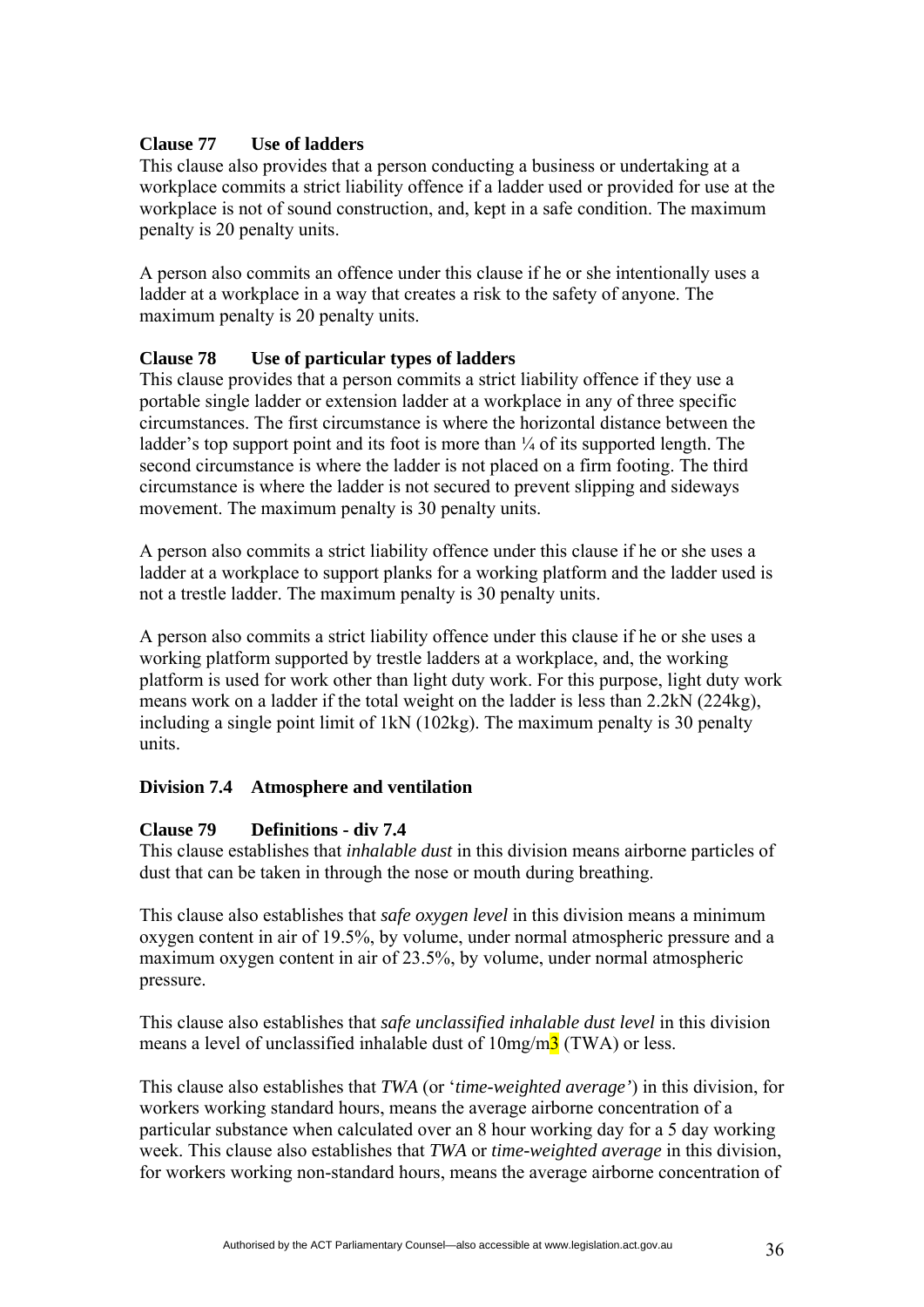**Clause 77 Use of ladders**

This clause also provides that a person conducting a business or undertaking at a workplace commits a strict liability offence if a ladder used or provided for use at the workplace is not of sound construction, and, kept in a safe condition. The maximum penalty is 20 penalty units.

A person also commits an offence under this clause if he or she intentionally uses a ladder at a workplace in a way that creates a risk to the safety of anyone. The maximum penalty is 20 penalty units.

**Clause 78 Use of particular types of ladders**

This clause provides that a person commits a strict liability offence if they use a portable single ladder or extension ladder at a workplace in any of three specific circumstances. The first circumstance is where the horizontal distance between the ladder's top support point and its foot is more than ¼ of its supported length. The second circumstance is where the ladder is not placed on a firm footing. The third circumstance is where the ladder is not secured to prevent slipping and sideways movement. The maximum penalty is 30 penalty units.

A person also commits a strict liability offence under this clause if he or she uses a ladder at a workplace to support planks for a working platform and the ladder used is not a trestle ladder. The maximum penalty is 30 penalty units.

A person also commits a strict liability offence under this clause if he or she uses a working platform supported by trestle ladders at a workplace, and, the working platform is used for work other than light duty work. For this purpose, light duty work means work on a ladder if the total weight on the ladder is less than 2.2kN (224kg), including a single point limit of 1kN (102kg). The maximum penalty is 30 penalty units.

**Division 7.4 Atmosphere and ventilation**

**Clause 79 Definitions - div 7.4**

This clause establishes that *inhalable dust* in this division means airborne particles of dust that can be taken in through the nose or mouth during breathing.

This clause also establishes that *safe oxygen level* in this division means a minimum oxygen content in air of 19.5%, by volume, under normal atmospheric pressure and a maximum oxygen content in air of 23.5%, by volume, under normal atmospheric pressure.

This clause also establishes that *safe unclassified inhalable dust level* in this division means a level of unclassified inhalable dust of 10mg/m3 (TWA) or less.

This clause also establishes that *TWA* (or '*time-weighted average'*) in this division, for workers working standard hours, means the average airborne concentration of a particular substance when calculated over an 8 hour working day for a 5 day working week. This clause also establishes that *TWA* or *time-weighted average* in this division, for workers working non-standard hours, means the average airborne concentration of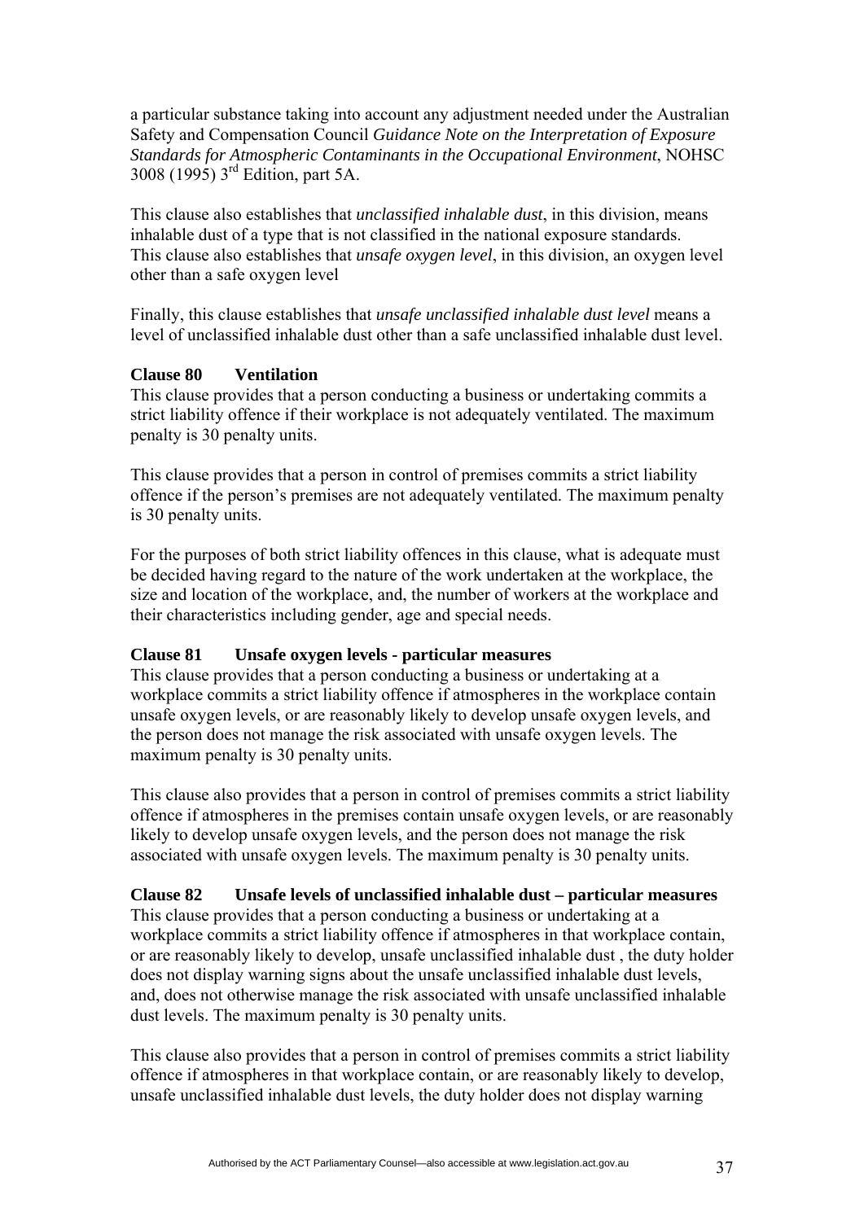a particular substance taking into account any adjustment needed under the Australian Safety and Compensation Council *Guidance Note on the Interpretation of Exposure Standards for Atmospheric Contaminants in the Occupational Environment*, NOHSC 3008 (1995) 3rd Edition, part 5A.

This clause also establishes that *unclassified inhalable dust*, in this division, means inhalable dust of a type that is not classified in the national exposure standards. This clause also establishes that *unsafe oxygen level*, in this division, an oxygen level other than a safe oxygen level

Finally, this clause establishes that *unsafe unclassified inhalable dust level* means a level of unclassified inhalable dust other than a safe unclassified inhalable dust level.

**Clause 80 Ventilation**

This clause provides that a person conducting a business or undertaking commits a strict liability offence if their workplace is not adequately ventilated. The maximum penalty is 30 penalty units.

This clause provides that a person in control of premises commits a strict liability offence if the person's premises are not adequately ventilated. The maximum penalty is 30 penalty units.

For the purposes of both strict liability offences in this clause, what is adequate must be decided having regard to the nature of the work undertaken at the workplace, the size and location of the workplace, and, the number of workers at the workplace and their characteristics including gender, age and special needs.

**Clause 81 Unsafe oxygen levels - particular measures**

This clause provides that a person conducting a business or undertaking at a workplace commits a strict liability offence if atmospheres in the workplace contain unsafe oxygen levels, or are reasonably likely to develop unsafe oxygen levels, and the person does not manage the risk associated with unsafe oxygen levels. The maximum penalty is 30 penalty units.

This clause also provides that a person in control of premises commits a strict liability offence if atmospheres in the premises contain unsafe oxygen levels, or are reasonably likely to develop unsafe oxygen levels, and the person does not manage the risk associated with unsafe oxygen levels. The maximum penalty is 30 penalty units.

**Clause 82 Unsafe levels of unclassified inhalable dust – particular measures**

This clause provides that a person conducting a business or undertaking at a workplace commits a strict liability offence if atmospheres in that workplace contain, or are reasonably likely to develop, unsafe unclassified inhalable dust , the duty holder does not display warning signs about the unsafe unclassified inhalable dust levels, and, does not otherwise manage the risk associated with unsafe unclassified inhalable dust levels. The maximum penalty is 30 penalty units.

This clause also provides that a person in control of premises commits a strict liability offence if atmospheres in that workplace contain, or are reasonably likely to develop, unsafe unclassified inhalable dust levels, the duty holder does not display warning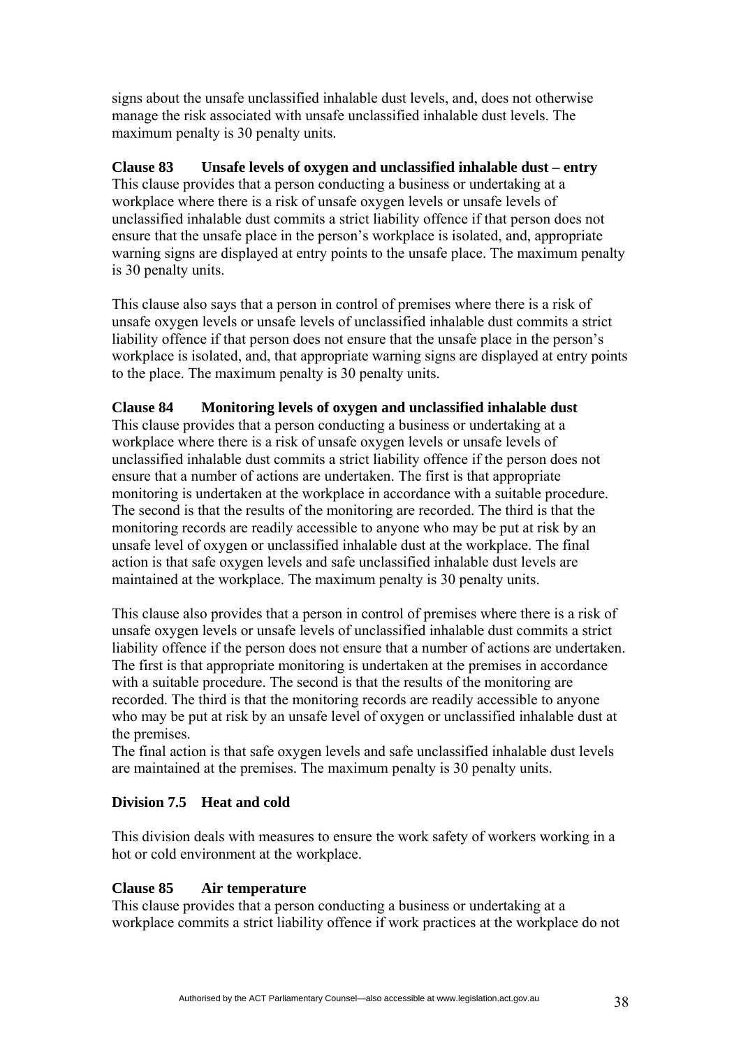signs about the unsafe unclassified inhalable dust levels, and, does not otherwise manage the risk associated with unsafe unclassified inhalable dust levels. The maximum penalty is 30 penalty units.

**Clause 83 Unsafe levels of oxygen and unclassified inhalable dust – entry**
This clause provides that a person conducting a business or undertaking at a workplace where there is a risk of unsafe oxygen levels or unsafe levels of unclassified inhalable dust commits a strict liability offence if that person does not ensure that the unsafe place in the person's workplace is isolated, and, appropriate warning signs are displayed at entry points to the unsafe place. The maximum penalty is 30 penalty units.

This clause also says that a person in control of premises where there is a risk of unsafe oxygen levels or unsafe levels of unclassified inhalable dust commits a strict liability offence if that person does not ensure that the unsafe place in the person's workplace is isolated, and, that appropriate warning signs are displayed at entry points to the place. The maximum penalty is 30 penalty units.

**Clause 84 Monitoring levels of oxygen and unclassified inhalable dust**
This clause provides that a person conducting a business or undertaking at a workplace where there is a risk of unsafe oxygen levels or unsafe levels of unclassified inhalable dust commits a strict liability offence if the person does not ensure that a number of actions are undertaken. The first is that appropriate monitoring is undertaken at the workplace in accordance with a suitable procedure. The second is that the results of the monitoring are recorded. The third is that the monitoring records are readily accessible to anyone who may be put at risk by an unsafe level of oxygen or unclassified inhalable dust at the workplace. The final action is that safe oxygen levels and safe unclassified inhalable dust levels are maintained at the workplace. The maximum penalty is 30 penalty units.

This clause also provides that a person in control of premises where there is a risk of unsafe oxygen levels or unsafe levels of unclassified inhalable dust commits a strict liability offence if the person does not ensure that a number of actions are undertaken. The first is that appropriate monitoring is undertaken at the premises in accordance with a suitable procedure. The second is that the results of the monitoring are recorded. The third is that the monitoring records are readily accessible to anyone who may be put at risk by an unsafe level of oxygen or unclassified inhalable dust at the premises.
The final action is that safe oxygen levels and safe unclassified inhalable dust levels are maintained at the premises. The maximum penalty is 30 penalty units.

### Division 7.5 Heat and cold

This division deals with measures to ensure the work safety of workers working in a hot or cold environment at the workplace.

**Clause 85 Air temperature**
This clause provides that a person conducting a business or undertaking at a workplace commits a strict liability offence if work practices at the workplace do not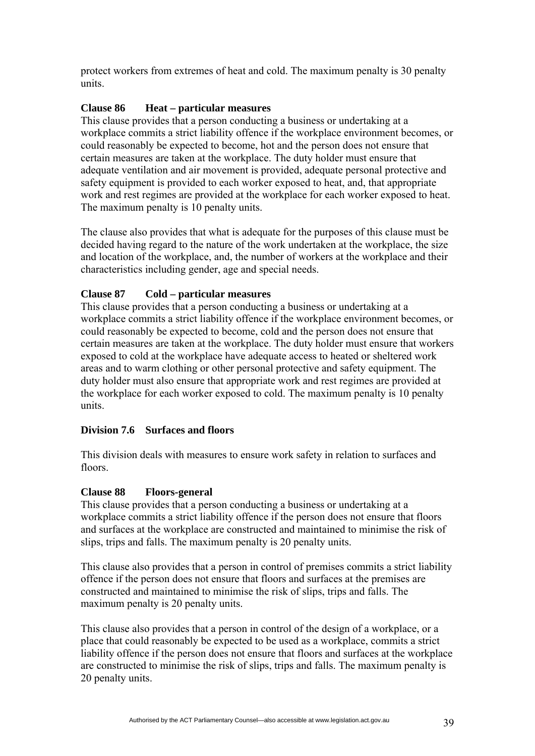protect workers from extremes of heat and cold. The maximum penalty is 30 penalty units.

**Clause 86 Heat – particular measures**

This clause provides that a person conducting a business or undertaking at a workplace commits a strict liability offence if the workplace environment becomes, or could reasonably be expected to become, hot and the person does not ensure that certain measures are taken at the workplace. The duty holder must ensure that adequate ventilation and air movement is provided, adequate personal protective and safety equipment is provided to each worker exposed to heat, and, that appropriate work and rest regimes are provided at the workplace for each worker exposed to heat. The maximum penalty is 10 penalty units.

The clause also provides that what is adequate for the purposes of this clause must be decided having regard to the nature of the work undertaken at the workplace, the size and location of the workplace, and, the number of workers at the workplace and their characteristics including gender, age and special needs.

**Clause 87 Cold – particular measures**

This clause provides that a person conducting a business or undertaking at a workplace commits a strict liability offence if the workplace environment becomes, or could reasonably be expected to become, cold and the person does not ensure that certain measures are taken at the workplace. The duty holder must ensure that workers exposed to cold at the workplace have adequate access to heated or sheltered work areas and to warm clothing or other personal protective and safety equipment. The duty holder must also ensure that appropriate work and rest regimes are provided at the workplace for each worker exposed to cold. The maximum penalty is 10 penalty units.

**Division 7.6 Surfaces and floors**

This division deals with measures to ensure work safety in relation to surfaces and floors.

**Clause 88 Floors-general**

This clause provides that a person conducting a business or undertaking at a workplace commits a strict liability offence if the person does not ensure that floors and surfaces at the workplace are constructed and maintained to minimise the risk of slips, trips and falls. The maximum penalty is 20 penalty units.

This clause also provides that a person in control of premises commits a strict liability offence if the person does not ensure that floors and surfaces at the premises are constructed and maintained to minimise the risk of slips, trips and falls. The maximum penalty is 20 penalty units.

This clause also provides that a person in control of the design of a workplace, or a place that could reasonably be expected to be used as a workplace, commits a strict liability offence if the person does not ensure that floors and surfaces at the workplace are constructed to minimise the risk of slips, trips and falls. The maximum penalty is 20 penalty units.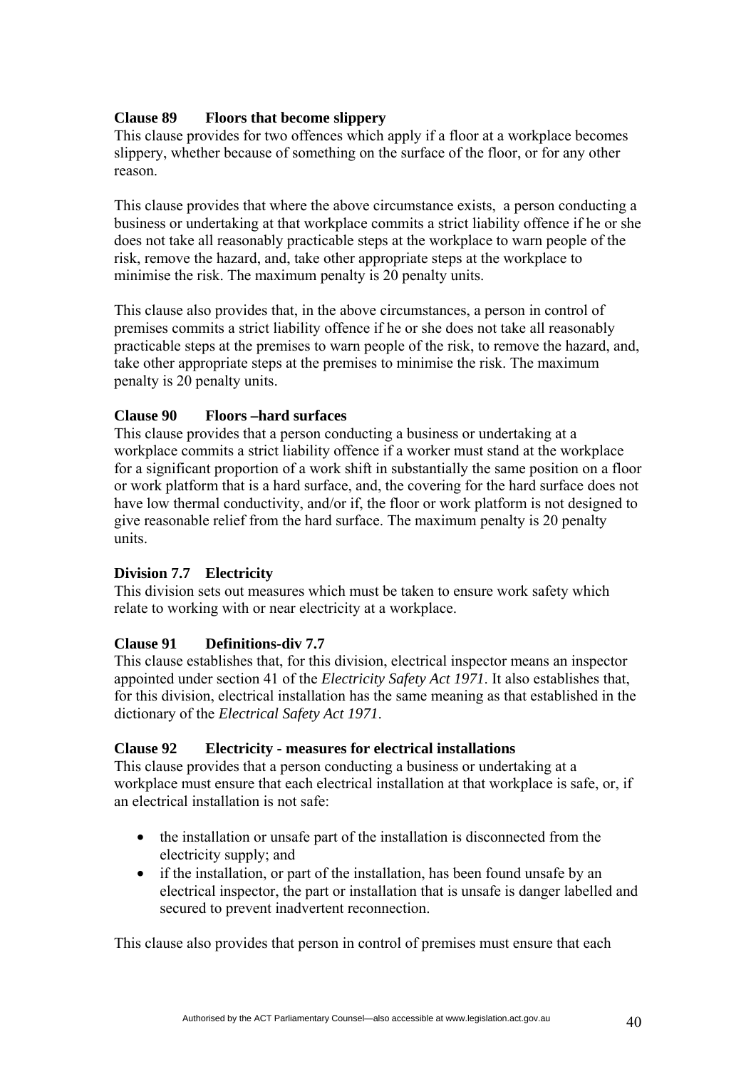### Clause 89 Floors that become slippery

This clause provides for two offences which apply if a floor at a workplace becomes slippery, whether because of something on the surface of the floor, or for any other reason.

This clause provides that where the above circumstance exists, a person conducting a business or undertaking at that workplace commits a strict liability offence if he or she does not take all reasonably practicable steps at the workplace to warn people of the risk, remove the hazard, and, take other appropriate steps at the workplace to minimise the risk. The maximum penalty is 20 penalty units.

This clause also provides that, in the above circumstances, a person in control of premises commits a strict liability offence if he or she does not take all reasonably practicable steps at the premises to warn people of the risk, to remove the hazard, and, take other appropriate steps at the premises to minimise the risk. The maximum penalty is 20 penalty units.

### Clause 90 Floors –hard surfaces

This clause provides that a person conducting a business or undertaking at a workplace commits a strict liability offence if a worker must stand at the workplace for a significant proportion of a work shift in substantially the same position on a floor or work platform that is a hard surface, and, the covering for the hard surface does not have low thermal conductivity, and/or if, the floor or work platform is not designed to give reasonable relief from the hard surface. The maximum penalty is 20 penalty units.

### Division 7.7 Electricity

This division sets out measures which must be taken to ensure work safety which relate to working with or near electricity at a workplace.

### Clause 91 Definitions-div 7.7

This clause establishes that, for this division, electrical inspector means an inspector appointed under section 41 of the *Electricity Safety Act 1971*. It also establishes that, for this division, electrical installation has the same meaning as that established in the dictionary of the *Electrical Safety Act 1971*.

### Clause 92 Electricity - measures for electrical installations

This clause provides that a person conducting a business or undertaking at a workplace must ensure that each electrical installation at that workplace is safe, or, if an electrical installation is not safe:

- the installation or unsafe part of the installation is disconnected from the electricity supply; and
- if the installation, or part of the installation, has been found unsafe by an electrical inspector, the part or installation that is unsafe is danger labelled and secured to prevent inadvertent reconnection.

This clause also provides that person in control of premises must ensure that each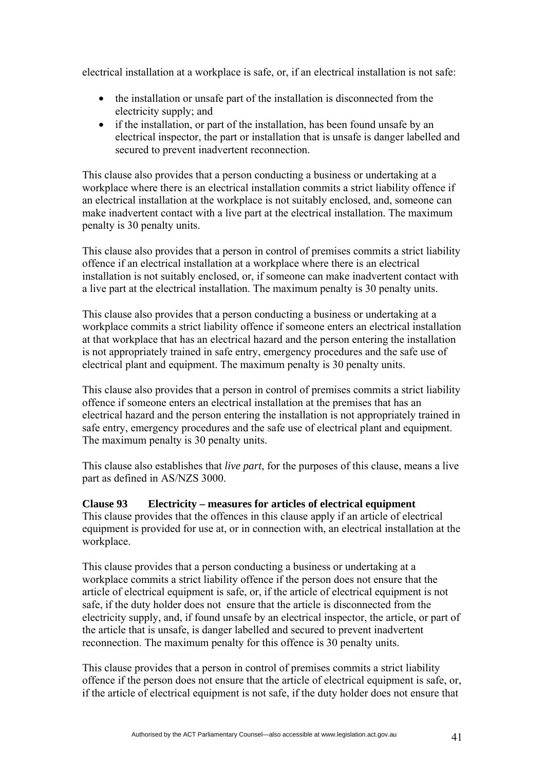electrical installation at a workplace is safe, or, if an electrical installation is not safe:

- the installation or unsafe part of the installation is disconnected from the electricity supply; and
- if the installation, or part of the installation, has been found unsafe by an electrical inspector, the part or installation that is unsafe is danger labelled and secured to prevent inadvertent reconnection.

This clause also provides that a person conducting a business or undertaking at a workplace where there is an electrical installation commits a strict liability offence if an electrical installation at the workplace is not suitably enclosed, and, someone can make inadvertent contact with a live part at the electrical installation. The maximum penalty is 30 penalty units.

This clause also provides that a person in control of premises commits a strict liability offence if an electrical installation at a workplace where there is an electrical installation is not suitably enclosed, or, if someone can make inadvertent contact with a live part at the electrical installation. The maximum penalty is 30 penalty units.

This clause also provides that a person conducting a business or undertaking at a workplace commits a strict liability offence if someone enters an electrical installation at that workplace that has an electrical hazard and the person entering the installation is not appropriately trained in safe entry, emergency procedures and the safe use of electrical plant and equipment. The maximum penalty is 30 penalty units.

This clause also provides that a person in control of premises commits a strict liability offence if someone enters an electrical installation at the premises that has an electrical hazard and the person entering the installation is not appropriately trained in safe entry, emergency procedures and the safe use of electrical plant and equipment. The maximum penalty is 30 penalty units.

This clause also establishes that *live part*, for the purposes of this clause, means a live part as defined in AS/NZS 3000.

**Clause 93 Electricity – measures for articles of electrical equipment**

This clause provides that the offences in this clause apply if an article of electrical equipment is provided for use at, or in connection with, an electrical installation at the workplace.

This clause provides that a person conducting a business or undertaking at a workplace commits a strict liability offence if the person does not ensure that the article of electrical equipment is safe, or, if the article of electrical equipment is not safe, if the duty holder does not ensure that the article is disconnected from the electricity supply, and, if found unsafe by an electrical inspector, the article, or part of the article that is unsafe, is danger labelled and secured to prevent inadvertent reconnection. The maximum penalty for this offence is 30 penalty units.

This clause provides that a person in control of premises commits a strict liability offence if the person does not ensure that the article of electrical equipment is safe, or, if the article of electrical equipment is not safe, if the duty holder does not ensure that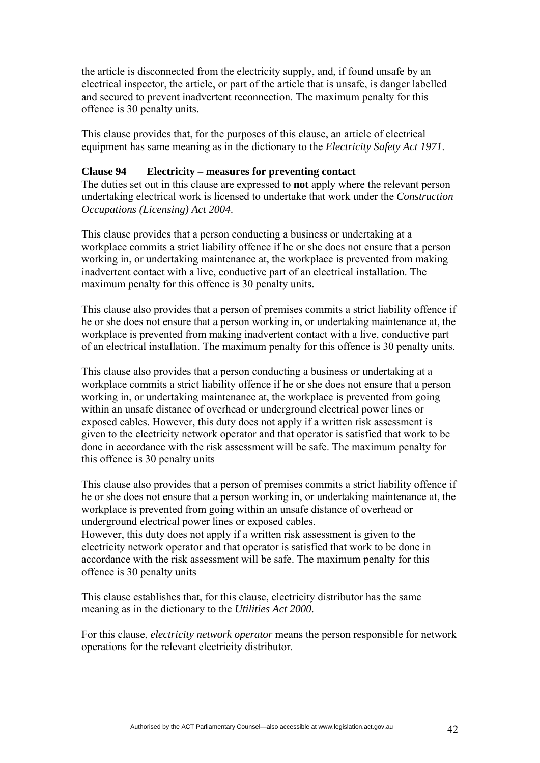the article is disconnected from the electricity supply, and, if found unsafe by an electrical inspector, the article, or part of the article that is unsafe, is danger labelled and secured to prevent inadvertent reconnection. The maximum penalty for this offence is 30 penalty units.

This clause provides that, for the purposes of this clause, an article of electrical equipment has same meaning as in the dictionary to the *Electricity Safety Act 1971*.

**Clause 94 Electricity – measures for preventing contact**

The duties set out in this clause are expressed to **not** apply where the relevant person undertaking electrical work is licensed to undertake that work under the *Construction Occupations (Licensing) Act 2004*.

This clause provides that a person conducting a business or undertaking at a workplace commits a strict liability offence if he or she does not ensure that a person working in, or undertaking maintenance at, the workplace is prevented from making inadvertent contact with a live, conductive part of an electrical installation. The maximum penalty for this offence is 30 penalty units.

This clause also provides that a person of premises commits a strict liability offence if he or she does not ensure that a person working in, or undertaking maintenance at, the workplace is prevented from making inadvertent contact with a live, conductive part of an electrical installation. The maximum penalty for this offence is 30 penalty units.

This clause also provides that a person conducting a business or undertaking at a workplace commits a strict liability offence if he or she does not ensure that a person working in, or undertaking maintenance at, the workplace is prevented from going within an unsafe distance of overhead or underground electrical power lines or exposed cables. However, this duty does not apply if a written risk assessment is given to the electricity network operator and that operator is satisfied that work to be done in accordance with the risk assessment will be safe. The maximum penalty for this offence is 30 penalty units

This clause also provides that a person of premises commits a strict liability offence if he or she does not ensure that a person working in, or undertaking maintenance at, the workplace is prevented from going within an unsafe distance of overhead or underground electrical power lines or exposed cables.
However, this duty does not apply if a written risk assessment is given to the electricity network operator and that operator is satisfied that work to be done in accordance with the risk assessment will be safe. The maximum penalty for this offence is 30 penalty units

This clause establishes that, for this clause, electricity distributor has the same meaning as in the dictionary to the *Utilities Act 2000.*

For this clause, *electricity network operator* means the person responsible for network operations for the relevant electricity distributor.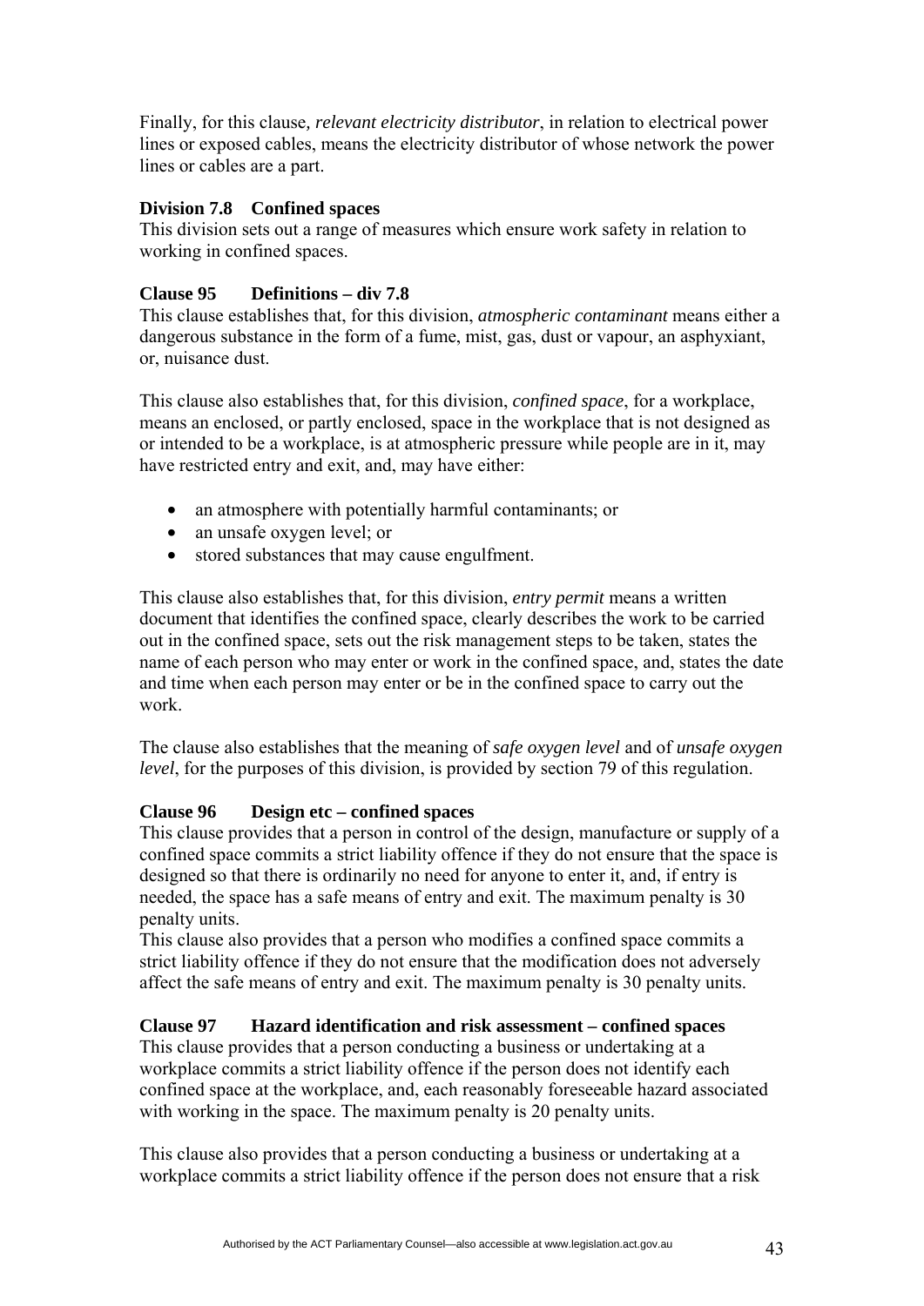Finally, for this clause*, relevant electricity distributor*, in relation to electrical power lines or exposed cables, means the electricity distributor of whose network the power lines or cables are a part.

**Division 7.8 Confined spaces**

This division sets out a range of measures which ensure work safety in relation to working in confined spaces.

**Clause 95 Definitions – div 7.8**

This clause establishes that, for this division, *atmospheric contaminant* means either a dangerous substance in the form of a fume, mist, gas, dust or vapour, an asphyxiant, or, nuisance dust.

This clause also establishes that, for this division, *confined space*, for a workplace, means an enclosed, or partly enclosed, space in the workplace that is not designed as or intended to be a workplace, is at atmospheric pressure while people are in it, may have restricted entry and exit, and, may have either:

- an atmosphere with potentially harmful contaminants; or
- an unsafe oxygen level; or
- stored substances that may cause engulfment.

This clause also establishes that, for this division, *entry permit* means a written document that identifies the confined space, clearly describes the work to be carried out in the confined space, sets out the risk management steps to be taken, states the name of each person who may enter or work in the confined space, and, states the date and time when each person may enter or be in the confined space to carry out the work.

The clause also establishes that the meaning of *safe oxygen level* and of *unsafe oxygen level*, for the purposes of this division, is provided by section 79 of this regulation.

**Clause 96 Design etc – confined spaces**

This clause provides that a person in control of the design, manufacture or supply of a confined space commits a strict liability offence if they do not ensure that the space is designed so that there is ordinarily no need for anyone to enter it, and, if entry is needed, the space has a safe means of entry and exit. The maximum penalty is 30 penalty units.

This clause also provides that a person who modifies a confined space commits a strict liability offence if they do not ensure that the modification does not adversely affect the safe means of entry and exit. The maximum penalty is 30 penalty units.

**Clause 97 Hazard identification and risk assessment – confined spaces**

This clause provides that a person conducting a business or undertaking at a workplace commits a strict liability offence if the person does not identify each confined space at the workplace, and, each reasonably foreseeable hazard associated with working in the space. The maximum penalty is 20 penalty units.

This clause also provides that a person conducting a business or undertaking at a workplace commits a strict liability offence if the person does not ensure that a risk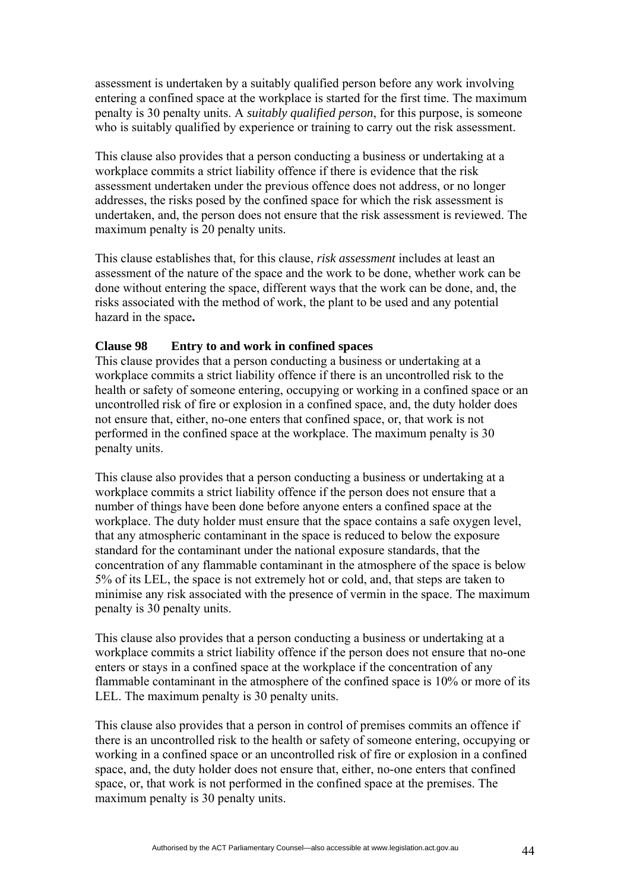assessment is undertaken by a suitably qualified person before any work involving entering a confined space at the workplace is started for the first time. The maximum penalty is 30 penalty units. A *suitably qualified person*, for this purpose, is someone who is suitably qualified by experience or training to carry out the risk assessment.

This clause also provides that a person conducting a business or undertaking at a workplace commits a strict liability offence if there is evidence that the risk assessment undertaken under the previous offence does not address, or no longer addresses, the risks posed by the confined space for which the risk assessment is undertaken, and, the person does not ensure that the risk assessment is reviewed. The maximum penalty is 20 penalty units.

This clause establishes that, for this clause, *risk assessment* includes at least an assessment of the nature of the space and the work to be done, whether work can be done without entering the space, different ways that the work can be done, and, the risks associated with the method of work, the plant to be used and any potential hazard in the space**.**

**Clause 98 Entry to and work in confined spaces**

This clause provides that a person conducting a business or undertaking at a workplace commits a strict liability offence if there is an uncontrolled risk to the health or safety of someone entering, occupying or working in a confined space or an uncontrolled risk of fire or explosion in a confined space, and, the duty holder does not ensure that, either, no-one enters that confined space, or, that work is not performed in the confined space at the workplace. The maximum penalty is 30 penalty units.

This clause also provides that a person conducting a business or undertaking at a workplace commits a strict liability offence if the person does not ensure that a number of things have been done before anyone enters a confined space at the workplace. The duty holder must ensure that the space contains a safe oxygen level, that any atmospheric contaminant in the space is reduced to below the exposure standard for the contaminant under the national exposure standards, that the concentration of any flammable contaminant in the atmosphere of the space is below 5% of its LEL, the space is not extremely hot or cold, and, that steps are taken to minimise any risk associated with the presence of vermin in the space. The maximum penalty is 30 penalty units.

This clause also provides that a person conducting a business or undertaking at a workplace commits a strict liability offence if the person does not ensure that no-one enters or stays in a confined space at the workplace if the concentration of any flammable contaminant in the atmosphere of the confined space is 10% or more of its LEL. The maximum penalty is 30 penalty units.

This clause also provides that a person in control of premises commits an offence if there is an uncontrolled risk to the health or safety of someone entering, occupying or working in a confined space or an uncontrolled risk of fire or explosion in a confined space, and, the duty holder does not ensure that, either, no-one enters that confined space, or, that work is not performed in the confined space at the premises. The maximum penalty is 30 penalty units.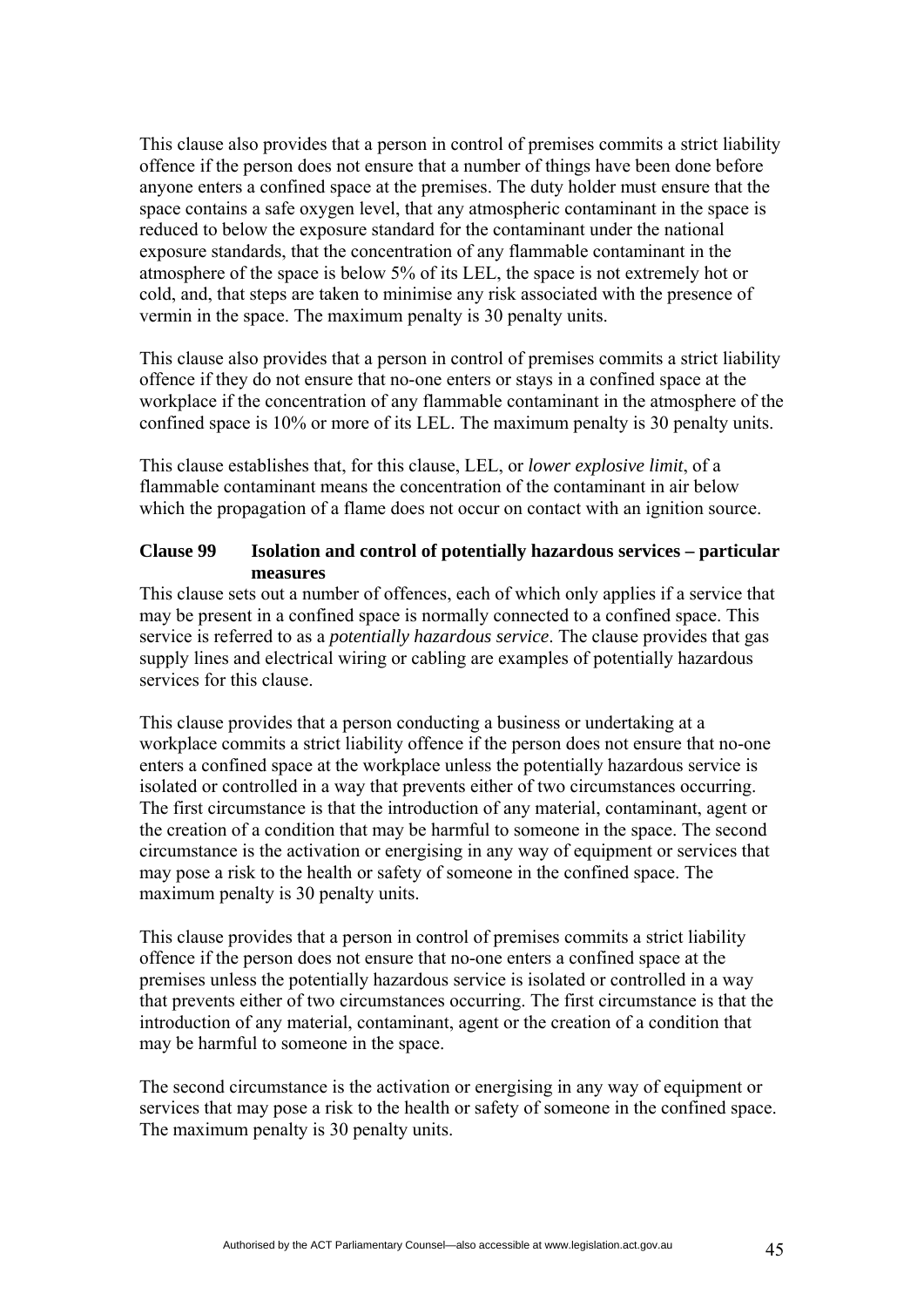This clause also provides that a person in control of premises commits a strict liability offence if the person does not ensure that a number of things have been done before anyone enters a confined space at the premises. The duty holder must ensure that the space contains a safe oxygen level, that any atmospheric contaminant in the space is reduced to below the exposure standard for the contaminant under the national exposure standards, that the concentration of any flammable contaminant in the atmosphere of the space is below 5% of its LEL, the space is not extremely hot or cold, and, that steps are taken to minimise any risk associated with the presence of vermin in the space. The maximum penalty is 30 penalty units.

This clause also provides that a person in control of premises commits a strict liability offence if they do not ensure that no-one enters or stays in a confined space at the workplace if the concentration of any flammable contaminant in the atmosphere of the confined space is 10% or more of its LEL. The maximum penalty is 30 penalty units.

This clause establishes that, for this clause, LEL, or *lower explosive limit*, of a flammable contaminant means the concentration of the contaminant in air below which the propagation of a flame does not occur on contact with an ignition source.

**Clause 99 Isolation and control of potentially hazardous services – particular measures**

This clause sets out a number of offences, each of which only applies if a service that may be present in a confined space is normally connected to a confined space. This service is referred to as a *potentially hazardous service*. The clause provides that gas supply lines and electrical wiring or cabling are examples of potentially hazardous services for this clause.

This clause provides that a person conducting a business or undertaking at a workplace commits a strict liability offence if the person does not ensure that no-one enters a confined space at the workplace unless the potentially hazardous service is isolated or controlled in a way that prevents either of two circumstances occurring. The first circumstance is that the introduction of any material, contaminant, agent or the creation of a condition that may be harmful to someone in the space. The second circumstance is the activation or energising in any way of equipment or services that may pose a risk to the health or safety of someone in the confined space. The maximum penalty is 30 penalty units.

This clause provides that a person in control of premises commits a strict liability offence if the person does not ensure that no-one enters a confined space at the premises unless the potentially hazardous service is isolated or controlled in a way that prevents either of two circumstances occurring. The first circumstance is that the introduction of any material, contaminant, agent or the creation of a condition that may be harmful to someone in the space.

The second circumstance is the activation or energising in any way of equipment or services that may pose a risk to the health or safety of someone in the confined space. The maximum penalty is 30 penalty units.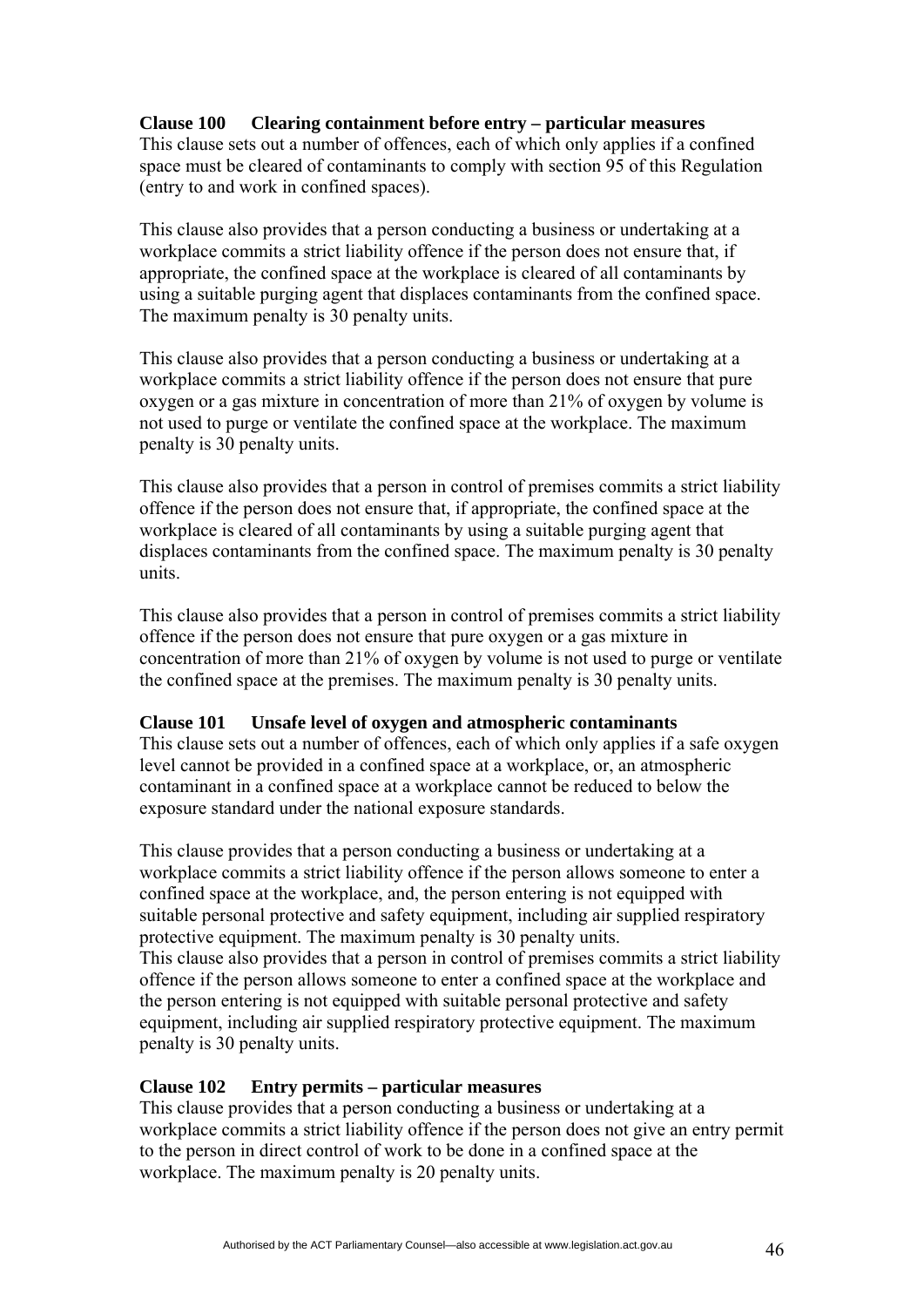**Clause 100 Clearing containment before entry – particular measures**
This clause sets out a number of offences, each of which only applies if a confined space must be cleared of contaminants to comply with section 95 of this Regulation (entry to and work in confined spaces).

This clause also provides that a person conducting a business or undertaking at a workplace commits a strict liability offence if the person does not ensure that, if appropriate, the confined space at the workplace is cleared of all contaminants by using a suitable purging agent that displaces contaminants from the confined space. The maximum penalty is 30 penalty units.

This clause also provides that a person conducting a business or undertaking at a workplace commits a strict liability offence if the person does not ensure that pure oxygen or a gas mixture in concentration of more than 21% of oxygen by volume is not used to purge or ventilate the confined space at the workplace. The maximum penalty is 30 penalty units.

This clause also provides that a person in control of premises commits a strict liability offence if the person does not ensure that, if appropriate, the confined space at the workplace is cleared of all contaminants by using a suitable purging agent that displaces contaminants from the confined space. The maximum penalty is 30 penalty units.

This clause also provides that a person in control of premises commits a strict liability offence if the person does not ensure that pure oxygen or a gas mixture in concentration of more than 21% of oxygen by volume is not used to purge or ventilate the confined space at the premises. The maximum penalty is 30 penalty units.

**Clause 101 Unsafe level of oxygen and atmospheric contaminants**
This clause sets out a number of offences, each of which only applies if a safe oxygen level cannot be provided in a confined space at a workplace, or, an atmospheric contaminant in a confined space at a workplace cannot be reduced to below the exposure standard under the national exposure standards.

This clause provides that a person conducting a business or undertaking at a workplace commits a strict liability offence if the person allows someone to enter a confined space at the workplace, and, the person entering is not equipped with suitable personal protective and safety equipment, including air supplied respiratory protective equipment. The maximum penalty is 30 penalty units.
This clause also provides that a person in control of premises commits a strict liability offence if the person allows someone to enter a confined space at the workplace and the person entering is not equipped with suitable personal protective and safety equipment, including air supplied respiratory protective equipment. The maximum penalty is 30 penalty units.

**Clause 102 Entry permits – particular measures**
This clause provides that a person conducting a business or undertaking at a workplace commits a strict liability offence if the person does not give an entry permit to the person in direct control of work to be done in a confined space at the workplace. The maximum penalty is 20 penalty units.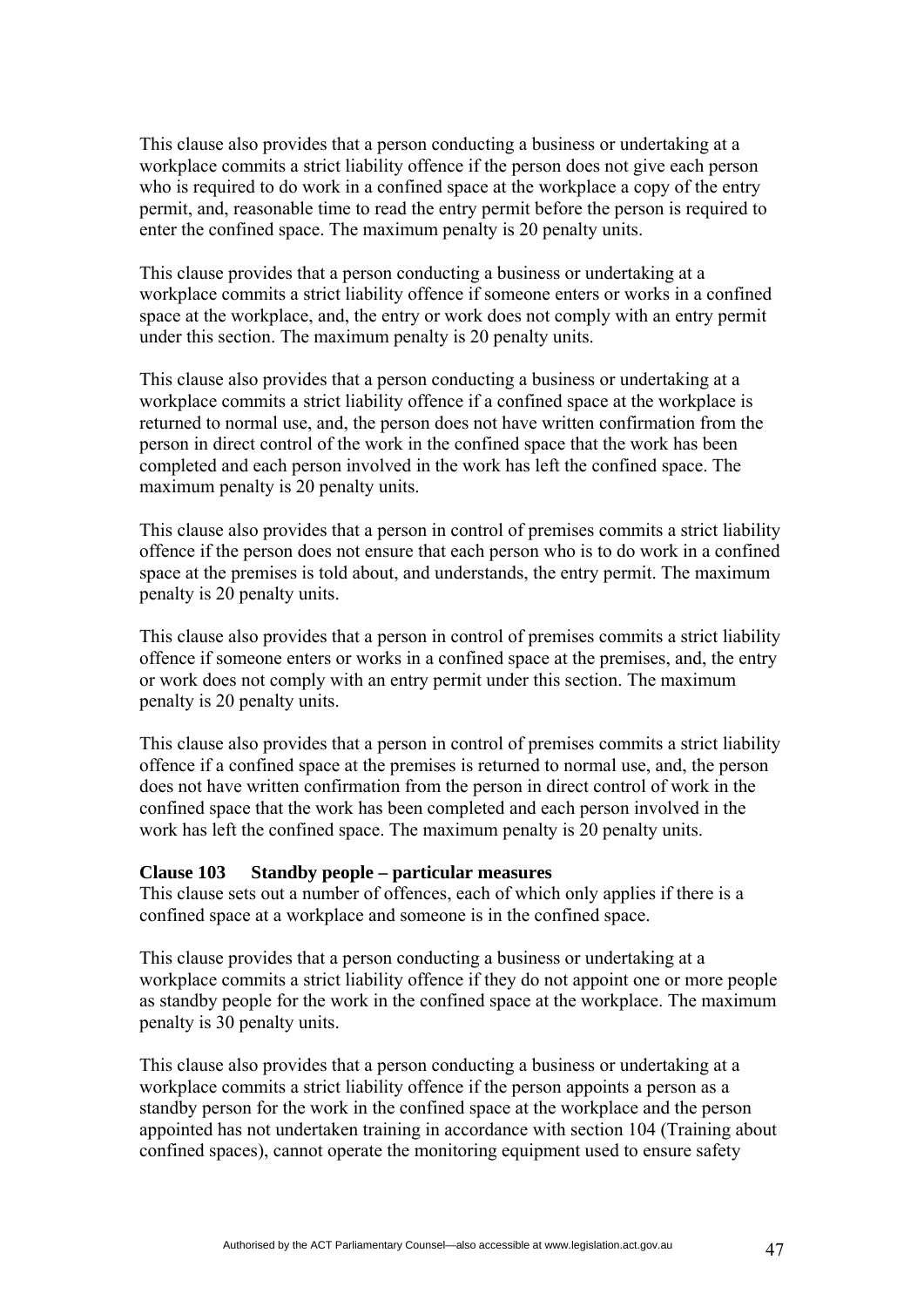This clause also provides that a person conducting a business or undertaking at a workplace commits a strict liability offence if the person does not give each person who is required to do work in a confined space at the workplace a copy of the entry permit, and, reasonable time to read the entry permit before the person is required to enter the confined space. The maximum penalty is 20 penalty units.

This clause provides that a person conducting a business or undertaking at a workplace commits a strict liability offence if someone enters or works in a confined space at the workplace, and, the entry or work does not comply with an entry permit under this section. The maximum penalty is 20 penalty units.

This clause also provides that a person conducting a business or undertaking at a workplace commits a strict liability offence if a confined space at the workplace is returned to normal use, and, the person does not have written confirmation from the person in direct control of the work in the confined space that the work has been completed and each person involved in the work has left the confined space. The maximum penalty is 20 penalty units.

This clause also provides that a person in control of premises commits a strict liability offence if the person does not ensure that each person who is to do work in a confined space at the premises is told about, and understands, the entry permit. The maximum penalty is 20 penalty units.

This clause also provides that a person in control of premises commits a strict liability offence if someone enters or works in a confined space at the premises, and, the entry or work does not comply with an entry permit under this section. The maximum penalty is 20 penalty units.

This clause also provides that a person in control of premises commits a strict liability offence if a confined space at the premises is returned to normal use, and, the person does not have written confirmation from the person in direct control of work in the confined space that the work has been completed and each person involved in the work has left the confined space. The maximum penalty is 20 penalty units.

**Clause 103 Standby people – particular measures**

This clause sets out a number of offences, each of which only applies if there is a confined space at a workplace and someone is in the confined space.

This clause provides that a person conducting a business or undertaking at a workplace commits a strict liability offence if they do not appoint one or more people as standby people for the work in the confined space at the workplace. The maximum penalty is 30 penalty units.

This clause also provides that a person conducting a business or undertaking at a workplace commits a strict liability offence if the person appoints a person as a standby person for the work in the confined space at the workplace and the person appointed has not undertaken training in accordance with section 104 (Training about confined spaces), cannot operate the monitoring equipment used to ensure safety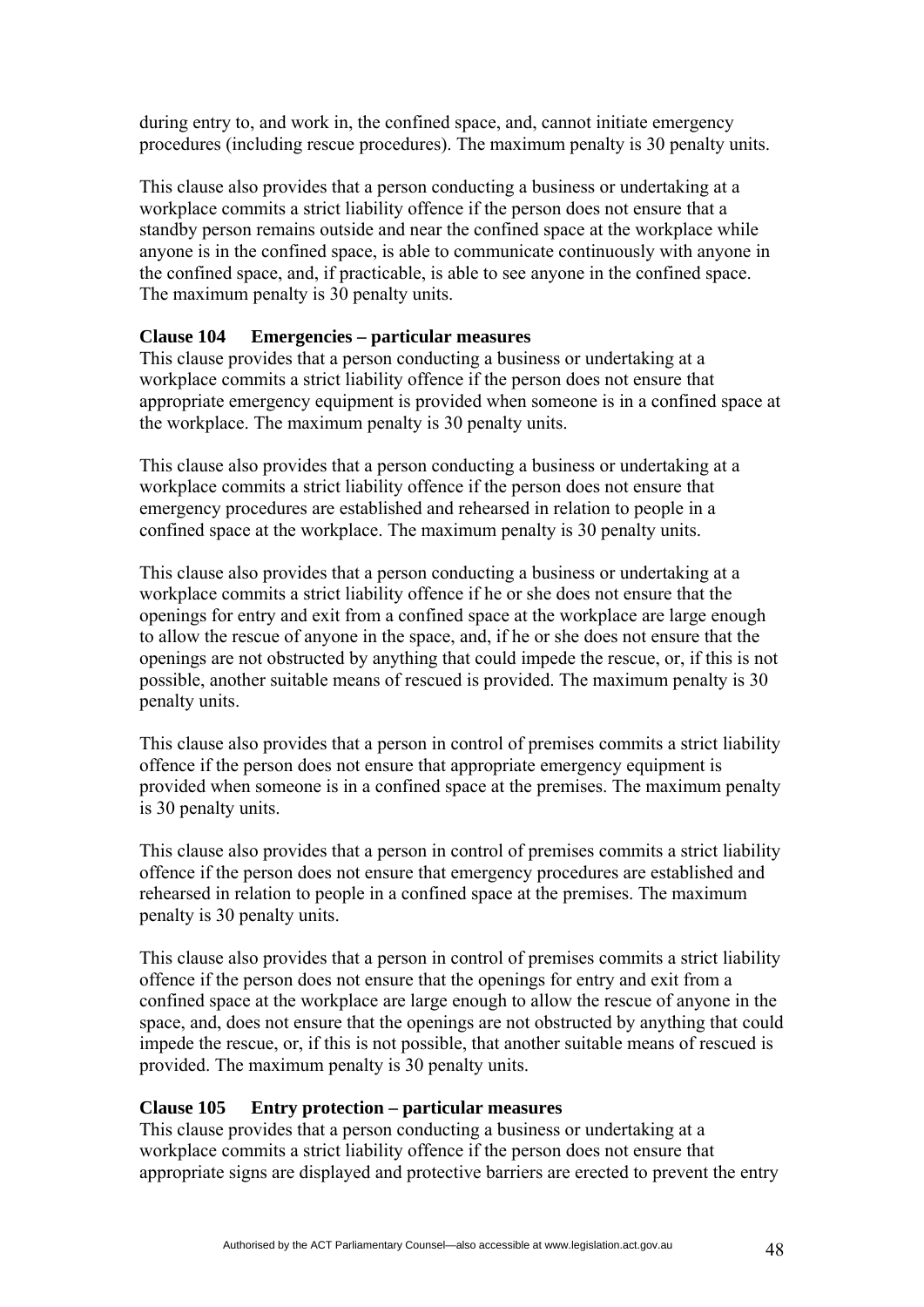during entry to, and work in, the confined space, and, cannot initiate emergency procedures (including rescue procedures). The maximum penalty is 30 penalty units.

This clause also provides that a person conducting a business or undertaking at a workplace commits a strict liability offence if the person does not ensure that a standby person remains outside and near the confined space at the workplace while anyone is in the confined space, is able to communicate continuously with anyone in the confined space, and, if practicable, is able to see anyone in the confined space. The maximum penalty is 30 penalty units.

**Clause 104 Emergencies – particular measures**

This clause provides that a person conducting a business or undertaking at a workplace commits a strict liability offence if the person does not ensure that appropriate emergency equipment is provided when someone is in a confined space at the workplace. The maximum penalty is 30 penalty units.

This clause also provides that a person conducting a business or undertaking at a workplace commits a strict liability offence if the person does not ensure that emergency procedures are established and rehearsed in relation to people in a confined space at the workplace. The maximum penalty is 30 penalty units.

This clause also provides that a person conducting a business or undertaking at a workplace commits a strict liability offence if he or she does not ensure that the openings for entry and exit from a confined space at the workplace are large enough to allow the rescue of anyone in the space, and, if he or she does not ensure that the openings are not obstructed by anything that could impede the rescue, or, if this is not possible, another suitable means of rescued is provided. The maximum penalty is 30 penalty units.

This clause also provides that a person in control of premises commits a strict liability offence if the person does not ensure that appropriate emergency equipment is provided when someone is in a confined space at the premises. The maximum penalty is 30 penalty units.

This clause also provides that a person in control of premises commits a strict liability offence if the person does not ensure that emergency procedures are established and rehearsed in relation to people in a confined space at the premises. The maximum penalty is 30 penalty units.

This clause also provides that a person in control of premises commits a strict liability offence if the person does not ensure that the openings for entry and exit from a confined space at the workplace are large enough to allow the rescue of anyone in the space, and, does not ensure that the openings are not obstructed by anything that could impede the rescue, or, if this is not possible, that another suitable means of rescued is provided. The maximum penalty is 30 penalty units.

**Clause 105 Entry protection – particular measures**

This clause provides that a person conducting a business or undertaking at a workplace commits a strict liability offence if the person does not ensure that appropriate signs are displayed and protective barriers are erected to prevent the entry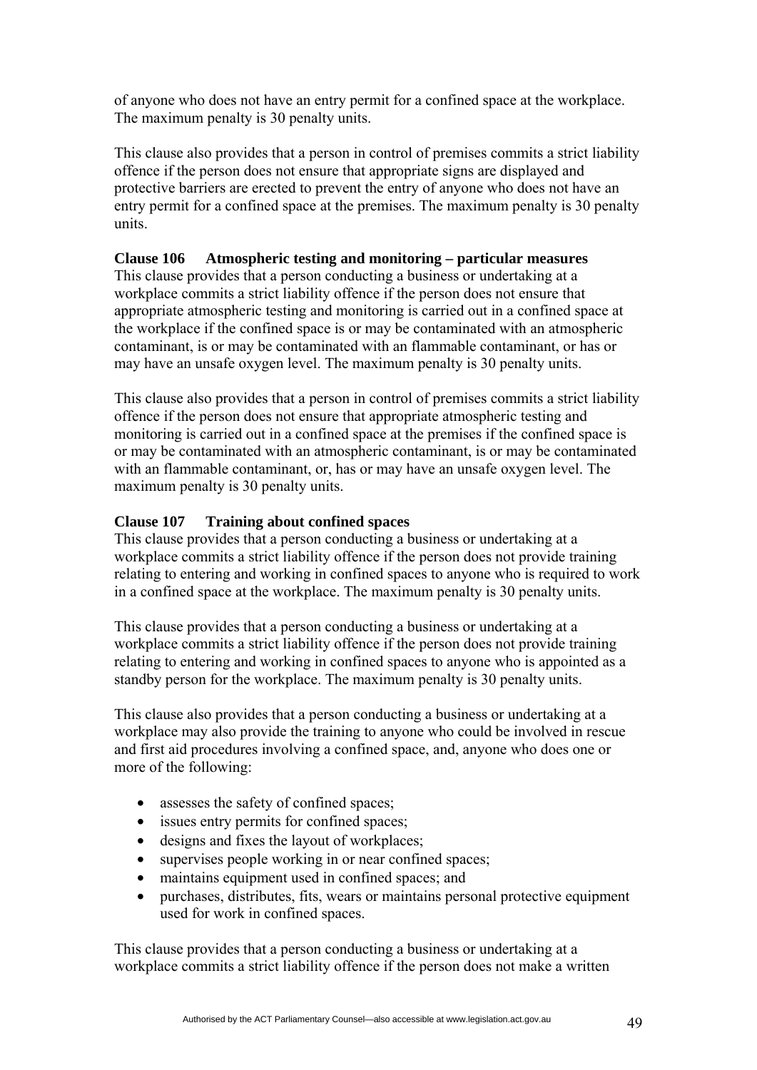of anyone who does not have an entry permit for a confined space at the workplace. The maximum penalty is 30 penalty units.

This clause also provides that a person in control of premises commits a strict liability offence if the person does not ensure that appropriate signs are displayed and protective barriers are erected to prevent the entry of anyone who does not have an entry permit for a confined space at the premises. The maximum penalty is 30 penalty units.

**Clause 106 Atmospheric testing and monitoring – particular measures**

This clause provides that a person conducting a business or undertaking at a workplace commits a strict liability offence if the person does not ensure that appropriate atmospheric testing and monitoring is carried out in a confined space at the workplace if the confined space is or may be contaminated with an atmospheric contaminant, is or may be contaminated with an flammable contaminant, or has or may have an unsafe oxygen level. The maximum penalty is 30 penalty units.

This clause also provides that a person in control of premises commits a strict liability offence if the person does not ensure that appropriate atmospheric testing and monitoring is carried out in a confined space at the premises if the confined space is or may be contaminated with an atmospheric contaminant, is or may be contaminated with an flammable contaminant, or, has or may have an unsafe oxygen level. The maximum penalty is 30 penalty units.

**Clause 107 Training about confined spaces**

This clause provides that a person conducting a business or undertaking at a workplace commits a strict liability offence if the person does not provide training relating to entering and working in confined spaces to anyone who is required to work in a confined space at the workplace. The maximum penalty is 30 penalty units.

This clause provides that a person conducting a business or undertaking at a workplace commits a strict liability offence if the person does not provide training relating to entering and working in confined spaces to anyone who is appointed as a standby person for the workplace. The maximum penalty is 30 penalty units.

This clause also provides that a person conducting a business or undertaking at a workplace may also provide the training to anyone who could be involved in rescue and first aid procedures involving a confined space, and, anyone who does one or more of the following:

- assesses the safety of confined spaces;
- issues entry permits for confined spaces;
- designs and fixes the layout of workplaces;
- supervises people working in or near confined spaces;
- maintains equipment used in confined spaces; and
- purchases, distributes, fits, wears or maintains personal protective equipment used for work in confined spaces.

This clause provides that a person conducting a business or undertaking at a workplace commits a strict liability offence if the person does not make a written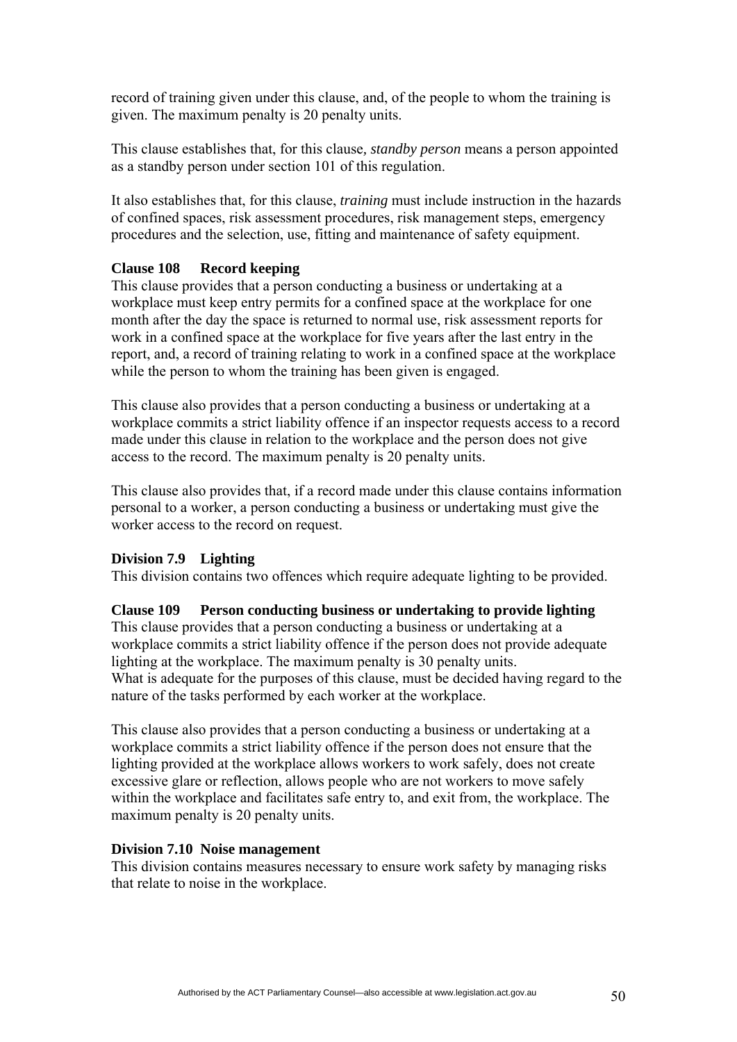record of training given under this clause, and, of the people to whom the training is given. The maximum penalty is 20 penalty units.

This clause establishes that, for this clause*, standby person* means a person appointed as a standby person under section 101 of this regulation.

It also establishes that, for this clause, *training* must include instruction in the hazards of confined spaces, risk assessment procedures, risk management steps, emergency procedures and the selection, use, fitting and maintenance of safety equipment.

**Clause 108 Record keeping**

This clause provides that a person conducting a business or undertaking at a workplace must keep entry permits for a confined space at the workplace for one month after the day the space is returned to normal use, risk assessment reports for work in a confined space at the workplace for five years after the last entry in the report, and, a record of training relating to work in a confined space at the workplace while the person to whom the training has been given is engaged.

This clause also provides that a person conducting a business or undertaking at a workplace commits a strict liability offence if an inspector requests access to a record made under this clause in relation to the workplace and the person does not give access to the record. The maximum penalty is 20 penalty units.

This clause also provides that, if a record made under this clause contains information personal to a worker, a person conducting a business or undertaking must give the worker access to the record on request.

**Division 7.9 Lighting**

This division contains two offences which require adequate lighting to be provided.

**Clause 109 Person conducting business or undertaking to provide lighting**

This clause provides that a person conducting a business or undertaking at a workplace commits a strict liability offence if the person does not provide adequate lighting at the workplace. The maximum penalty is 30 penalty units.
What is adequate for the purposes of this clause, must be decided having regard to the nature of the tasks performed by each worker at the workplace.

This clause also provides that a person conducting a business or undertaking at a workplace commits a strict liability offence if the person does not ensure that the lighting provided at the workplace allows workers to work safely, does not create excessive glare or reflection, allows people who are not workers to move safely within the workplace and facilitates safe entry to, and exit from, the workplace. The maximum penalty is 20 penalty units.

**Division 7.10 Noise management**

This division contains measures necessary to ensure work safety by managing risks that relate to noise in the workplace.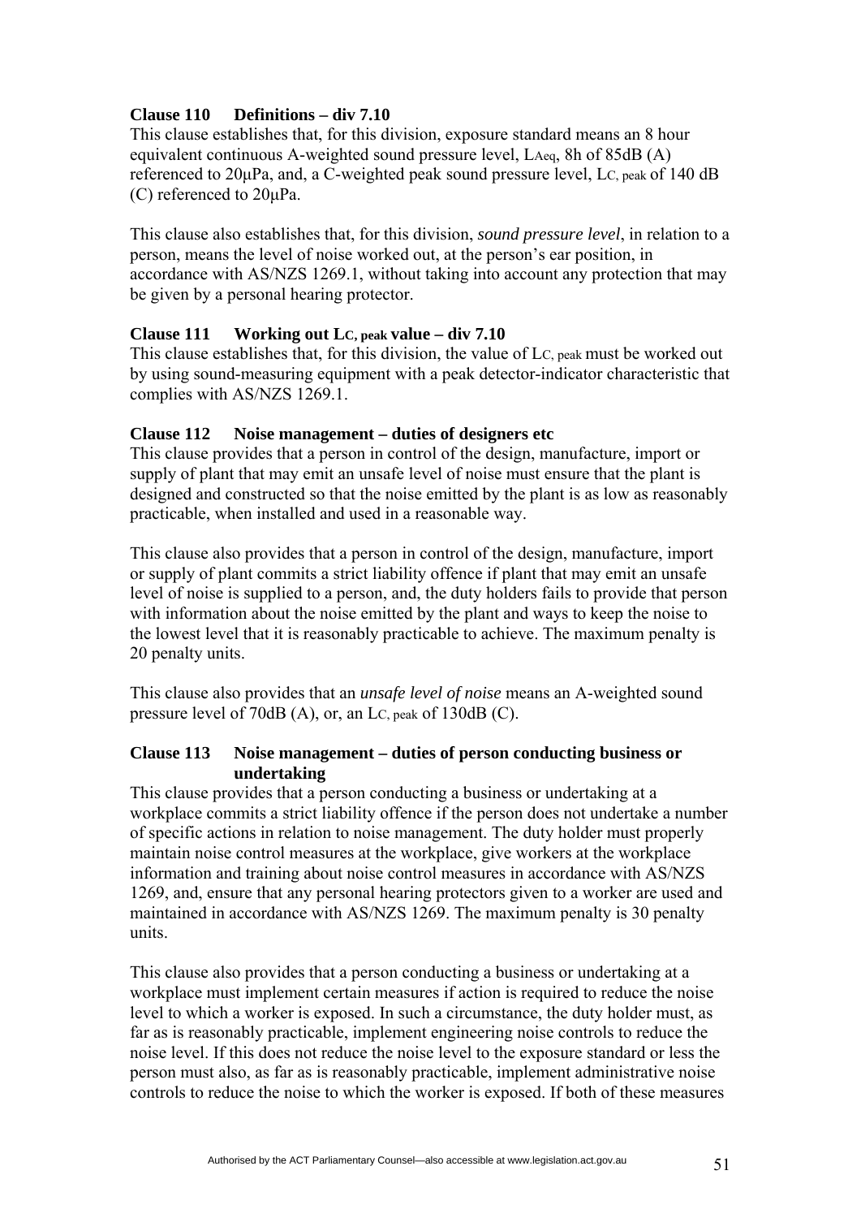**Clause 110 Definitions – div 7.10**

This clause establishes that, for this division, exposure standard means an 8 hour equivalent continuous A-weighted sound pressure level, $L_{Aeq}$, 8h of 85dB (A) referenced to 20µPa, and, a C-weighted peak sound pressure level, $L_{C, peak}$ of 140 dB (C) referenced to 20µPa.

This clause also establishes that, for this division, *sound pressure level*, in relation to a person, means the level of noise worked out, at the person's ear position, in accordance with AS/NZS 1269.1, without taking into account any protection that may be given by a personal hearing protector.

**Clause 111 Working out $L_{C, peak}$ value – div 7.10**

This clause establishes that, for this division, the value of $L_{C, peak}$ must be worked out by using sound-measuring equipment with a peak detector-indicator characteristic that complies with AS/NZS 1269.1.

**Clause 112 Noise management – duties of designers etc**

This clause provides that a person in control of the design, manufacture, import or supply of plant that may emit an unsafe level of noise must ensure that the plant is designed and constructed so that the noise emitted by the plant is as low as reasonably practicable, when installed and used in a reasonable way.

This clause also provides that a person in control of the design, manufacture, import or supply of plant commits a strict liability offence if plant that may emit an unsafe level of noise is supplied to a person, and, the duty holders fails to provide that person with information about the noise emitted by the plant and ways to keep the noise to the lowest level that it is reasonably practicable to achieve. The maximum penalty is 20 penalty units.

This clause also provides that an *unsafe level of noise* means an A-weighted sound pressure level of 70dB (A), or, an $L_{C, peak}$ of 130dB (C).

**Clause 113 Noise management – duties of person conducting business or undertaking**

This clause provides that a person conducting a business or undertaking at a workplace commits a strict liability offence if the person does not undertake a number of specific actions in relation to noise management. The duty holder must properly maintain noise control measures at the workplace, give workers at the workplace information and training about noise control measures in accordance with AS/NZS 1269, and, ensure that any personal hearing protectors given to a worker are used and maintained in accordance with AS/NZS 1269. The maximum penalty is 30 penalty units.

This clause also provides that a person conducting a business or undertaking at a workplace must implement certain measures if action is required to reduce the noise level to which a worker is exposed. In such a circumstance, the duty holder must, as far as is reasonably practicable, implement engineering noise controls to reduce the noise level. If this does not reduce the noise level to the exposure standard or less the person must also, as far as is reasonably practicable, implement administrative noise controls to reduce the noise to which the worker is exposed. If both of these measures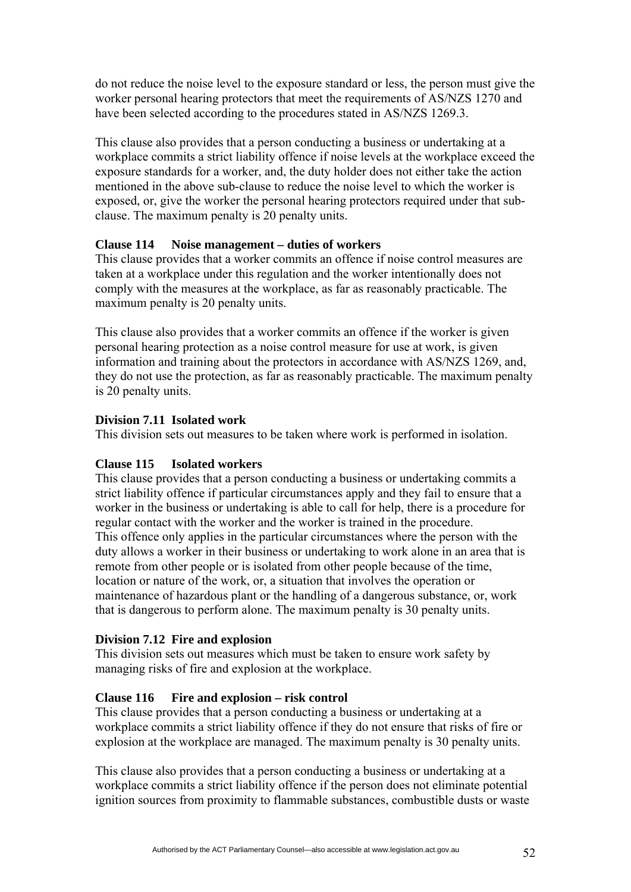do not reduce the noise level to the exposure standard or less, the person must give the worker personal hearing protectors that meet the requirements of AS/NZS 1270 and have been selected according to the procedures stated in AS/NZS 1269.3.

This clause also provides that a person conducting a business or undertaking at a workplace commits a strict liability offence if noise levels at the workplace exceed the exposure standards for a worker, and, the duty holder does not either take the action mentioned in the above sub-clause to reduce the noise level to which the worker is exposed, or, give the worker the personal hearing protectors required under that sub-clause. The maximum penalty is 20 penalty units.

**Clause 114 Noise management – duties of workers**
This clause provides that a worker commits an offence if noise control measures are taken at a workplace under this regulation and the worker intentionally does not comply with the measures at the workplace, as far as reasonably practicable. The maximum penalty is 20 penalty units.

This clause also provides that a worker commits an offence if the worker is given personal hearing protection as a noise control measure for use at work, is given information and training about the protectors in accordance with AS/NZS 1269, and, they do not use the protection, as far as reasonably practicable. The maximum penalty is 20 penalty units.

**Division 7.11 Isolated work**
This division sets out measures to be taken where work is performed in isolation.

**Clause 115 Isolated workers**
This clause provides that a person conducting a business or undertaking commits a strict liability offence if particular circumstances apply and they fail to ensure that a worker in the business or undertaking is able to call for help, there is a procedure for regular contact with the worker and the worker is trained in the procedure.
This offence only applies in the particular circumstances where the person with the duty allows a worker in their business or undertaking to work alone in an area that is remote from other people or is isolated from other people because of the time, location or nature of the work, or, a situation that involves the operation or maintenance of hazardous plant or the handling of a dangerous substance, or, work that is dangerous to perform alone. The maximum penalty is 30 penalty units.

**Division 7.12 Fire and explosion**
This division sets out measures which must be taken to ensure work safety by managing risks of fire and explosion at the workplace.

**Clause 116 Fire and explosion – risk control**
This clause provides that a person conducting a business or undertaking at a workplace commits a strict liability offence if they do not ensure that risks of fire or explosion at the workplace are managed. The maximum penalty is 30 penalty units.

This clause also provides that a person conducting a business or undertaking at a workplace commits a strict liability offence if the person does not eliminate potential ignition sources from proximity to flammable substances, combustible dusts or waste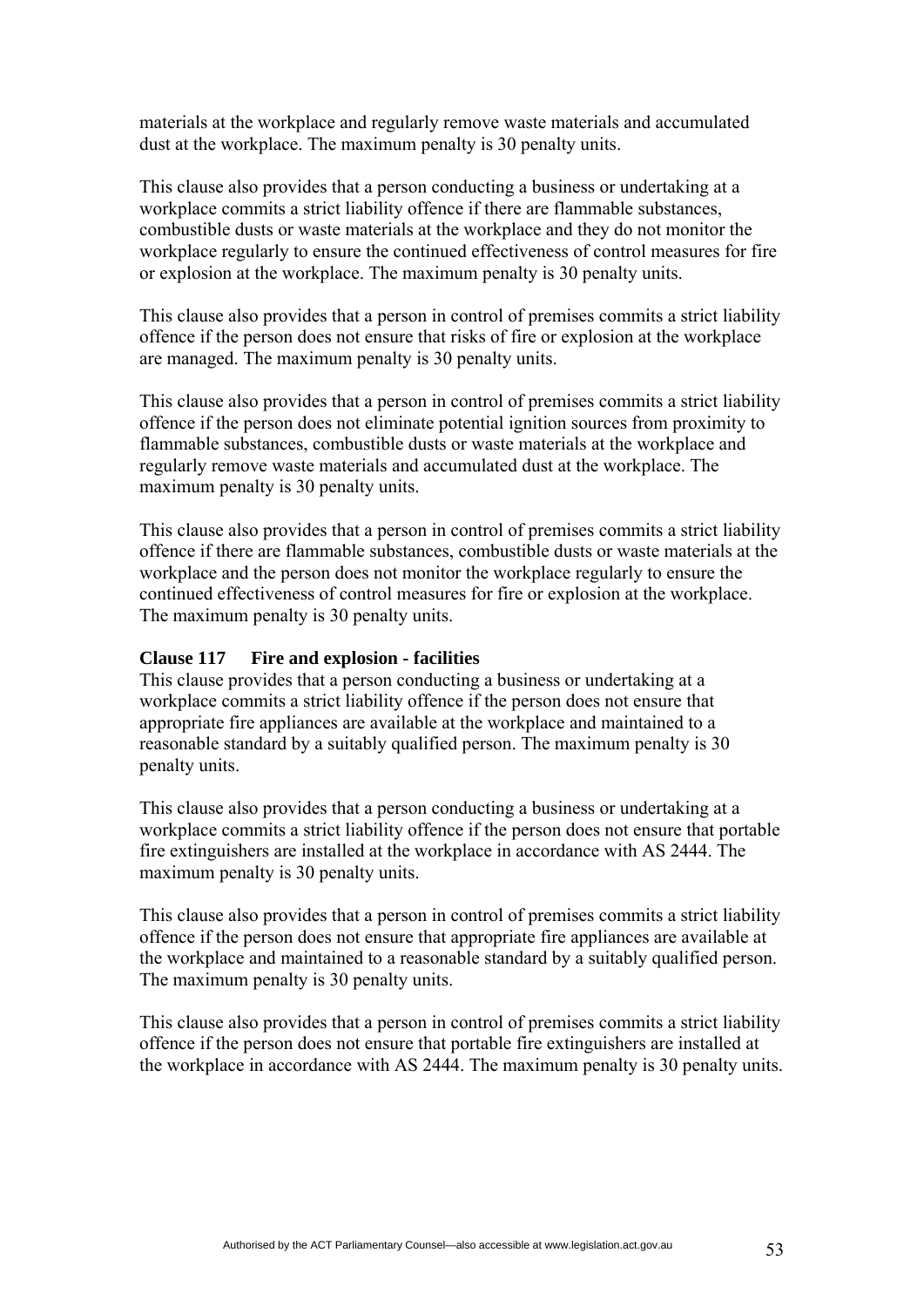materials at the workplace and regularly remove waste materials and accumulated dust at the workplace. The maximum penalty is 30 penalty units.

This clause also provides that a person conducting a business or undertaking at a workplace commits a strict liability offence if there are flammable substances, combustible dusts or waste materials at the workplace and they do not monitor the workplace regularly to ensure the continued effectiveness of control measures for fire or explosion at the workplace. The maximum penalty is 30 penalty units.

This clause also provides that a person in control of premises commits a strict liability offence if the person does not ensure that risks of fire or explosion at the workplace are managed. The maximum penalty is 30 penalty units.

This clause also provides that a person in control of premises commits a strict liability offence if the person does not eliminate potential ignition sources from proximity to flammable substances, combustible dusts or waste materials at the workplace and regularly remove waste materials and accumulated dust at the workplace. The maximum penalty is 30 penalty units.

This clause also provides that a person in control of premises commits a strict liability offence if there are flammable substances, combustible dusts or waste materials at the workplace and the person does not monitor the workplace regularly to ensure the continued effectiveness of control measures for fire or explosion at the workplace. The maximum penalty is 30 penalty units.

**Clause 117 Fire and explosion - facilities**

This clause provides that a person conducting a business or undertaking at a workplace commits a strict liability offence if the person does not ensure that appropriate fire appliances are available at the workplace and maintained to a reasonable standard by a suitably qualified person. The maximum penalty is 30 penalty units.

This clause also provides that a person conducting a business or undertaking at a workplace commits a strict liability offence if the person does not ensure that portable fire extinguishers are installed at the workplace in accordance with AS 2444. The maximum penalty is 30 penalty units.

This clause also provides that a person in control of premises commits a strict liability offence if the person does not ensure that appropriate fire appliances are available at the workplace and maintained to a reasonable standard by a suitably qualified person. The maximum penalty is 30 penalty units.

This clause also provides that a person in control of premises commits a strict liability offence if the person does not ensure that portable fire extinguishers are installed at the workplace in accordance with AS 2444. The maximum penalty is 30 penalty units.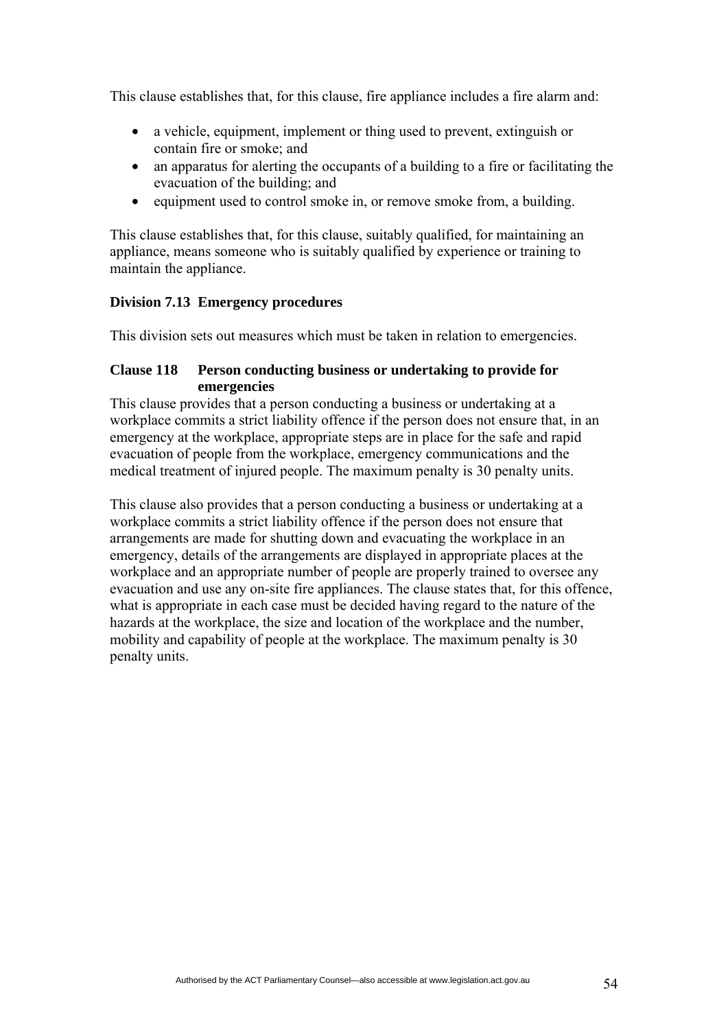This clause establishes that, for this clause, fire appliance includes a fire alarm and:

- a vehicle, equipment, implement or thing used to prevent, extinguish or contain fire or smoke; and
- an apparatus for alerting the occupants of a building to a fire or facilitating the evacuation of the building; and
- equipment used to control smoke in, or remove smoke from, a building.

This clause establishes that, for this clause, suitably qualified, for maintaining an appliance, means someone who is suitably qualified by experience or training to maintain the appliance.

### Division 7.13 Emergency procedures

This division sets out measures which must be taken in relation to emergencies.

#### Clause 118 Person conducting business or undertaking to provide for emergencies

This clause provides that a person conducting a business or undertaking at a workplace commits a strict liability offence if the person does not ensure that, in an emergency at the workplace, appropriate steps are in place for the safe and rapid evacuation of people from the workplace, emergency communications and the medical treatment of injured people. The maximum penalty is 30 penalty units.

This clause also provides that a person conducting a business or undertaking at a workplace commits a strict liability offence if the person does not ensure that arrangements are made for shutting down and evacuating the workplace in an emergency, details of the arrangements are displayed in appropriate places at the workplace and an appropriate number of people are properly trained to oversee any evacuation and use any on-site fire appliances. The clause states that, for this offence, what is appropriate in each case must be decided having regard to the nature of the hazards at the workplace, the size and location of the workplace and the number, mobility and capability of people at the workplace. The maximum penalty is 30 penalty units.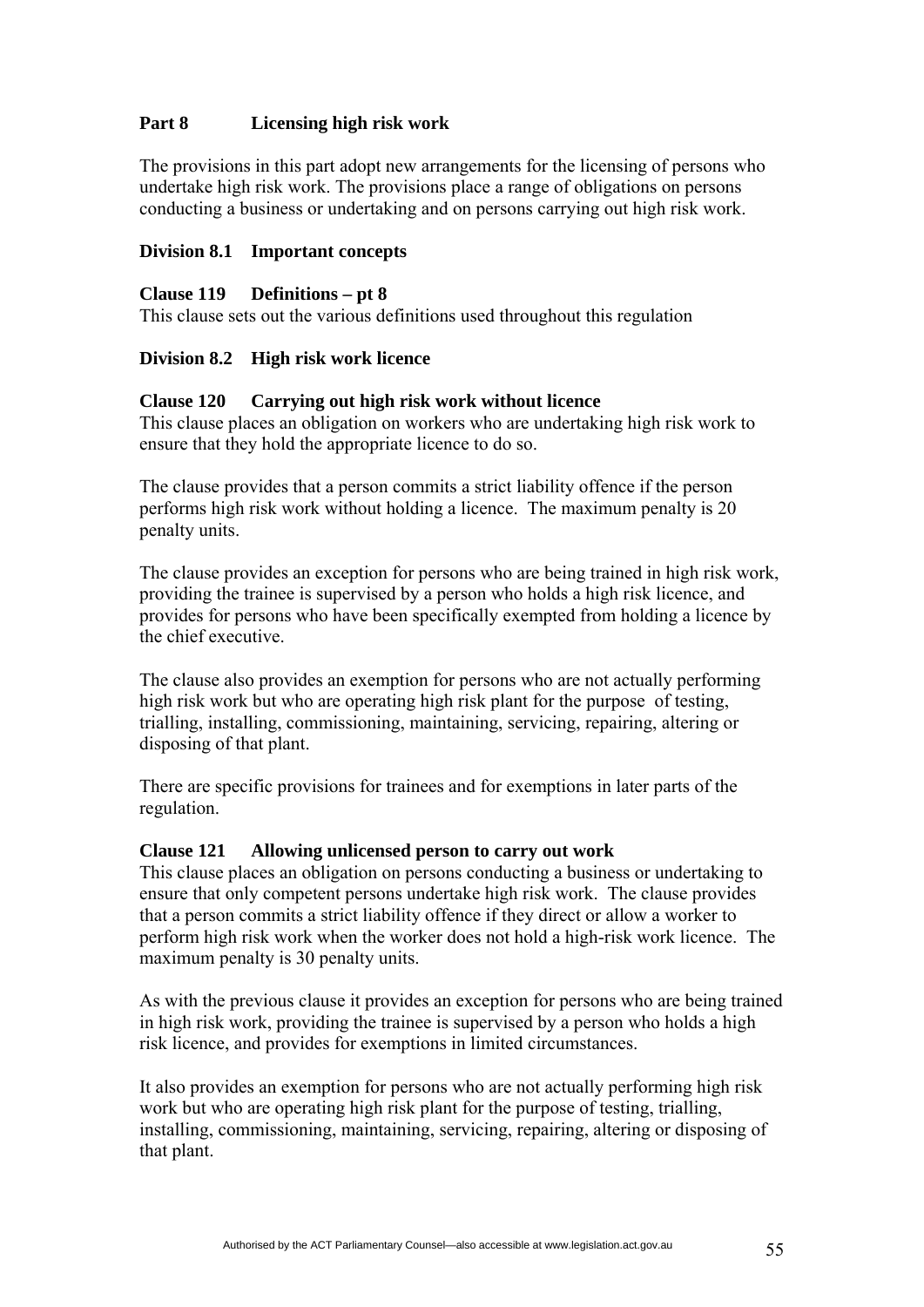## Part 8 Licensing high risk work

The provisions in this part adopt new arrangements for the licensing of persons who undertake high risk work. The provisions place a range of obligations on persons conducting a business or undertaking and on persons carrying out high risk work.

### Division 8.1 Important concepts

**Clause 119 Definitions – pt 8**
This clause sets out the various definitions used throughout this regulation

### Division 8.2 High risk work licence

**Clause 120 Carrying out high risk work without licence**
This clause places an obligation on workers who are undertaking high risk work to ensure that they hold the appropriate licence to do so.

The clause provides that a person commits a strict liability offence if the person performs high risk work without holding a licence. The maximum penalty is 20 penalty units.

The clause provides an exception for persons who are being trained in high risk work, providing the trainee is supervised by a person who holds a high risk licence, and provides for persons who have been specifically exempted from holding a licence by the chief executive.

The clause also provides an exemption for persons who are not actually performing high risk work but who are operating high risk plant for the purpose of testing, trialling, installing, commissioning, maintaining, servicing, repairing, altering or disposing of that plant.

There are specific provisions for trainees and for exemptions in later parts of the regulation.

**Clause 121 Allowing unlicensed person to carry out work**
This clause places an obligation on persons conducting a business or undertaking to ensure that only competent persons undertake high risk work. The clause provides that a person commits a strict liability offence if they direct or allow a worker to perform high risk work when the worker does not hold a high-risk work licence. The maximum penalty is 30 penalty units.

As with the previous clause it provides an exception for persons who are being trained in high risk work, providing the trainee is supervised by a person who holds a high risk licence, and provides for exemptions in limited circumstances.

It also provides an exemption for persons who are not actually performing high risk work but who are operating high risk plant for the purpose of testing, trialling, installing, commissioning, maintaining, servicing, repairing, altering or disposing of that plant.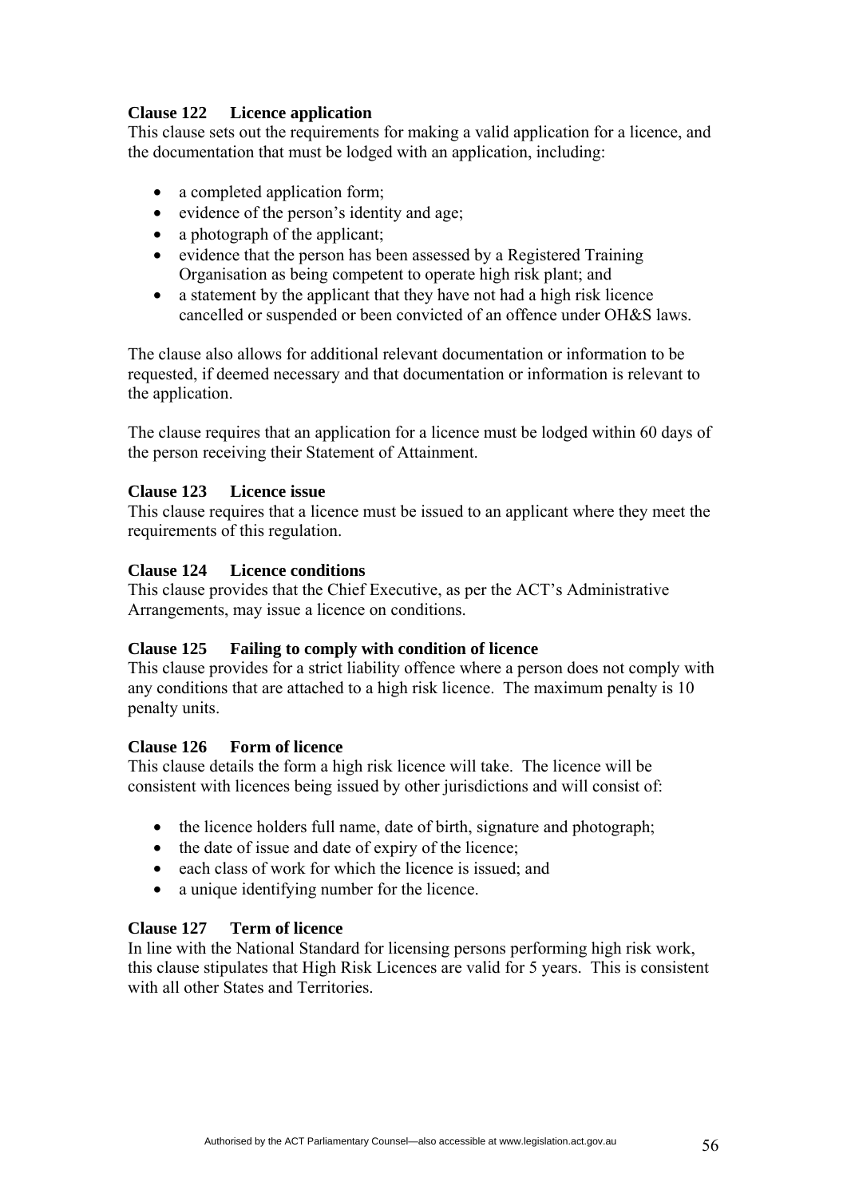**Clause 122 Licence application**

This clause sets out the requirements for making a valid application for a licence, and the documentation that must be lodged with an application, including:

- a completed application form;
- evidence of the person's identity and age;
- a photograph of the applicant;
- evidence that the person has been assessed by a Registered Training Organisation as being competent to operate high risk plant; and
- a statement by the applicant that they have not had a high risk licence cancelled or suspended or been convicted of an offence under OH&S laws.

The clause also allows for additional relevant documentation or information to be requested, if deemed necessary and that documentation or information is relevant to the application.

The clause requires that an application for a licence must be lodged within 60 days of the person receiving their Statement of Attainment.

**Clause 123 Licence issue**

This clause requires that a licence must be issued to an applicant where they meet the requirements of this regulation.

**Clause 124 Licence conditions**

This clause provides that the Chief Executive, as per the ACT's Administrative Arrangements, may issue a licence on conditions.

**Clause 125 Failing to comply with condition of licence**

This clause provides for a strict liability offence where a person does not comply with any conditions that are attached to a high risk licence. The maximum penalty is 10 penalty units.

**Clause 126 Form of licence**

This clause details the form a high risk licence will take. The licence will be consistent with licences being issued by other jurisdictions and will consist of:

- the licence holders full name, date of birth, signature and photograph;
- the date of issue and date of expiry of the licence;
- each class of work for which the licence is issued; and
- a unique identifying number for the licence.

**Clause 127 Term of licence**

In line with the National Standard for licensing persons performing high risk work, this clause stipulates that High Risk Licences are valid for 5 years. This is consistent with all other States and Territories.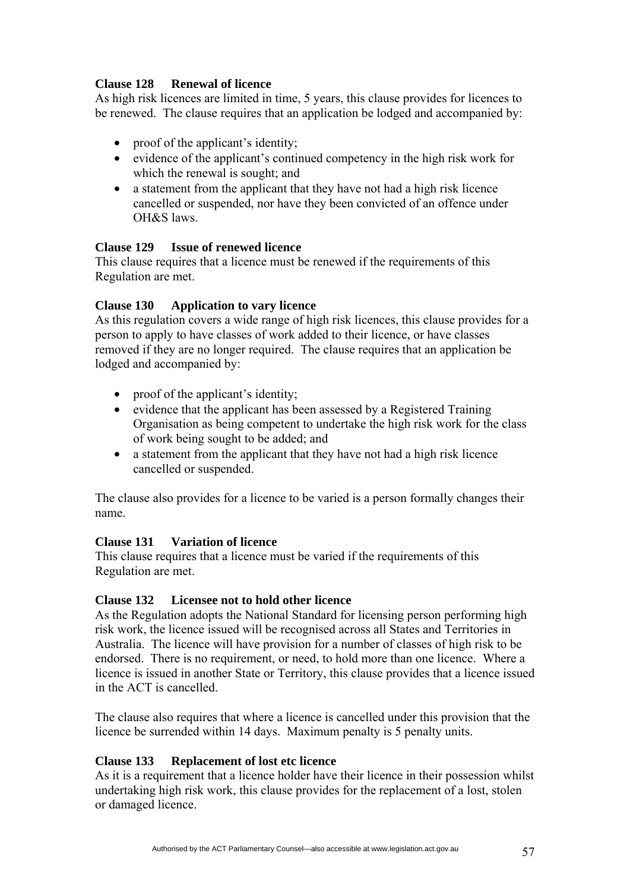**Clause 128 Renewal of licence**

As high risk licences are limited in time, 5 years, this clause provides for licences to be renewed. The clause requires that an application be lodged and accompanied by:

- proof of the applicant's identity;
- evidence of the applicant's continued competency in the high risk work for which the renewal is sought; and
- a statement from the applicant that they have not had a high risk licence cancelled or suspended, nor have they been convicted of an offence under OH&S laws.

**Clause 129 Issue of renewed licence**

This clause requires that a licence must be renewed if the requirements of this Regulation are met.

**Clause 130 Application to vary licence**

As this regulation covers a wide range of high risk licences, this clause provides for a person to apply to have classes of work added to their licence, or have classes removed if they are no longer required. The clause requires that an application be lodged and accompanied by:

- proof of the applicant's identity;
- evidence that the applicant has been assessed by a Registered Training Organisation as being competent to undertake the high risk work for the class of work being sought to be added; and
- a statement from the applicant that they have not had a high risk licence cancelled or suspended.

The clause also provides for a licence to be varied is a person formally changes their name.

**Clause 131 Variation of licence**

This clause requires that a licence must be varied if the requirements of this Regulation are met.

**Clause 132 Licensee not to hold other licence**

As the Regulation adopts the National Standard for licensing person performing high risk work, the licence issued will be recognised across all States and Territories in Australia. The licence will have provision for a number of classes of high risk to be endorsed. There is no requirement, or need, to hold more than one licence. Where a licence is issued in another State or Territory, this clause provides that a licence issued in the ACT is cancelled.

The clause also requires that where a licence is cancelled under this provision that the licence be surrended within 14 days. Maximum penalty is 5 penalty units.

**Clause 133 Replacement of lost etc licence**

As it is a requirement that a licence holder have their licence in their possession whilst undertaking high risk work, this clause provides for the replacement of a lost, stolen or damaged licence.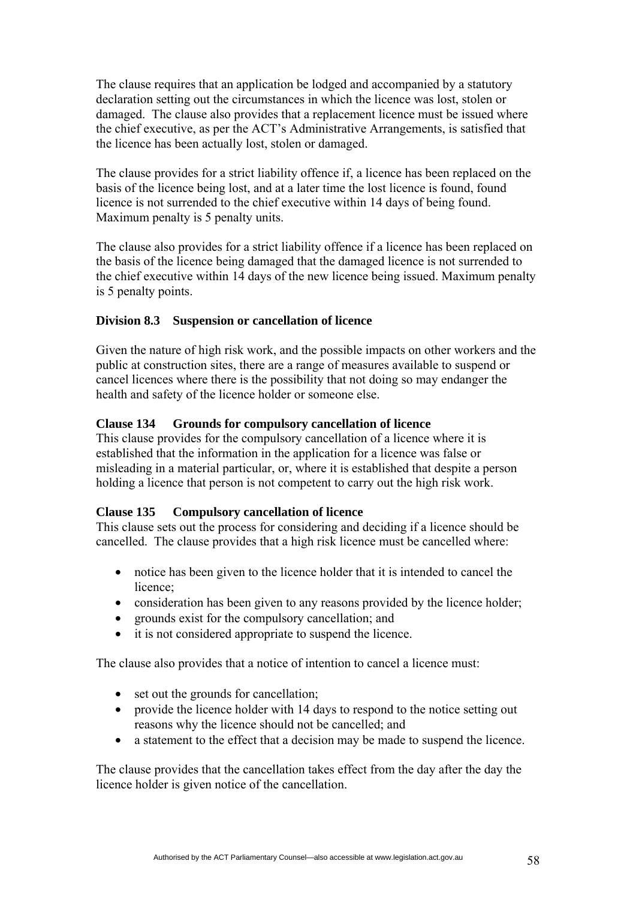The clause requires that an application be lodged and accompanied by a statutory declaration setting out the circumstances in which the licence was lost, stolen or damaged. The clause also provides that a replacement licence must be issued where the chief executive, as per the ACT's Administrative Arrangements, is satisfied that the licence has been actually lost, stolen or damaged.

The clause provides for a strict liability offence if, a licence has been replaced on the basis of the licence being lost, and at a later time the lost licence is found, found licence is not surrendered to the chief executive within 14 days of being found. Maximum penalty is 5 penalty units.

The clause also provides for a strict liability offence if a licence has been replaced on the basis of the licence being damaged that the damaged licence is not surrended to the chief executive within 14 days of the new licence being issued. Maximum penalty is 5 penalty points.

### Division 8.3 Suspension or cancellation of licence

Given the nature of high risk work, and the possible impacts on other workers and the public at construction sites, there are a range of measures available to suspend or cancel licences where there is the possibility that not doing so may endanger the health and safety of the licence holder or someone else.

**Clause 134 Grounds for compulsory cancellation of licence**

This clause provides for the compulsory cancellation of a licence where it is established that the information in the application for a licence was false or misleading in a material particular, or, where it is established that despite a person holding a licence that person is not competent to carry out the high risk work.

**Clause 135 Compulsory cancellation of licence**

This clause sets out the process for considering and deciding if a licence should be cancelled. The clause provides that a high risk licence must be cancelled where:

- notice has been given to the licence holder that it is intended to cancel the licence;
- consideration has been given to any reasons provided by the licence holder;
- grounds exist for the compulsory cancellation; and
- it is not considered appropriate to suspend the licence.

The clause also provides that a notice of intention to cancel a licence must:

- set out the grounds for cancellation;
- provide the licence holder with 14 days to respond to the notice setting out reasons why the licence should not be cancelled; and
- a statement to the effect that a decision may be made to suspend the licence.

The clause provides that the cancellation takes effect from the day after the day the licence holder is given notice of the cancellation.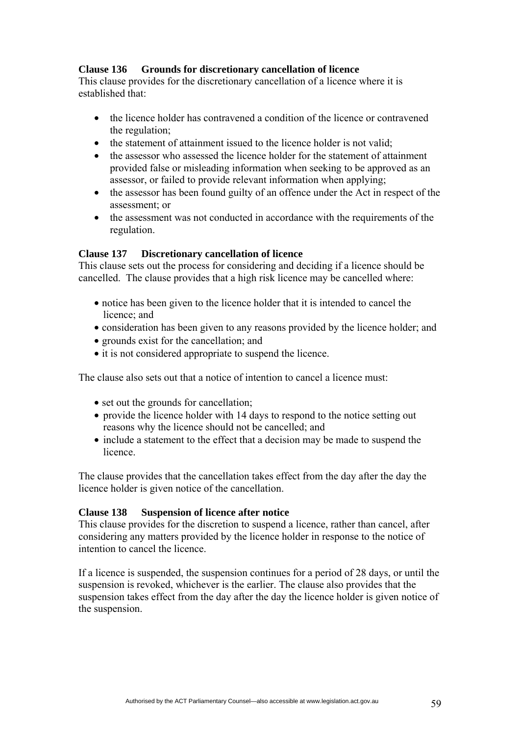**Clause 136 Grounds for discretionary cancellation of licence**

This clause provides for the discretionary cancellation of a licence where it is established that:

- the licence holder has contravened a condition of the licence or contravened the regulation;
- the statement of attainment issued to the licence holder is not valid;
- the assessor who assessed the licence holder for the statement of attainment provided false or misleading information when seeking to be approved as an assessor, or failed to provide relevant information when applying;
- the assessor has been found guilty of an offence under the Act in respect of the assessment; or
- the assessment was not conducted in accordance with the requirements of the regulation.

**Clause 137 Discretionary cancellation of licence**

This clause sets out the process for considering and deciding if a licence should be cancelled. The clause provides that a high risk licence may be cancelled where:

- notice has been given to the licence holder that it is intended to cancel the licence; and
- consideration has been given to any reasons provided by the licence holder; and
- grounds exist for the cancellation; and
- it is not considered appropriate to suspend the licence.

The clause also sets out that a notice of intention to cancel a licence must:

- set out the grounds for cancellation;
- provide the licence holder with 14 days to respond to the notice setting out reasons why the licence should not be cancelled; and
- include a statement to the effect that a decision may be made to suspend the licence.

The clause provides that the cancellation takes effect from the day after the day the licence holder is given notice of the cancellation.

**Clause 138 Suspension of licence after notice**

This clause provides for the discretion to suspend a licence, rather than cancel, after considering any matters provided by the licence holder in response to the notice of intention to cancel the licence.

If a licence is suspended, the suspension continues for a period of 28 days, or until the suspension is revoked, whichever is the earlier. The clause also provides that the suspension takes effect from the day after the day the licence holder is given notice of the suspension.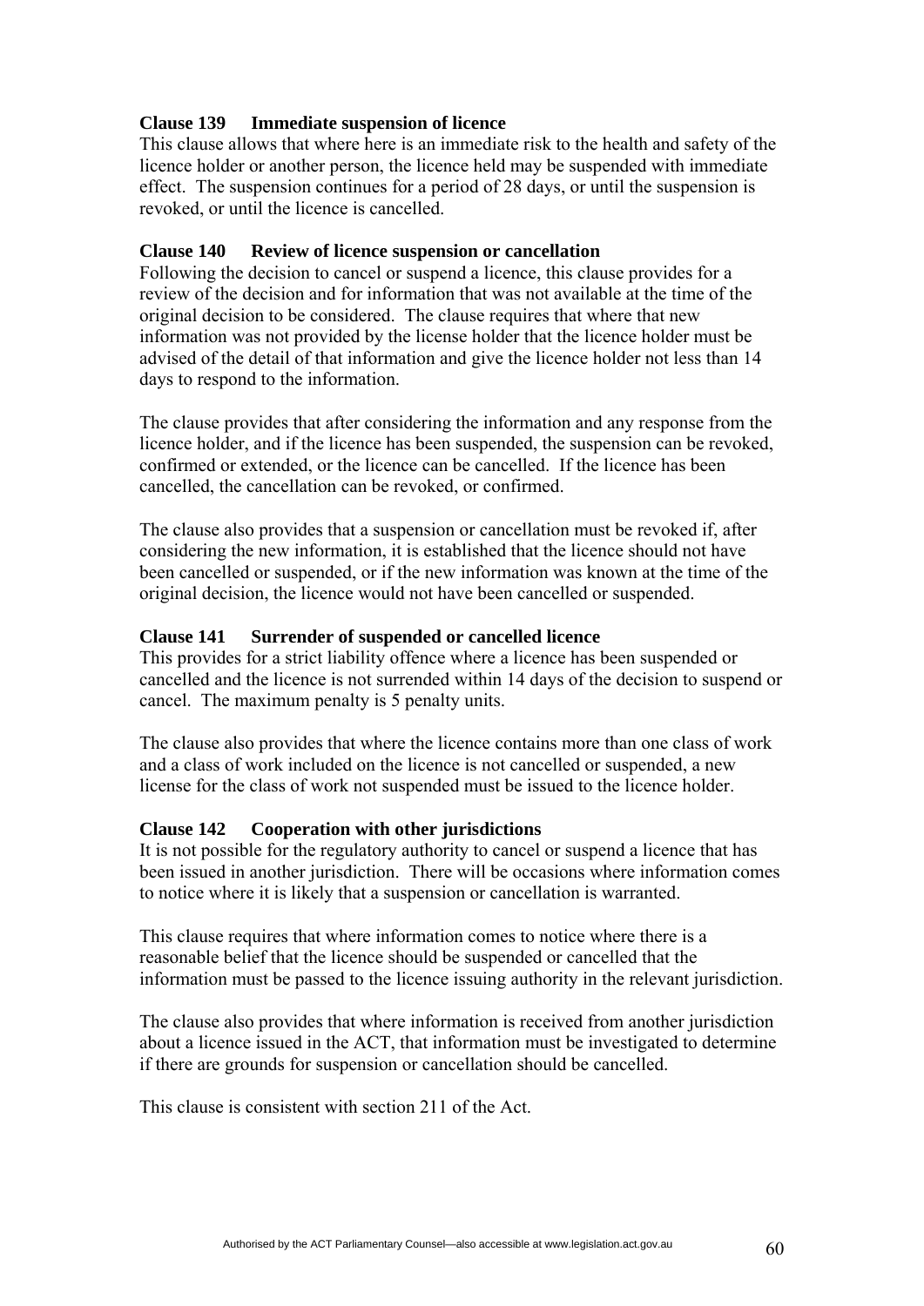**Clause 139 Immediate suspension of licence**

This clause allows that where here is an immediate risk to the health and safety of the licence holder or another person, the licence held may be suspended with immediate effect. The suspension continues for a period of 28 days, or until the suspension is revoked, or until the licence is cancelled.

**Clause 140 Review of licence suspension or cancellation**

Following the decision to cancel or suspend a licence, this clause provides for a review of the decision and for information that was not available at the time of the original decision to be considered. The clause requires that where that new information was not provided by the license holder that the licence holder must be advised of the detail of that information and give the licence holder not less than 14 days to respond to the information.

The clause provides that after considering the information and any response from the licence holder, and if the licence has been suspended, the suspension can be revoked, confirmed or extended, or the licence can be cancelled. If the licence has been cancelled, the cancellation can be revoked, or confirmed.

The clause also provides that a suspension or cancellation must be revoked if, after considering the new information, it is established that the licence should not have been cancelled or suspended, or if the new information was known at the time of the original decision, the licence would not have been cancelled or suspended.

**Clause 141 Surrender of suspended or cancelled licence**

This provides for a strict liability offence where a licence has been suspended or cancelled and the licence is not surrendered within 14 days of the decision to suspend or cancel. The maximum penalty is 5 penalty units.

The clause also provides that where the licence contains more than one class of work and a class of work included on the licence is not cancelled or suspended, a new license for the class of work not suspended must be issued to the licence holder.

**Clause 142 Cooperation with other jurisdictions**

It is not possible for the regulatory authority to cancel or suspend a licence that has been issued in another jurisdiction. There will be occasions where information comes to notice where it is likely that a suspension or cancellation is warranted.

This clause requires that where information comes to notice where there is a reasonable belief that the licence should be suspended or cancelled that the information must be passed to the licence issuing authority in the relevant jurisdiction.

The clause also provides that where information is received from another jurisdiction about a licence issued in the ACT, that information must be investigated to determine if there are grounds for suspension or cancellation should be cancelled.

This clause is consistent with section 211 of the Act.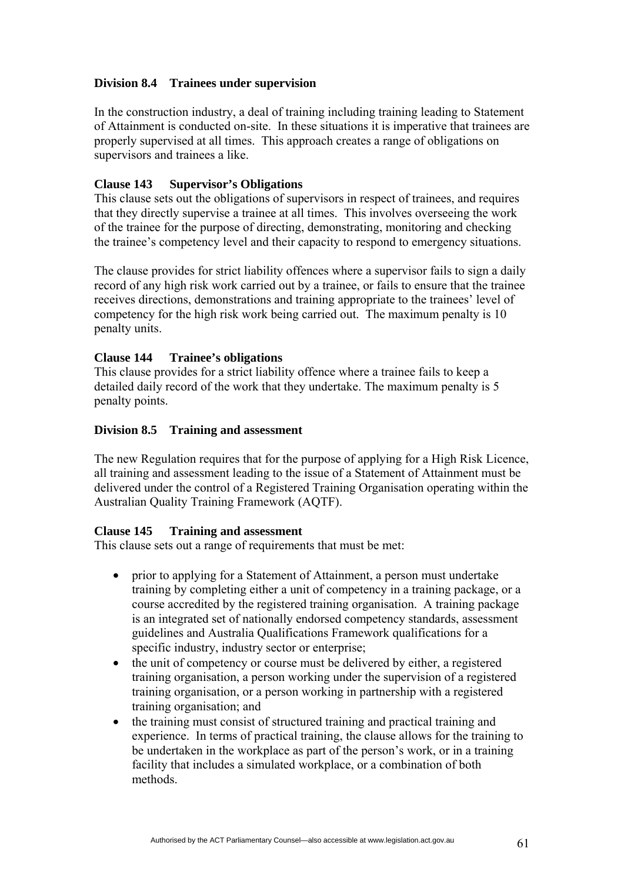### Division 8.4 Trainees under supervision

In the construction industry, a deal of training including training leading to Statement of Attainment is conducted on-site. In these situations it is imperative that trainees are properly supervised at all times. This approach creates a range of obligations on supervisors and trainees a like.

**Clause 143 Supervisor's Obligations**
This clause sets out the obligations of supervisors in respect of trainees, and requires that they directly supervise a trainee at all times. This involves overseeing the work of the trainee for the purpose of directing, demonstrating, monitoring and checking the trainee's competency level and their capacity to respond to emergency situations.

The clause provides for strict liability offences where a supervisor fails to sign a daily record of any high risk work carried out by a trainee, or fails to ensure that the trainee receives directions, demonstrations and training appropriate to the trainees' level of competency for the high risk work being carried out. The maximum penalty is 10 penalty units.

**Clause 144 Trainee's obligations**
This clause provides for a strict liability offence where a trainee fails to keep a detailed daily record of the work that they undertake. The maximum penalty is 5 penalty points.

### Division 8.5 Training and assessment

The new Regulation requires that for the purpose of applying for a High Risk Licence, all training and assessment leading to the issue of a Statement of Attainment must be delivered under the control of a Registered Training Organisation operating within the Australian Quality Training Framework (AQTF).

**Clause 145 Training and assessment**
This clause sets out a range of requirements that must be met:

- prior to applying for a Statement of Attainment, a person must undertake training by completing either a unit of competency in a training package, or a course accredited by the registered training organisation. A training package is an integrated set of nationally endorsed competency standards, assessment guidelines and Australia Qualifications Framework qualifications for a specific industry, industry sector or enterprise;
- the unit of competency or course must be delivered by either, a registered training organisation, a person working under the supervision of a registered training organisation, or a person working in partnership with a registered training organisation; and
- the training must consist of structured training and practical training and experience. In terms of practical training, the clause allows for the training to be undertaken in the workplace as part of the person's work, or in a training facility that includes a simulated workplace, or a combination of both methods.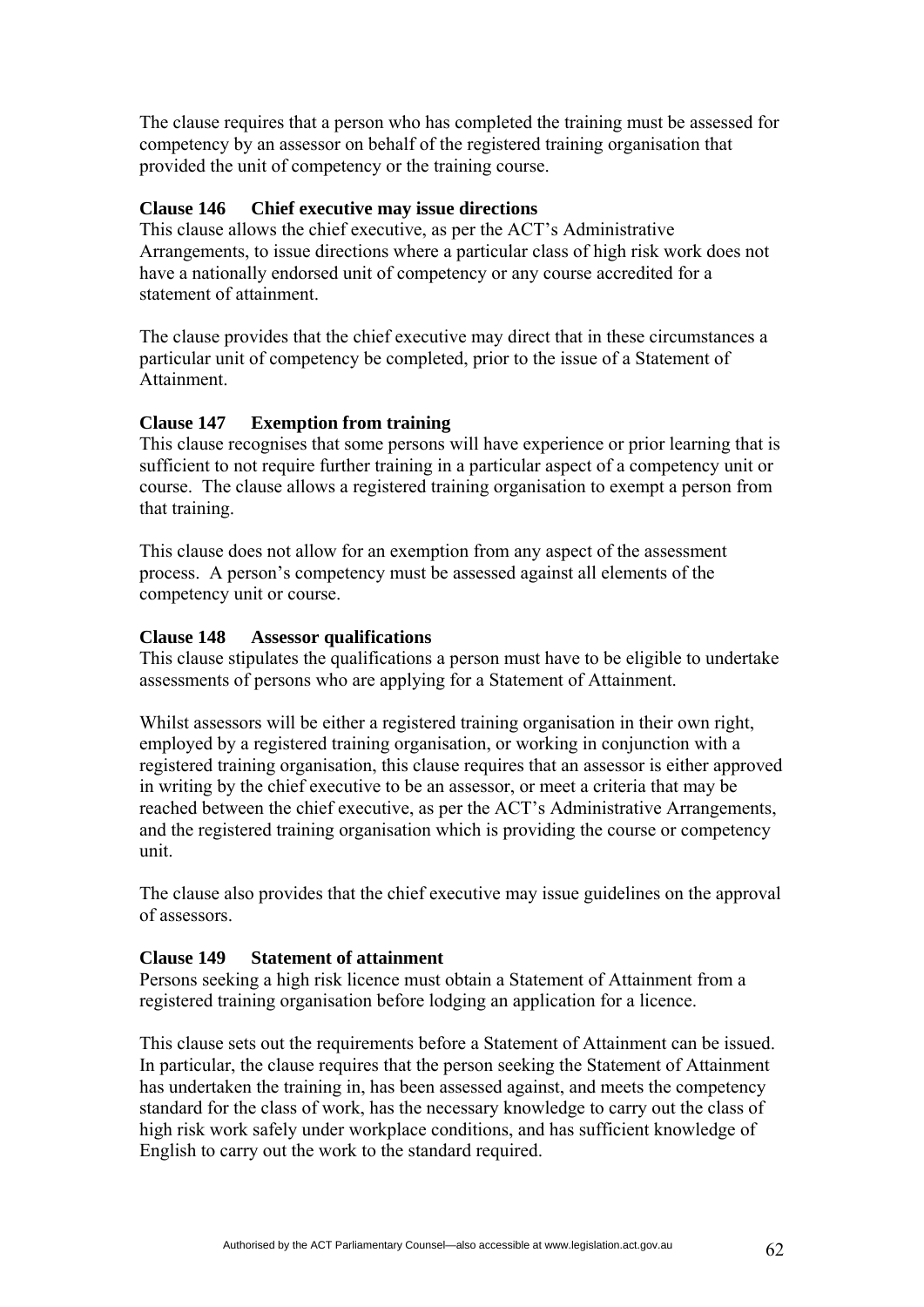The clause requires that a person who has completed the training must be assessed for competency by an assessor on behalf of the registered training organisation that provided the unit of competency or the training course.

**Clause 146 Chief executive may issue directions**

This clause allows the chief executive, as per the ACT's Administrative Arrangements, to issue directions where a particular class of high risk work does not have a nationally endorsed unit of competency or any course accredited for a statement of attainment.

The clause provides that the chief executive may direct that in these circumstances a particular unit of competency be completed, prior to the issue of a Statement of Attainment.

**Clause 147 Exemption from training**

This clause recognises that some persons will have experience or prior learning that is sufficient to not require further training in a particular aspect of a competency unit or course. The clause allows a registered training organisation to exempt a person from that training.

This clause does not allow for an exemption from any aspect of the assessment process. A person's competency must be assessed against all elements of the competency unit or course.

**Clause 148 Assessor qualifications**

This clause stipulates the qualifications a person must have to be eligible to undertake assessments of persons who are applying for a Statement of Attainment.

Whilst assessors will be either a registered training organisation in their own right, employed by a registered training organisation, or working in conjunction with a registered training organisation, this clause requires that an assessor is either approved in writing by the chief executive to be an assessor, or meet a criteria that may be reached between the chief executive, as per the ACT's Administrative Arrangements, and the registered training organisation which is providing the course or competency unit.

The clause also provides that the chief executive may issue guidelines on the approval of assessors.

**Clause 149 Statement of attainment**

Persons seeking a high risk licence must obtain a Statement of Attainment from a registered training organisation before lodging an application for a licence.

This clause sets out the requirements before a Statement of Attainment can be issued. In particular, the clause requires that the person seeking the Statement of Attainment has undertaken the training in, has been assessed against, and meets the competency standard for the class of work, has the necessary knowledge to carry out the class of high risk work safely under workplace conditions, and has sufficient knowledge of English to carry out the work to the standard required.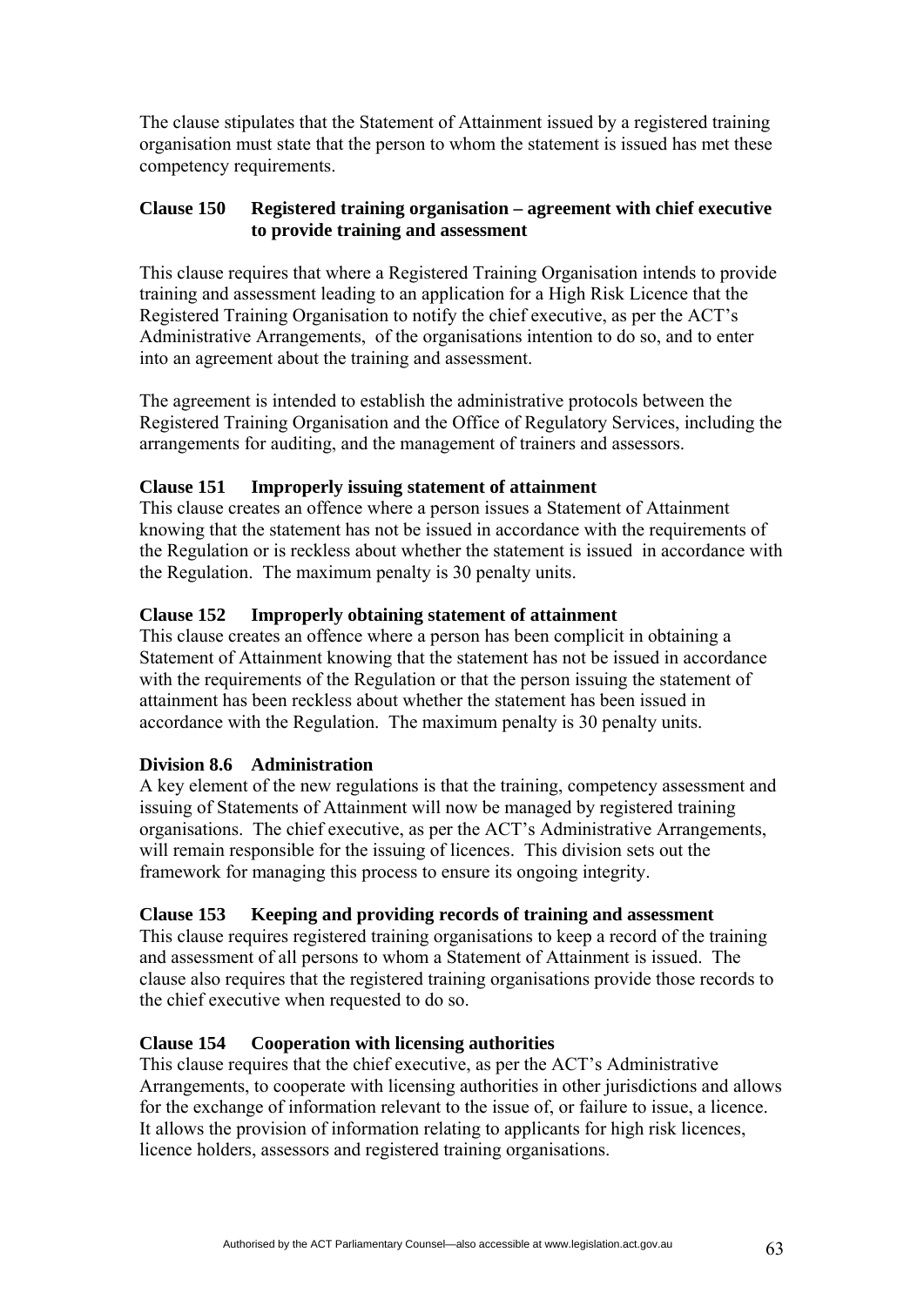The clause stipulates that the Statement of Attainment issued by a registered training organisation must state that the person to whom the statement is issued has met these competency requirements.

### Clause 150 Registered training organisation – agreement with chief executive to provide training and assessment

This clause requires that where a Registered Training Organisation intends to provide training and assessment leading to an application for a High Risk Licence that the Registered Training Organisation to notify the chief executive, as per the ACT's Administrative Arrangements, of the organisations intention to do so, and to enter into an agreement about the training and assessment.

The agreement is intended to establish the administrative protocols between the Registered Training Organisation and the Office of Regulatory Services, including the arrangements for auditing, and the management of trainers and assessors.

### Clause 151 Improperly issuing statement of attainment

This clause creates an offence where a person issues a Statement of Attainment knowing that the statement has not be issued in accordance with the requirements of the Regulation or is reckless about whether the statement is issued in accordance with the Regulation. The maximum penalty is 30 penalty units.

### Clause 152 Improperly obtaining statement of attainment

This clause creates an offence where a person has been complicit in obtaining a Statement of Attainment knowing that the statement has not be issued in accordance with the requirements of the Regulation or that the person issuing the statement of attainment has been reckless about whether the statement has been issued in accordance with the Regulation. The maximum penalty is 30 penalty units.

### Division 8.6 Administration

A key element of the new regulations is that the training, competency assessment and issuing of Statements of Attainment will now be managed by registered training organisations. The chief executive, as per the ACT's Administrative Arrangements, will remain responsible for the issuing of licences. This division sets out the framework for managing this process to ensure its ongoing integrity.

### Clause 153 Keeping and providing records of training and assessment

This clause requires registered training organisations to keep a record of the training and assessment of all persons to whom a Statement of Attainment is issued. The clause also requires that the registered training organisations provide those records to the chief executive when requested to do so.

### Clause 154 Cooperation with licensing authorities

This clause requires that the chief executive, as per the ACT's Administrative Arrangements, to cooperate with licensing authorities in other jurisdictions and allows for the exchange of information relevant to the issue of, or failure to issue, a licence. It allows the provision of information relating to applicants for high risk licences, licence holders, assessors and registered training organisations.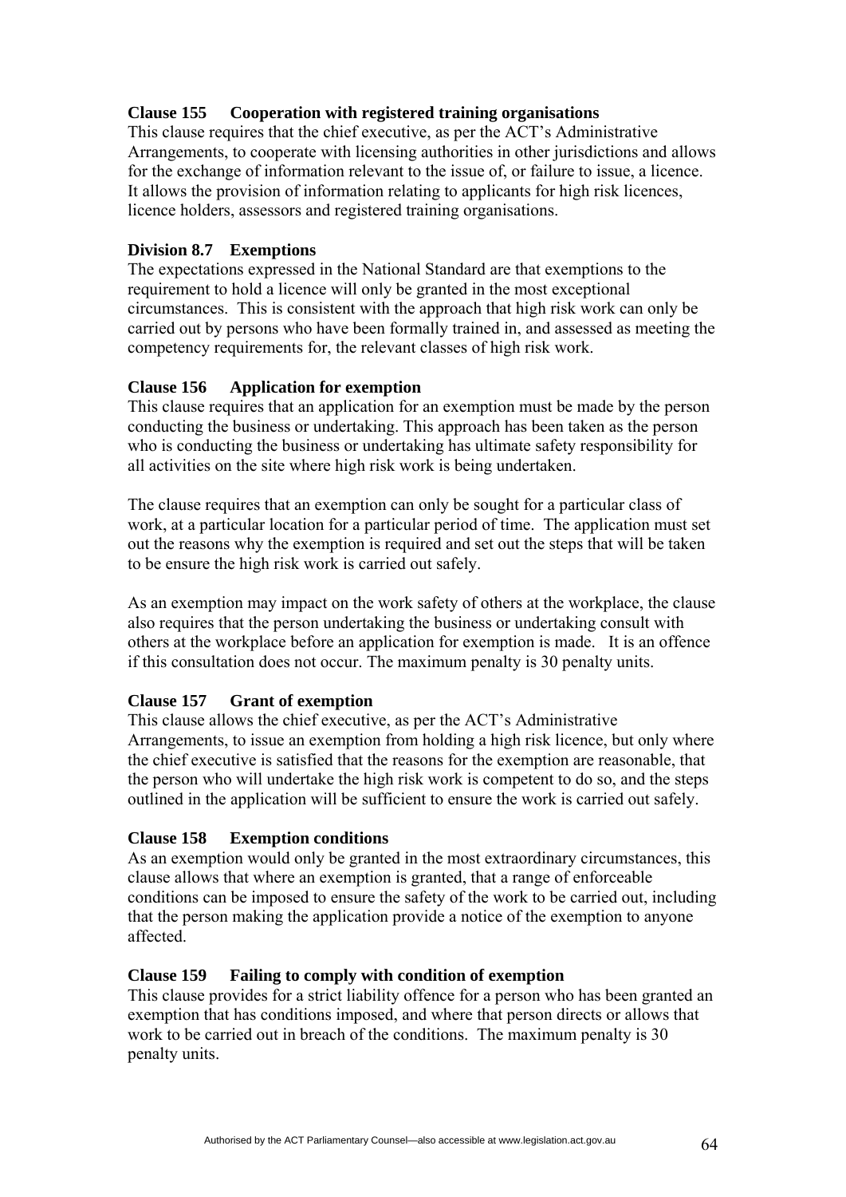**Clause 155 Cooperation with registered training organisations**
This clause requires that the chief executive, as per the ACT's Administrative Arrangements, to cooperate with licensing authorities in other jurisdictions and allows for the exchange of information relevant to the issue of, or failure to issue, a licence. It allows the provision of information relating to applicants for high risk licences, licence holders, assessors and registered training organisations.

**Division 8.7 Exemptions**
The expectations expressed in the National Standard are that exemptions to the requirement to hold a licence will only be granted in the most exceptional circumstances. This is consistent with the approach that high risk work can only be carried out by persons who have been formally trained in, and assessed as meeting the competency requirements for, the relevant classes of high risk work.

**Clause 156 Application for exemption**
This clause requires that an application for an exemption must be made by the person conducting the business or undertaking. This approach has been taken as the person who is conducting the business or undertaking has ultimate safety responsibility for all activities on the site where high risk work is being undertaken.

The clause requires that an exemption can only be sought for a particular class of work, at a particular location for a particular period of time. The application must set out the reasons why the exemption is required and set out the steps that will be taken to be ensure the high risk work is carried out safely.

As an exemption may impact on the work safety of others at the workplace, the clause also requires that the person undertaking the business or undertaking consult with others at the workplace before an application for exemption is made. It is an offence if this consultation does not occur. The maximum penalty is 30 penalty units.

**Clause 157 Grant of exemption**
This clause allows the chief executive, as per the ACT's Administrative Arrangements, to issue an exemption from holding a high risk licence, but only where the chief executive is satisfied that the reasons for the exemption are reasonable, that the person who will undertake the high risk work is competent to do so, and the steps outlined in the application will be sufficient to ensure the work is carried out safely.

**Clause 158 Exemption conditions**
As an exemption would only be granted in the most extraordinary circumstances, this clause allows that where an exemption is granted, that a range of enforceable conditions can be imposed to ensure the safety of the work to be carried out, including that the person making the application provide a notice of the exemption to anyone affected.

**Clause 159 Failing to comply with condition of exemption**
This clause provides for a strict liability offence for a person who has been granted an exemption that has conditions imposed, and where that person directs or allows that work to be carried out in breach of the conditions. The maximum penalty is 30 penalty units.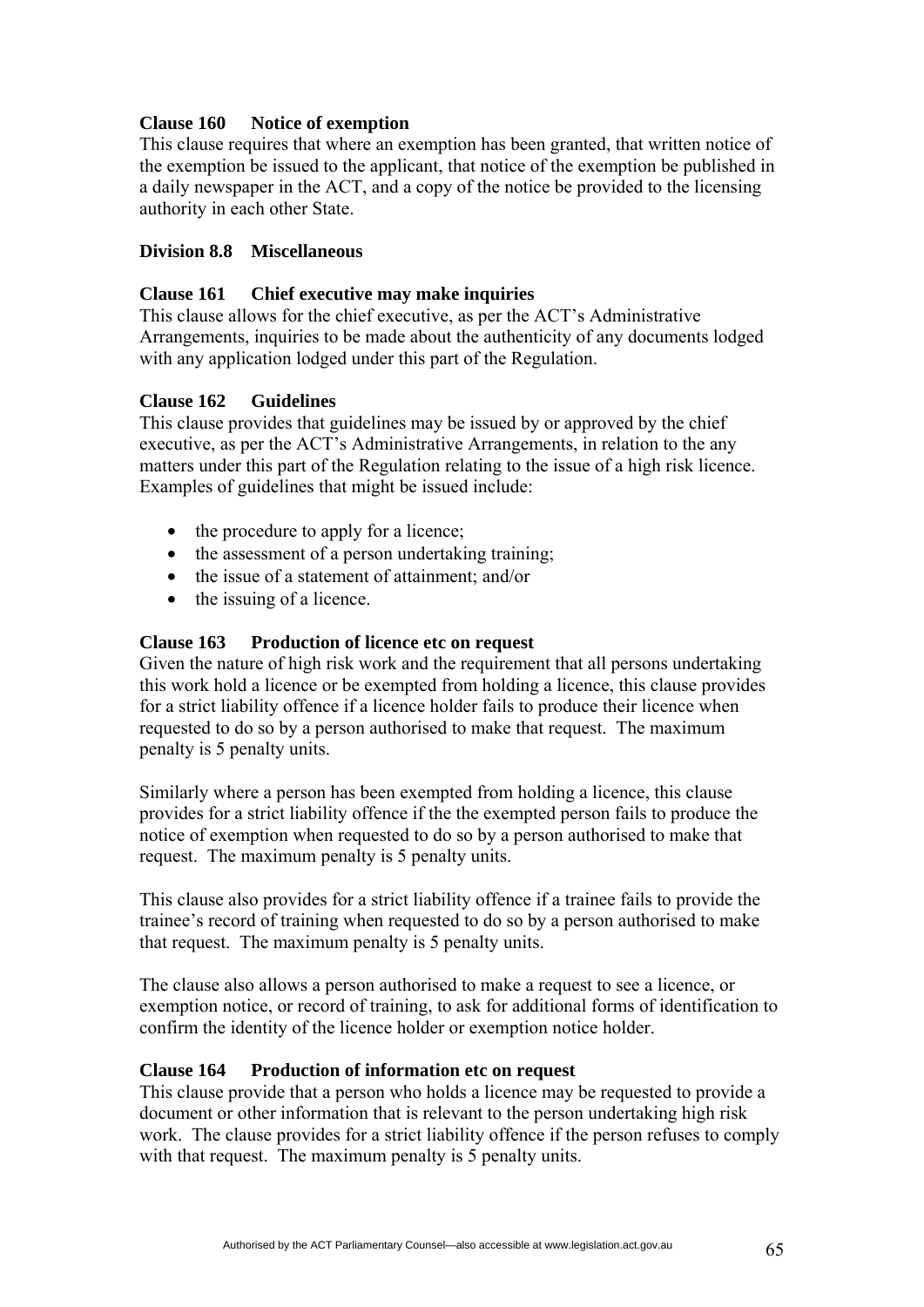**Clause 160 Notice of exemption**

This clause requires that where an exemption has been granted, that written notice of the exemption be issued to the applicant, that notice of the exemption be published in a daily newspaper in the ACT, and a copy of the notice be provided to the licensing authority in each other State.

**Division 8.8 Miscellaneous**

**Clause 161 Chief executive may make inquiries**

This clause allows for the chief executive, as per the ACT's Administrative Arrangements, inquiries to be made about the authenticity of any documents lodged with any application lodged under this part of the Regulation.

**Clause 162 Guidelines**

This clause provides that guidelines may be issued by or approved by the chief executive, as per the ACT's Administrative Arrangements, in relation to the any matters under this part of the Regulation relating to the issue of a high risk licence. Examples of guidelines that might be issued include:

- the procedure to apply for a licence;
- the assessment of a person undertaking training;
- the issue of a statement of attainment; and/or
- the issuing of a licence.

**Clause 163 Production of licence etc on request**

Given the nature of high risk work and the requirement that all persons undertaking this work hold a licence or be exempted from holding a licence, this clause provides for a strict liability offence if a licence holder fails to produce their licence when requested to do so by a person authorised to make that request. The maximum penalty is 5 penalty units.

Similarly where a person has been exempted from holding a licence, this clause provides for a strict liability offence if the the exempted person fails to produce the notice of exemption when requested to do so by a person authorised to make that request. The maximum penalty is 5 penalty units.

This clause also provides for a strict liability offence if a trainee fails to provide the trainee's record of training when requested to do so by a person authorised to make that request. The maximum penalty is 5 penalty units.

The clause also allows a person authorised to make a request to see a licence, or exemption notice, or record of training, to ask for additional forms of identification to confirm the identity of the licence holder or exemption notice holder.

**Clause 164 Production of information etc on request**

This clause provide that a person who holds a licence may be requested to provide a document or other information that is relevant to the person undertaking high risk work. The clause provides for a strict liability offence if the person refuses to comply with that request. The maximum penalty is 5 penalty units.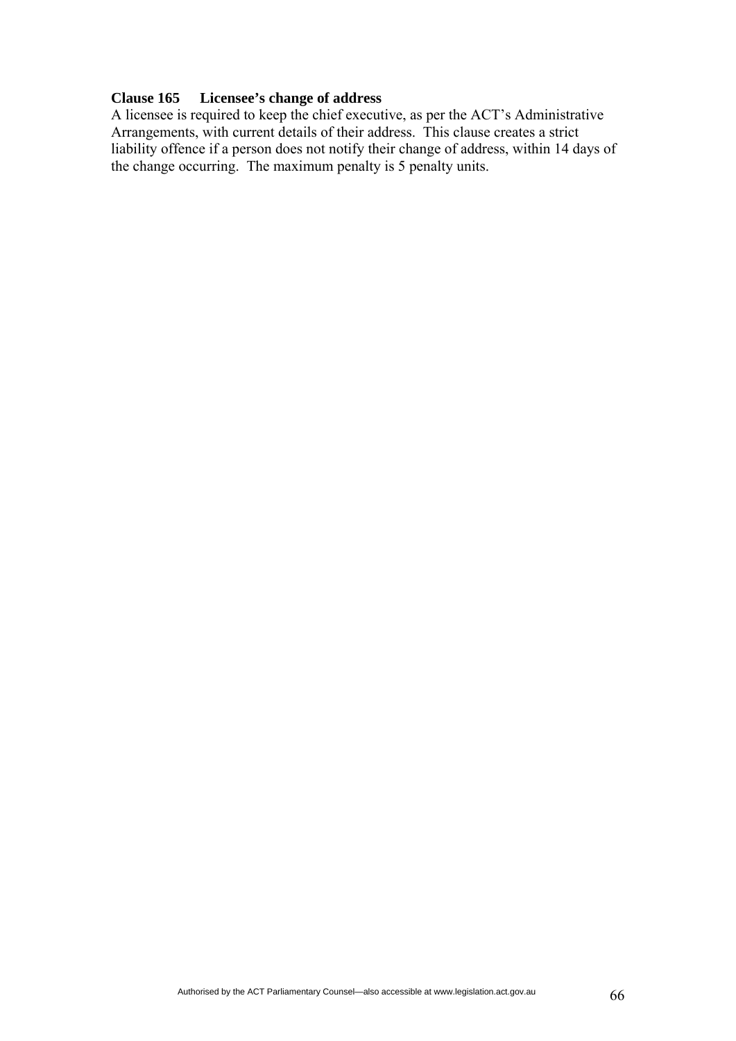**Clause 165 Licensee's change of address**

A licensee is required to keep the chief executive, as per the ACT's Administrative Arrangements, with current details of their address. This clause creates a strict liability offence if a person does not notify their change of address, within 14 days of the change occurring. The maximum penalty is 5 penalty units.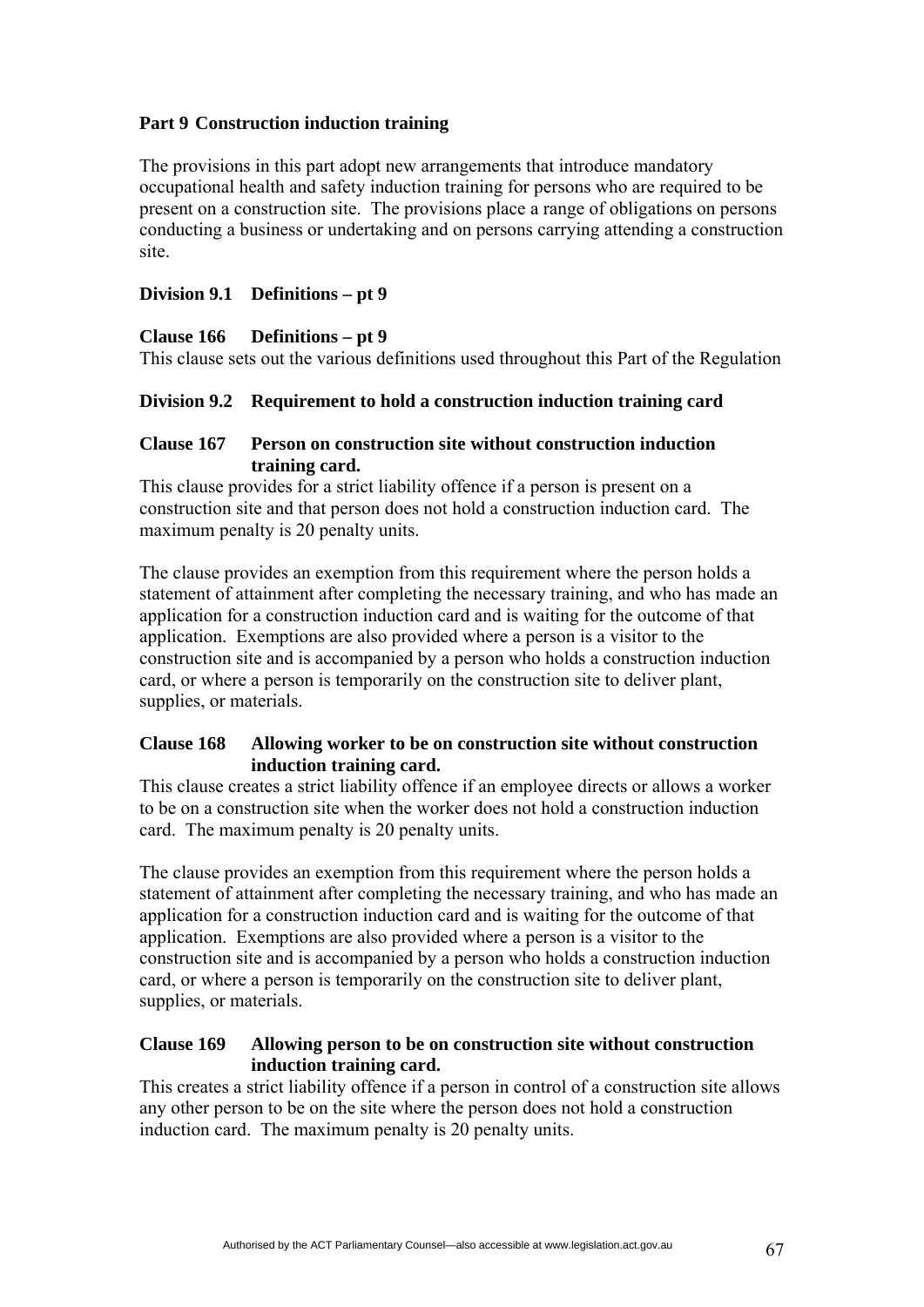**Part 9 Construction induction training**

The provisions in this part adopt new arrangements that introduce mandatory occupational health and safety induction training for persons who are required to be present on a construction site. The provisions place a range of obligations on persons conducting a business or undertaking and on persons carrying attending a construction site.

**Division 9.1 Definitions – pt 9**

**Clause 166 Definitions – pt 9**

This clause sets out the various definitions used throughout this Part of the Regulation

**Division 9.2 Requirement to hold a construction induction training card**

**Clause 167 Person on construction site without construction induction training card.**

This clause provides for a strict liability offence if a person is present on a construction site and that person does not hold a construction induction card. The maximum penalty is 20 penalty units.

The clause provides an exemption from this requirement where the person holds a statement of attainment after completing the necessary training, and who has made an application for a construction induction card and is waiting for the outcome of that application. Exemptions are also provided where a person is a visitor to the construction site and is accompanied by a person who holds a construction induction card, or where a person is temporarily on the construction site to deliver plant, supplies, or materials.

**Clause 168 Allowing worker to be on construction site without construction induction training card.**

This clause creates a strict liability offence if an employee directs or allows a worker to be on a construction site when the worker does not hold a construction induction card. The maximum penalty is 20 penalty units.

The clause provides an exemption from this requirement where the person holds a statement of attainment after completing the necessary training, and who has made an application for a construction induction card and is waiting for the outcome of that application. Exemptions are also provided where a person is a visitor to the construction site and is accompanied by a person who holds a construction induction card, or where a person is temporarily on the construction site to deliver plant, supplies, or materials.

**Clause 169 Allowing person to be on construction site without construction induction training card.**

This creates a strict liability offence if a person in control of a construction site allows any other person to be on the site where the person does not hold a construction induction card. The maximum penalty is 20 penalty units.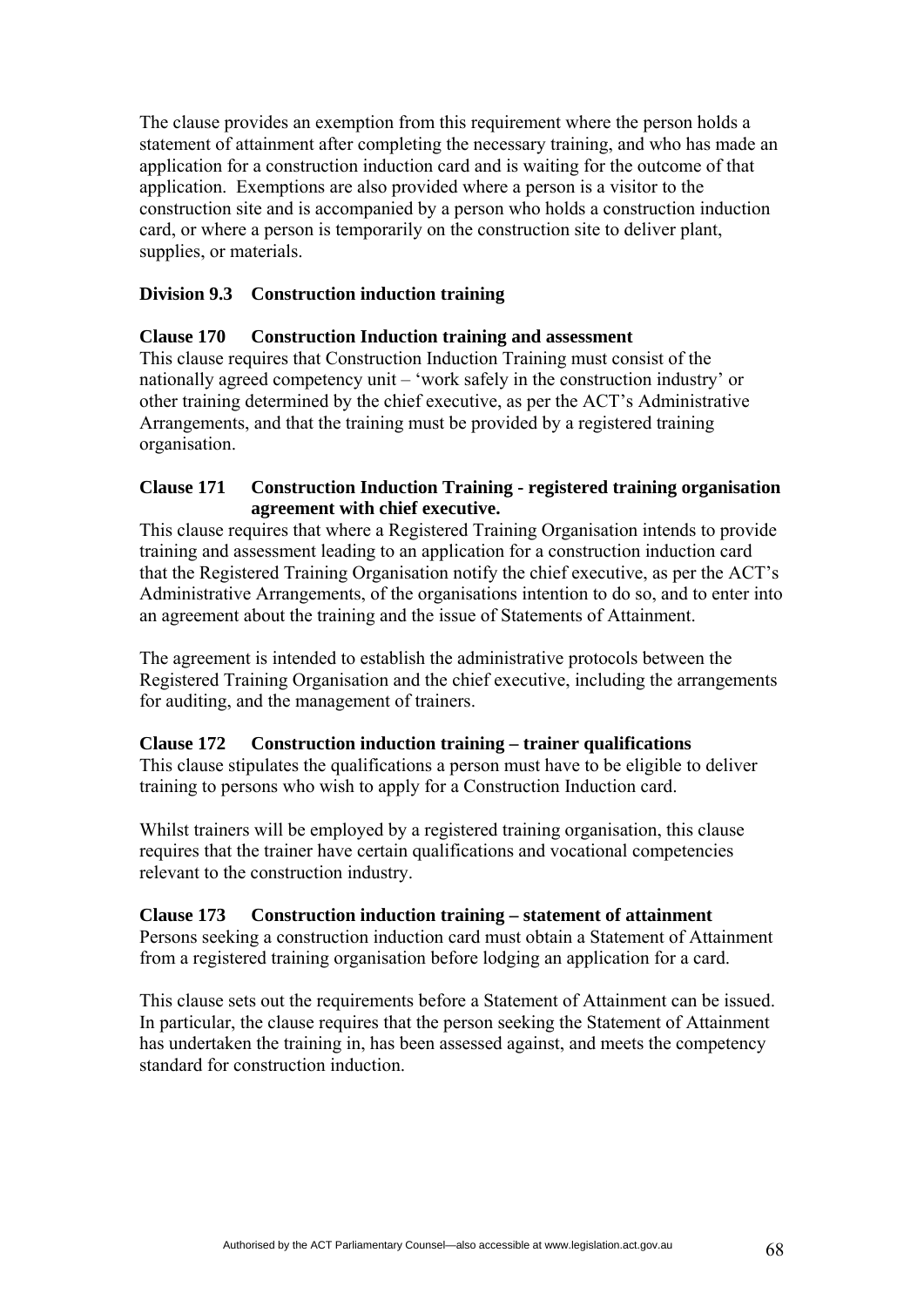The clause provides an exemption from this requirement where the person holds a statement of attainment after completing the necessary training, and who has made an application for a construction induction card and is waiting for the outcome of that application. Exemptions are also provided where a person is a visitor to the construction site and is accompanied by a person who holds a construction induction card, or where a person is temporarily on the construction site to deliver plant, supplies, or materials.

### Division 9.3 Construction induction training

**Clause 170 Construction Induction training and assessment**

This clause requires that Construction Induction Training must consist of the nationally agreed competency unit – 'work safely in the construction industry' or other training determined by the chief executive, as per the ACT's Administrative Arrangements, and that the training must be provided by a registered training organisation.

**Clause 171 Construction Induction Training - registered training organisation agreement with chief executive.**

This clause requires that where a Registered Training Organisation intends to provide training and assessment leading to an application for a construction induction card that the Registered Training Organisation notify the chief executive, as per the ACT's Administrative Arrangements, of the organisations intention to do so, and to enter into an agreement about the training and the issue of Statements of Attainment.

The agreement is intended to establish the administrative protocols between the Registered Training Organisation and the chief executive, including the arrangements for auditing, and the management of trainers.

**Clause 172 Construction induction training – trainer qualifications**

This clause stipulates the qualifications a person must have to be eligible to deliver training to persons who wish to apply for a Construction Induction card.

Whilst trainers will be employed by a registered training organisation, this clause requires that the trainer have certain qualifications and vocational competencies relevant to the construction industry.

**Clause 173 Construction induction training – statement of attainment**

Persons seeking a construction induction card must obtain a Statement of Attainment from a registered training organisation before lodging an application for a card.

This clause sets out the requirements before a Statement of Attainment can be issued. In particular, the clause requires that the person seeking the Statement of Attainment has undertaken the training in, has been assessed against, and meets the competency standard for construction induction.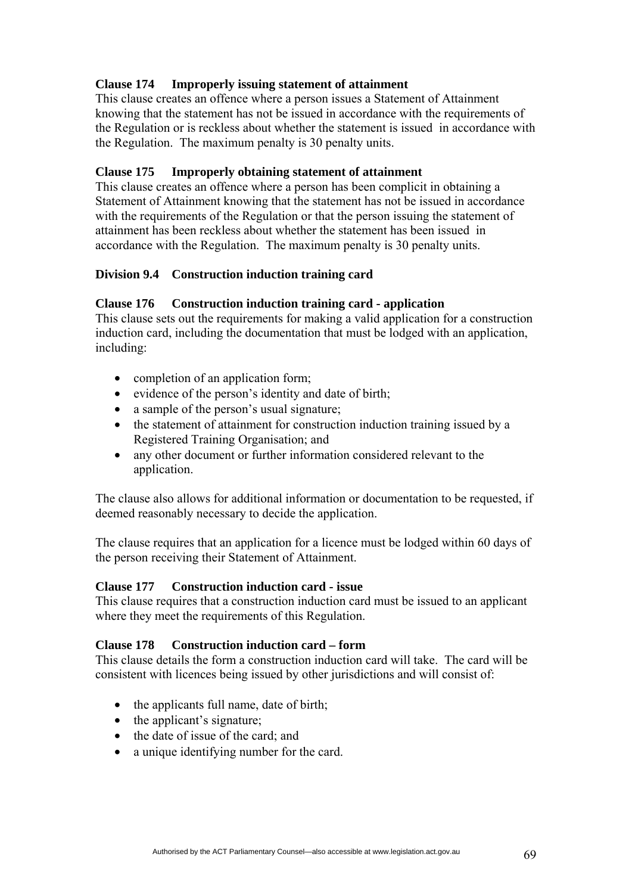**Clause 174 Improperly issuing statement of attainment**

This clause creates an offence where a person issues a Statement of Attainment knowing that the statement has not be issued in accordance with the requirements of the Regulation or is reckless about whether the statement is issued in accordance with the Regulation. The maximum penalty is 30 penalty units.

**Clause 175 Improperly obtaining statement of attainment**

This clause creates an offence where a person has been complicit in obtaining a Statement of Attainment knowing that the statement has not be issued in accordance with the requirements of the Regulation or that the person issuing the statement of attainment has been reckless about whether the statement has been issued in accordance with the Regulation. The maximum penalty is 30 penalty units.

**Division 9.4 Construction induction training card**

**Clause 176 Construction induction training card - application**

This clause sets out the requirements for making a valid application for a construction induction card, including the documentation that must be lodged with an application, including:

- completion of an application form;
- evidence of the person's identity and date of birth;
- a sample of the person's usual signature;
- the statement of attainment for construction induction training issued by a Registered Training Organisation; and
- any other document or further information considered relevant to the application.

The clause also allows for additional information or documentation to be requested, if deemed reasonably necessary to decide the application.

The clause requires that an application for a licence must be lodged within 60 days of the person receiving their Statement of Attainment.

**Clause 177 Construction induction card - issue**

This clause requires that a construction induction card must be issued to an applicant where they meet the requirements of this Regulation.

**Clause 178 Construction induction card – form**

This clause details the form a construction induction card will take. The card will be consistent with licences being issued by other jurisdictions and will consist of:

- the applicants full name, date of birth;
- the applicant's signature;
- the date of issue of the card; and
- a unique identifying number for the card.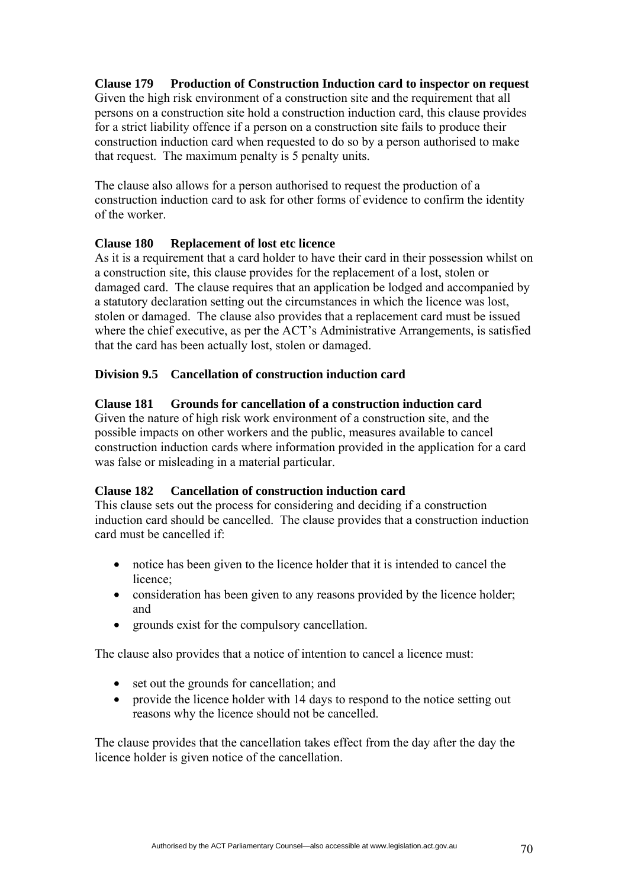**Clause 179 Production of Construction Induction card to inspector on request**
Given the high risk environment of a construction site and the requirement that all persons on a construction site hold a construction induction card, this clause provides for a strict liability offence if a person on a construction site fails to produce their construction induction card when requested to do so by a person authorised to make that request. The maximum penalty is 5 penalty units.

The clause also allows for a person authorised to request the production of a construction induction card to ask for other forms of evidence to confirm the identity of the worker.

**Clause 180 Replacement of lost etc licence**
As it is a requirement that a card holder to have their card in their possession whilst on a construction site, this clause provides for the replacement of a lost, stolen or damaged card. The clause requires that an application be lodged and accompanied by a statutory declaration setting out the circumstances in which the licence was lost, stolen or damaged. The clause also provides that a replacement card must be issued where the chief executive, as per the ACT's Administrative Arrangements, is satisfied that the card has been actually lost, stolen or damaged.

**Division 9.5 Cancellation of construction induction card**

**Clause 181 Grounds for cancellation of a construction induction card**
Given the nature of high risk work environment of a construction site, and the possible impacts on other workers and the public, measures available to cancel construction induction cards where information provided in the application for a card was false or misleading in a material particular.

**Clause 182 Cancellation of construction induction card**
This clause sets out the process for considering and deciding if a construction induction card should be cancelled. The clause provides that a construction induction card must be cancelled if:

- notice has been given to the licence holder that it is intended to cancel the licence;
- consideration has been given to any reasons provided by the licence holder; and
- grounds exist for the compulsory cancellation.

The clause also provides that a notice of intention to cancel a licence must:

- set out the grounds for cancellation; and
- provide the licence holder with 14 days to respond to the notice setting out reasons why the licence should not be cancelled.

The clause provides that the cancellation takes effect from the day after the day the licence holder is given notice of the cancellation.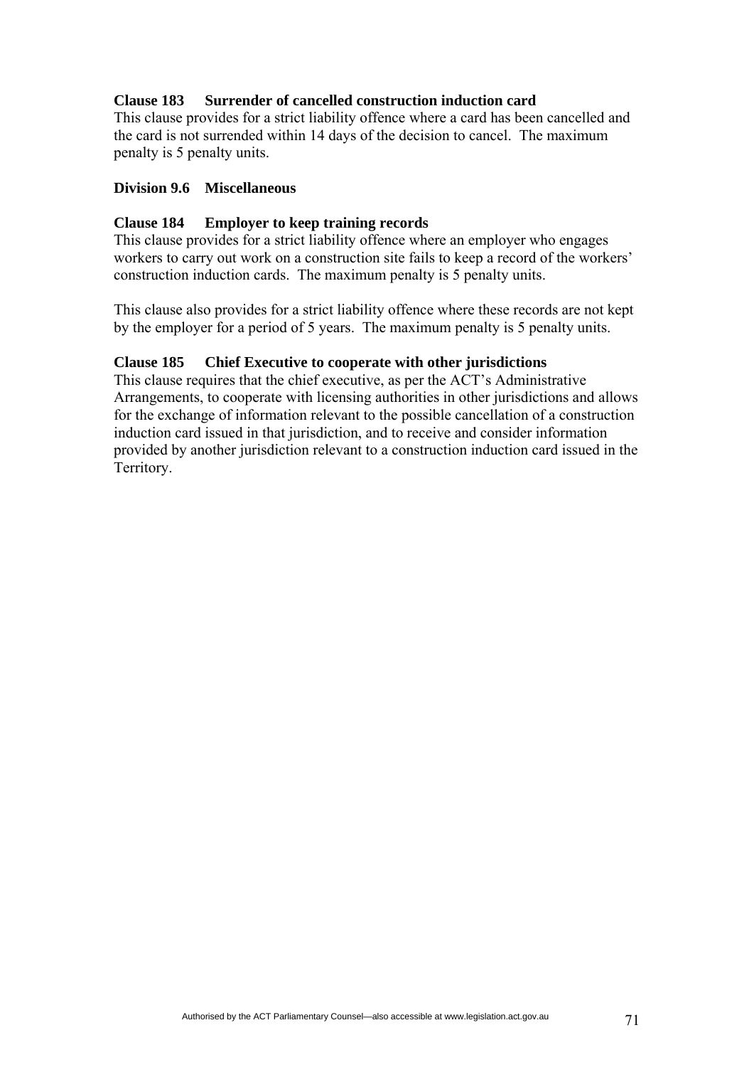**Clause 183 Surrender of cancelled construction induction card**
This clause provides for a strict liability offence where a card has been cancelled and the card is not surrended within 14 days of the decision to cancel. The maximum penalty is 5 penalty units.

**Division 9.6 Miscellaneous**

**Clause 184 Employer to keep training records**
This clause provides for a strict liability offence where an employer who engages workers to carry out work on a construction site fails to keep a record of the workers' construction induction cards. The maximum penalty is 5 penalty units.

This clause also provides for a strict liability offence where these records are not kept by the employer for a period of 5 years. The maximum penalty is 5 penalty units.

**Clause 185 Chief Executive to cooperate with other jurisdictions**
This clause requires that the chief executive, as per the ACT's Administrative Arrangements, to cooperate with licensing authorities in other jurisdictions and allows for the exchange of information relevant to the possible cancellation of a construction induction card issued in that jurisdiction, and to receive and consider information provided by another jurisdiction relevant to a construction induction card issued in the Territory.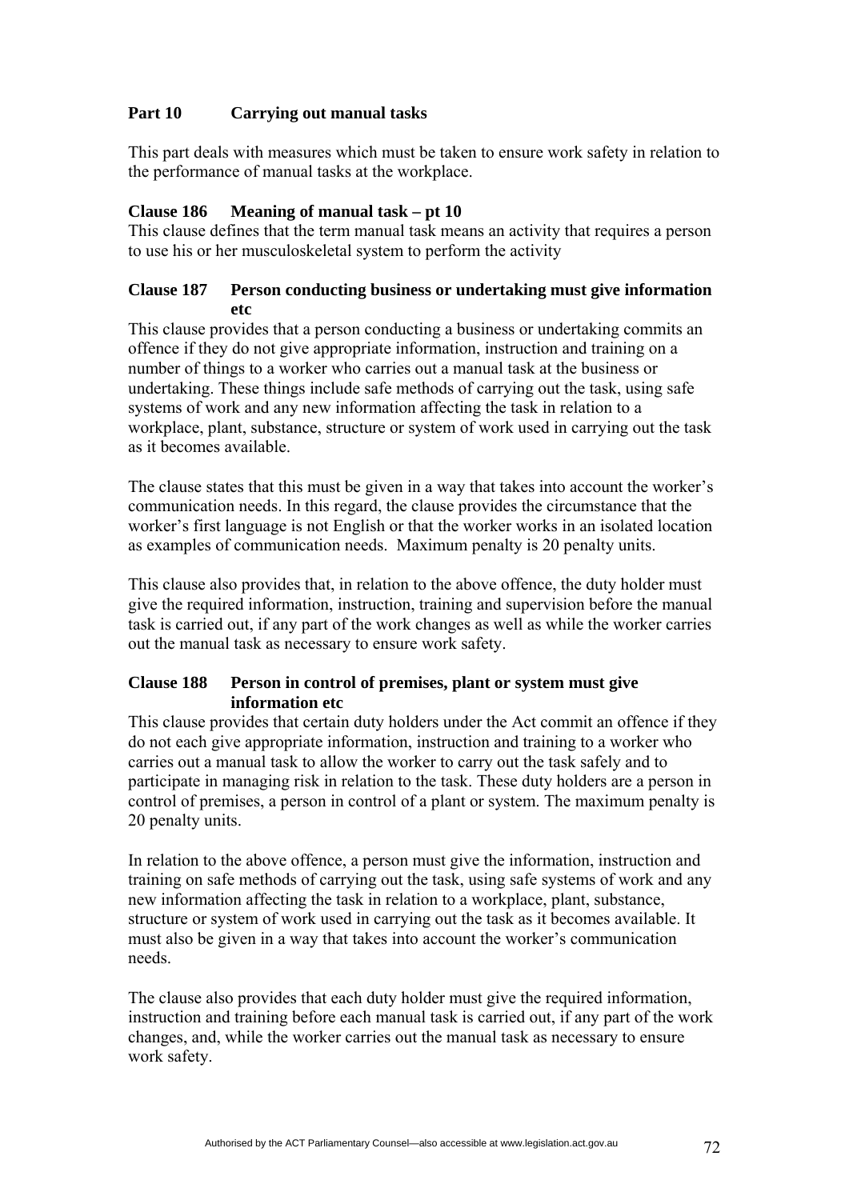### Part 10 Carrying out manual tasks

This part deals with measures which must be taken to ensure work safety in relation to the performance of manual tasks at the workplace.

#### Clause 186 Meaning of manual task – pt 10

This clause defines that the term manual task means an activity that requires a person to use his or her musculoskeletal system to perform the activity

#### Clause 187 Person conducting business or undertaking must give information etc

This clause provides that a person conducting a business or undertaking commits an offence if they do not give appropriate information, instruction and training on a number of things to a worker who carries out a manual task at the business or undertaking. These things include safe methods of carrying out the task, using safe systems of work and any new information affecting the task in relation to a workplace, plant, substance, structure or system of work used in carrying out the task as it becomes available.

The clause states that this must be given in a way that takes into account the worker's communication needs. In this regard, the clause provides the circumstance that the worker's first language is not English or that the worker works in an isolated location as examples of communication needs. Maximum penalty is 20 penalty units.

This clause also provides that, in relation to the above offence, the duty holder must give the required information, instruction, training and supervision before the manual task is carried out, if any part of the work changes as well as while the worker carries out the manual task as necessary to ensure work safety.

#### Clause 188 Person in control of premises, plant or system must give information etc

This clause provides that certain duty holders under the Act commit an offence if they do not each give appropriate information, instruction and training to a worker who carries out a manual task to allow the worker to carry out the task safely and to participate in managing risk in relation to the task. These duty holders are a person in control of premises, a person in control of a plant or system. The maximum penalty is 20 penalty units.

In relation to the above offence, a person must give the information, instruction and training on safe methods of carrying out the task, using safe systems of work and any new information affecting the task in relation to a workplace, plant, substance, structure or system of work used in carrying out the task as it becomes available. It must also be given in a way that takes into account the worker's communication needs.

The clause also provides that each duty holder must give the required information, instruction and training before each manual task is carried out, if any part of the work changes, and, while the worker carries out the manual task as necessary to ensure work safety.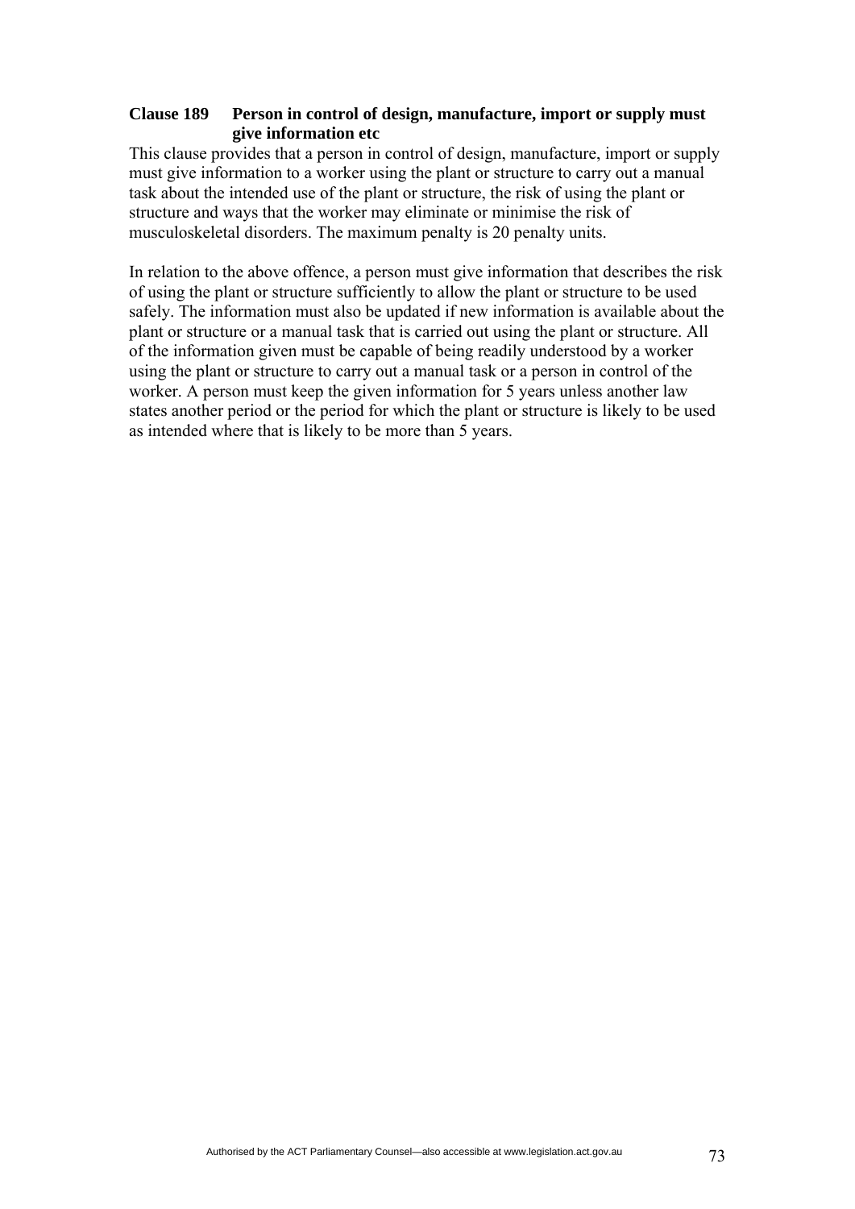**Clause 189 Person in control of design, manufacture, import or supply must give information etc**

This clause provides that a person in control of design, manufacture, import or supply must give information to a worker using the plant or structure to carry out a manual task about the intended use of the plant or structure, the risk of using the plant or structure and ways that the worker may eliminate or minimise the risk of musculoskeletal disorders. The maximum penalty is 20 penalty units.

In relation to the above offence, a person must give information that describes the risk of using the plant or structure sufficiently to allow the plant or structure to be used safely. The information must also be updated if new information is available about the plant or structure or a manual task that is carried out using the plant or structure. All of the information given must be capable of being readily understood by a worker using the plant or structure to carry out a manual task or a person in control of the worker. A person must keep the given information for 5 years unless another law states another period or the period for which the plant or structure is likely to be used as intended where that is likely to be more than 5 years.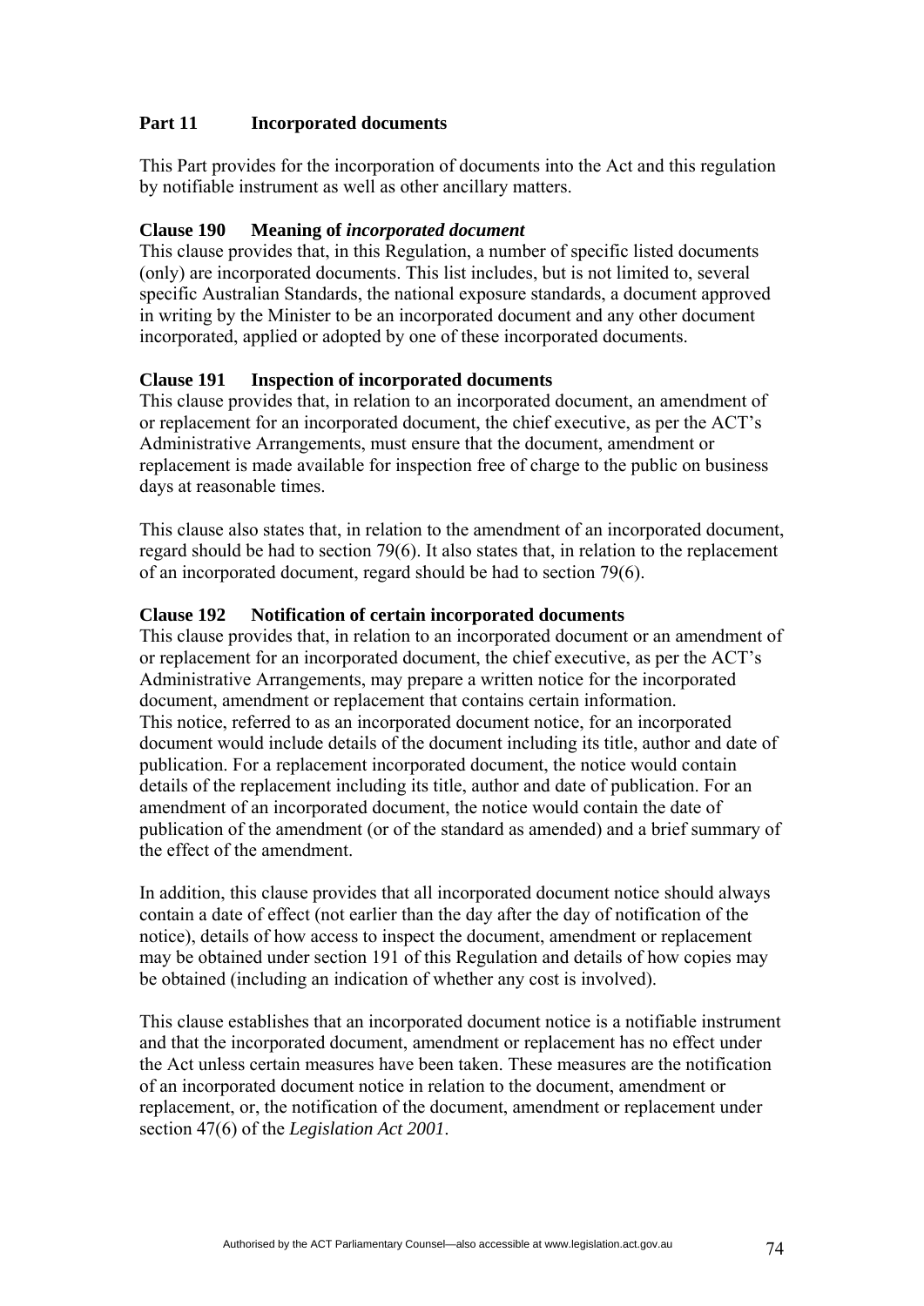## Part 11 Incorporated documents

This Part provides for the incorporation of documents into the Act and this regulation by notifiable instrument as well as other ancillary matters.

### Clause 190 Meaning of *incorporated document*

This clause provides that, in this Regulation, a number of specific listed documents (only) are incorporated documents. This list includes, but is not limited to, several specific Australian Standards, the national exposure standards, a document approved in writing by the Minister to be an incorporated document and any other document incorporated, applied or adopted by one of these incorporated documents.

### Clause 191 Inspection of incorporated documents

This clause provides that, in relation to an incorporated document, an amendment of or replacement for an incorporated document, the chief executive, as per the ACT's Administrative Arrangements, must ensure that the document, amendment or replacement is made available for inspection free of charge to the public on business days at reasonable times.

This clause also states that, in relation to the amendment of an incorporated document, regard should be had to section 79(6). It also states that, in relation to the replacement of an incorporated document, regard should be had to section 79(6).

### Clause 192 Notification of certain incorporated documents

This clause provides that, in relation to an incorporated document or an amendment of or replacement for an incorporated document, the chief executive, as per the ACT's Administrative Arrangements, may prepare a written notice for the incorporated document, amendment or replacement that contains certain information.
This notice, referred to as an incorporated document notice, for an incorporated document would include details of the document including its title, author and date of publication. For a replacement incorporated document, the notice would contain details of the replacement including its title, author and date of publication. For an amendment of an incorporated document, the notice would contain the date of publication of the amendment (or of the standard as amended) and a brief summary of the effect of the amendment.

In addition, this clause provides that all incorporated document notice should always contain a date of effect (not earlier than the day after the day of notification of the notice), details of how access to inspect the document, amendment or replacement may be obtained under section 191 of this Regulation and details of how copies may be obtained (including an indication of whether any cost is involved).

This clause establishes that an incorporated document notice is a notifiable instrument and that the incorporated document, amendment or replacement has no effect under the Act unless certain measures have been taken. These measures are the notification of an incorporated document notice in relation to the document, amendment or replacement, or, the notification of the document, amendment or replacement under section 47(6) of the *Legislation Act 2001*.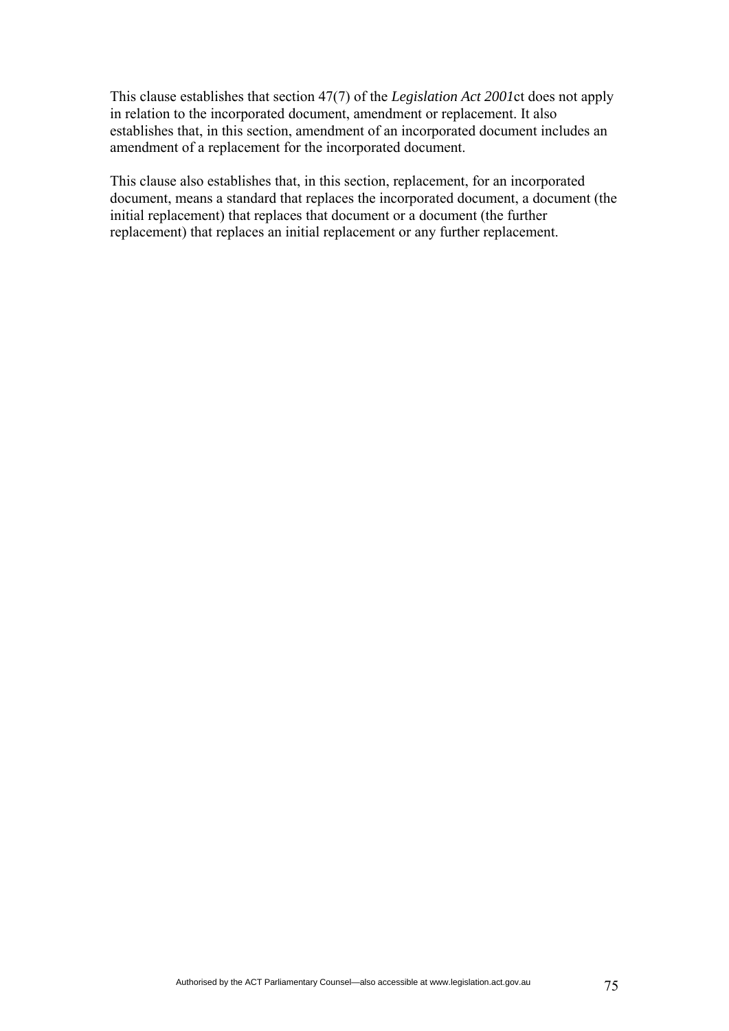This clause establishes that section 47(7) of the *Legislation Act 2001*ct does not apply in relation to the incorporated document, amendment or replacement. It also establishes that, in this section, amendment of an incorporated document includes an amendment of a replacement for the incorporated document.

This clause also establishes that, in this section, replacement, for an incorporated document, means a standard that replaces the incorporated document, a document (the initial replacement) that replaces that document or a document (the further replacement) that replaces an initial replacement or any further replacement.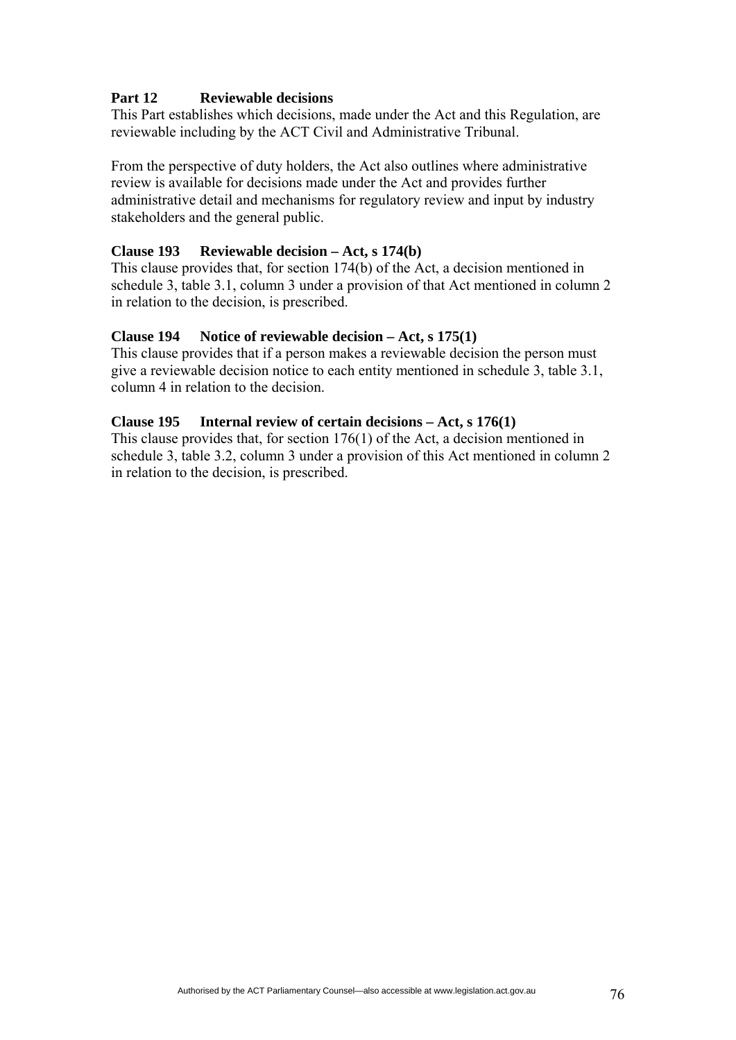**Part 12 Reviewable decisions**

This Part establishes which decisions, made under the Act and this Regulation, are reviewable including by the ACT Civil and Administrative Tribunal.

From the perspective of duty holders, the Act also outlines where administrative review is available for decisions made under the Act and provides further administrative detail and mechanisms for regulatory review and input by industry stakeholders and the general public.

**Clause 193 Reviewable decision – Act, s 174(b)**

This clause provides that, for section 174(b) of the Act, a decision mentioned in schedule 3, table 3.1, column 3 under a provision of that Act mentioned in column 2 in relation to the decision, is prescribed.

**Clause 194 Notice of reviewable decision – Act, s 175(1)**

This clause provides that if a person makes a reviewable decision the person must give a reviewable decision notice to each entity mentioned in schedule 3, table 3.1, column 4 in relation to the decision.

**Clause 195 Internal review of certain decisions – Act, s 176(1)**

This clause provides that, for section 176(1) of the Act, a decision mentioned in schedule 3, table 3.2, column 3 under a provision of this Act mentioned in column 2 in relation to the decision, is prescribed.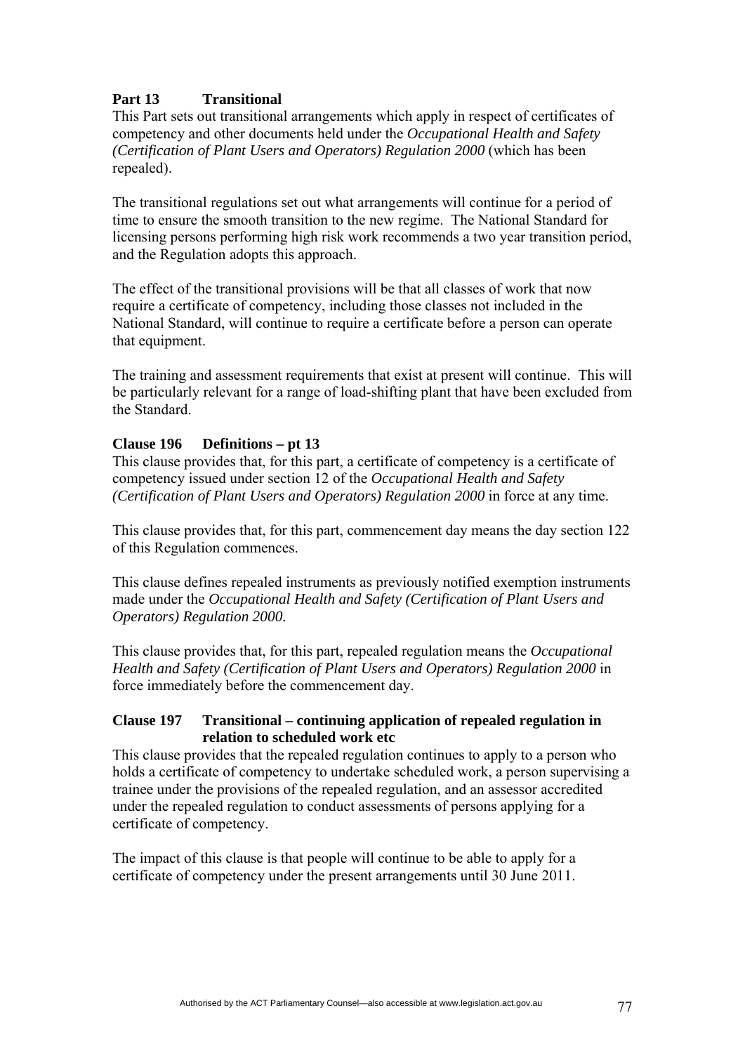### Part 13 Transitional

This Part sets out transitional arrangements which apply in respect of certificates of competency and other documents held under the *Occupational Health and Safety (Certification of Plant Users and Operators) Regulation 2000* (which has been repealed).

The transitional regulations set out what arrangements will continue for a period of time to ensure the smooth transition to the new regime. The National Standard for licensing persons performing high risk work recommends a two year transition period, and the Regulation adopts this approach.

The effect of the transitional provisions will be that all classes of work that now require a certificate of competency, including those classes not included in the National Standard, will continue to require a certificate before a person can operate that equipment.

The training and assessment requirements that exist at present will continue. This will be particularly relevant for a range of load-shifting plant that have been excluded from the Standard.

#### Clause 196 Definitions – pt 13

This clause provides that, for this part, a certificate of competency is a certificate of competency issued under section 12 of the *Occupational Health and Safety (Certification of Plant Users and Operators) Regulation 2000* in force at any time.

This clause provides that, for this part, commencement day means the day section 122 of this Regulation commences.

This clause defines repealed instruments as previously notified exemption instruments made under the *Occupational Health and Safety (Certification of Plant Users and Operators) Regulation 2000.*

This clause provides that, for this part, repealed regulation means the *Occupational Health and Safety (Certification of Plant Users and Operators) Regulation 2000* in force immediately before the commencement day.

#### Clause 197 Transitional – continuing application of repealed regulation in relation to scheduled work etc

This clause provides that the repealed regulation continues to apply to a person who holds a certificate of competency to undertake scheduled work, a person supervising a trainee under the provisions of the repealed regulation, and an assessor accredited under the repealed regulation to conduct assessments of persons applying for a certificate of competency.

The impact of this clause is that people will continue to be able to apply for a certificate of competency under the present arrangements until 30 June 2011.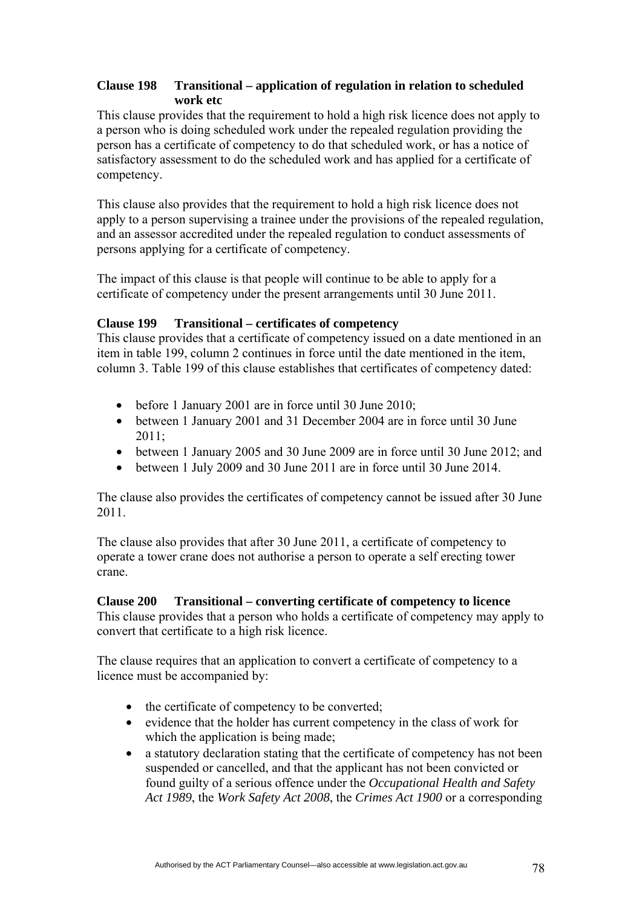**Clause 198 Transitional – application of regulation in relation to scheduled work etc**

This clause provides that the requirement to hold a high risk licence does not apply to a person who is doing scheduled work under the repealed regulation providing the person has a certificate of competency to do that scheduled work, or has a notice of satisfactory assessment to do the scheduled work and has applied for a certificate of competency.

This clause also provides that the requirement to hold a high risk licence does not apply to a person supervising a trainee under the provisions of the repealed regulation, and an assessor accredited under the repealed regulation to conduct assessments of persons applying for a certificate of competency.

The impact of this clause is that people will continue to be able to apply for a certificate of competency under the present arrangements until 30 June 2011.

**Clause 199 Transitional – certificates of competency**

This clause provides that a certificate of competency issued on a date mentioned in an item in table 199, column 2 continues in force until the date mentioned in the item, column 3. Table 199 of this clause establishes that certificates of competency dated:

- before 1 January 2001 are in force until 30 June 2010;
- between 1 January 2001 and 31 December 2004 are in force until 30 June 2011;
- between 1 January 2005 and 30 June 2009 are in force until 30 June 2012; and
- between 1 July 2009 and 30 June 2011 are in force until 30 June 2014.

The clause also provides the certificates of competency cannot be issued after 30 June 2011.

The clause also provides that after 30 June 2011, a certificate of competency to operate a tower crane does not authorise a person to operate a self erecting tower crane.

**Clause 200 Transitional – converting certificate of competency to licence**

This clause provides that a person who holds a certificate of competency may apply to convert that certificate to a high risk licence.

The clause requires that an application to convert a certificate of competency to a licence must be accompanied by:

- the certificate of competency to be converted;
- evidence that the holder has current competency in the class of work for which the application is being made;
- a statutory declaration stating that the certificate of competency has not been suspended or cancelled, and that the applicant has not been convicted or found guilty of a serious offence under the *Occupational Health and Safety Act 1989*, the *Work Safety Act 2008*, the *Crimes Act 1900* or a corresponding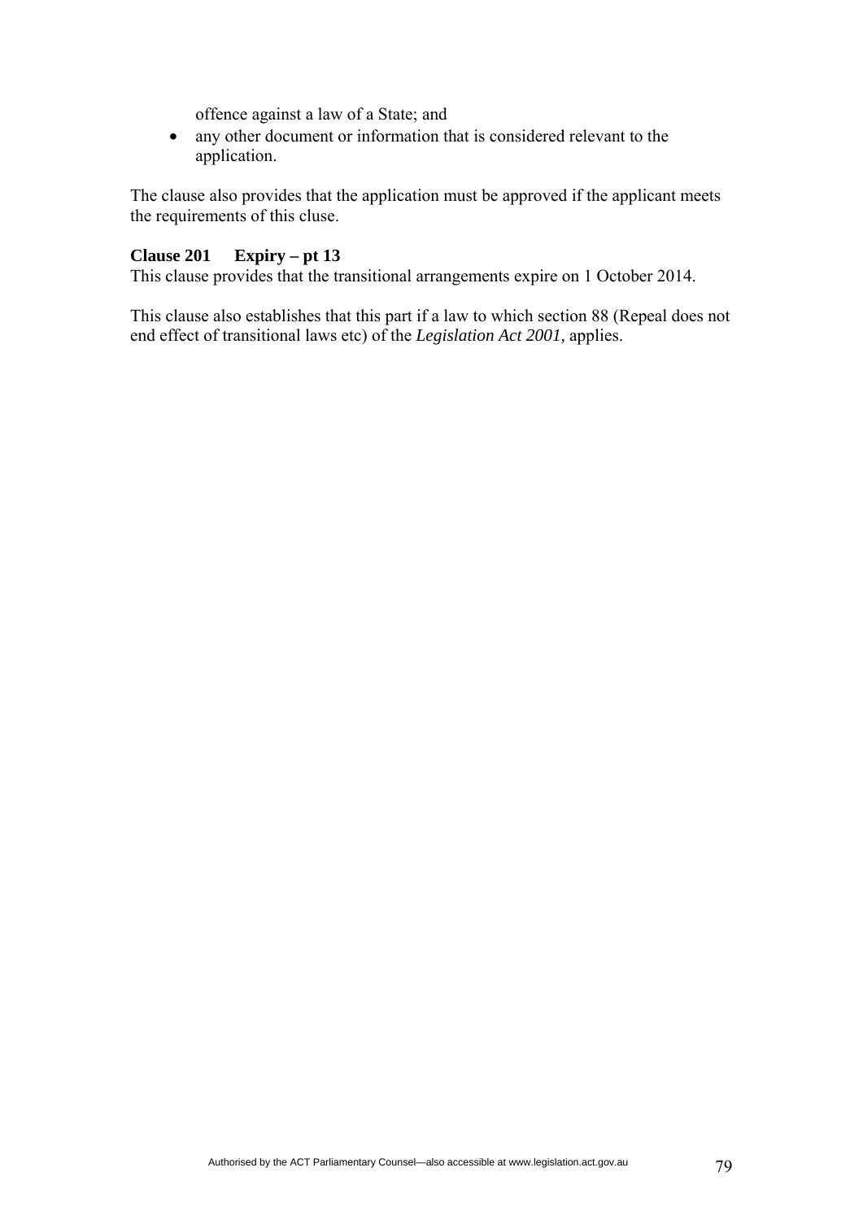offence against a law of a State; and

- any other document or information that is considered relevant to the application.

The clause also provides that the application must be approved if the applicant meets the requirements of this cluse.

**Clause 201 Expiry – pt 13**

This clause provides that the transitional arrangements expire on 1 October 2014.

This clause also establishes that this part if a law to which section 88 (Repeal does not end effect of transitional laws etc) of the *Legislation Act 2001,* applies.